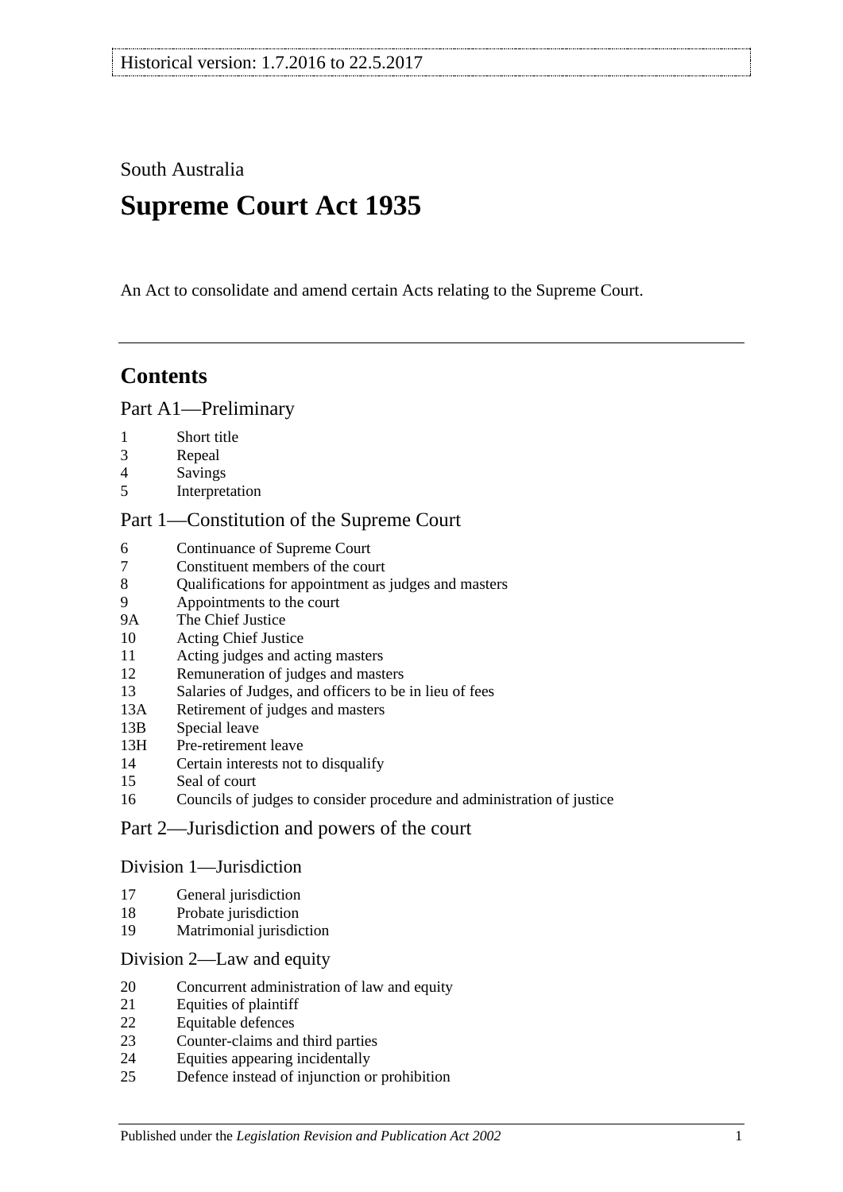Historical version: 1.7.2016 to 22.5.2017

South Australia

# Supreme Court Act 1935

An Act to consolidate and amend certain Acts relating to the Supreme Court.

## Contents

### Part A1—Preliminary

1 Short title
3 Repeal
4 Savings
5 Interpretation

### Part 1—Constitution of the Supreme Court

6 Continuance of Supreme Court
7 Constituent members of the court
8 Qualifications for appointment as judges and masters
9 Appointments to the court
9A The Chief Justice
10 Acting Chief Justice
11 Acting judges and acting masters
12 Remuneration of judges and masters
13 Salaries of Judges, and officers to be in lieu of fees
13A Retirement of judges and masters
13B Special leave
13H Pre-retirement leave
14 Certain interests not to disqualify
15 Seal of court
16 Councils of judges to consider procedure and administration of justice

### Part 2—Jurisdiction and powers of the court

#### Division 1—Jurisdiction

17 General jurisdiction
18 Probate jurisdiction
19 Matrimonial jurisdiction

#### Division 2—Law and equity

20 Concurrent administration of law and equity
21 Equities of plaintiff
22 Equitable defences
23 Counter-claims and third parties
24 Equities appearing incidentally
25 Defence instead of injunction or prohibition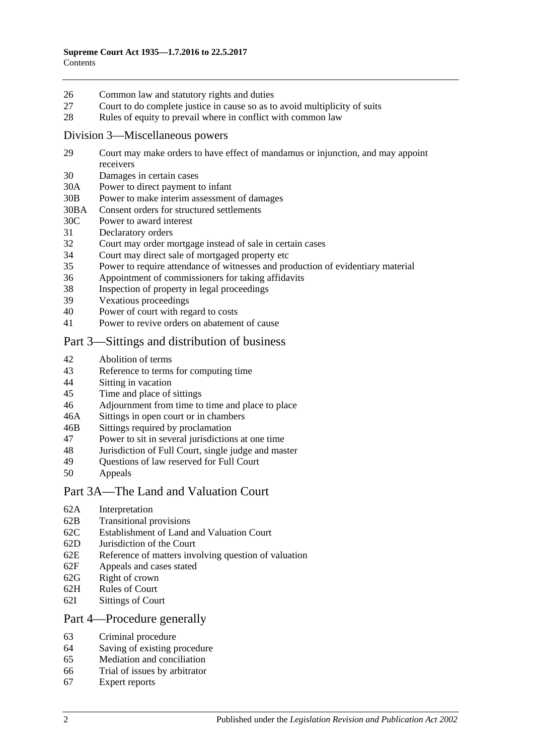26 Common law and statutory rights and duties
27 Court to do complete justice in cause so as to avoid multiplicity of suits
28 Rules of equity to prevail where in conflict with common law

## Division 3—Miscellaneous powers

29 Court may make orders to have effect of mandamus or injunction, and may appoint receivers
30 Damages in certain cases
30A Power to direct payment to infant
30B Power to make interim assessment of damages
30BA Consent orders for structured settlements
30C Power to award interest
31 Declaratory orders
32 Court may order mortgage instead of sale in certain cases
34 Court may direct sale of mortgaged property etc
35 Power to require attendance of witnesses and production of evidentiary material
36 Appointment of commissioners for taking affidavits
38 Inspection of property in legal proceedings
39 Vexatious proceedings
40 Power of court with regard to costs
41 Power to revive orders on abatement of cause

# Part 3—Sittings and distribution of business

42 Abolition of terms
43 Reference to terms for computing time
44 Sitting in vacation
45 Time and place of sittings
46 Adjournment from time to time and place to place
46A Sittings in open court or in chambers
46B Sittings required by proclamation
47 Power to sit in several jurisdictions at one time
48 Jurisdiction of Full Court, single judge and master
49 Questions of law reserved for Full Court
50 Appeals

# Part 3A—The Land and Valuation Court

62A Interpretation
62B Transitional provisions
62C Establishment of Land and Valuation Court
62D Jurisdiction of the Court
62E Reference of matters involving question of valuation
62F Appeals and cases stated
62G Right of crown
62H Rules of Court
62I Sittings of Court

# Part 4—Procedure generally

63 Criminal procedure
64 Saving of existing procedure
65 Mediation and conciliation
66 Trial of issues by arbitrator
67 Expert reports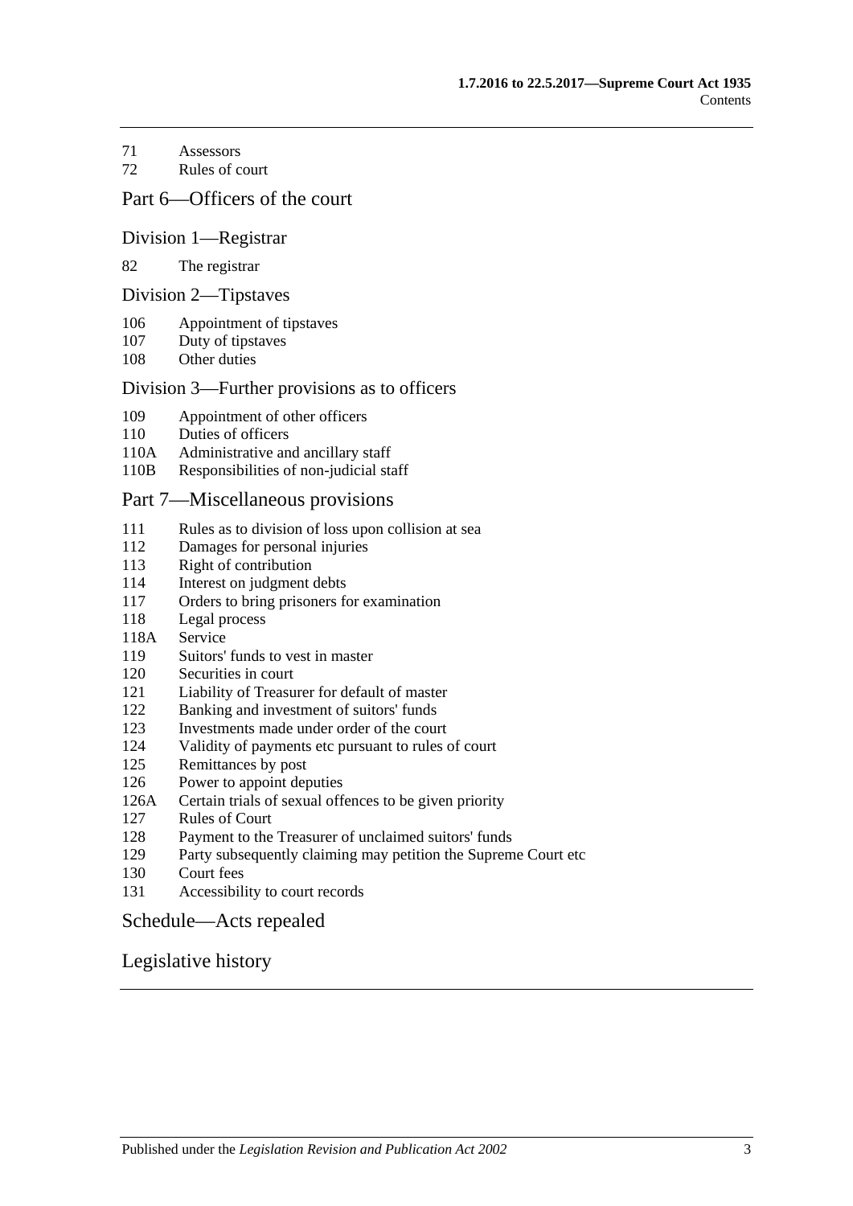71 Assessors
72 Rules of court

## Part 6—Officers of the court

### Division 1—Registrar

82 The registrar

### Division 2—Tipstaves

106 Appointment of tipstaves
107 Duty of tipstaves
108 Other duties

### Division 3—Further provisions as to officers

109 Appointment of other officers
110 Duties of officers
110A Administrative and ancillary staff
110B Responsibilities of non-judicial staff

## Part 7—Miscellaneous provisions

111 Rules as to division of loss upon collision at sea
112 Damages for personal injuries
113 Right of contribution
114 Interest on judgment debts
117 Orders to bring prisoners for examination
118 Legal process
118A Service
119 Suitors' funds to vest in master
120 Securities in court
121 Liability of Treasurer for default of master
122 Banking and investment of suitors' funds
123 Investments made under order of the court
124 Validity of payments etc pursuant to rules of court
125 Remittances by post
126 Power to appoint deputies
126A Certain trials of sexual offences to be given priority
127 Rules of Court
128 Payment to the Treasurer of unclaimed suitors' funds
129 Party subsequently claiming may petition the Supreme Court etc
130 Court fees
131 Accessibility to court records

## Schedule—Acts repealed

## Legislative history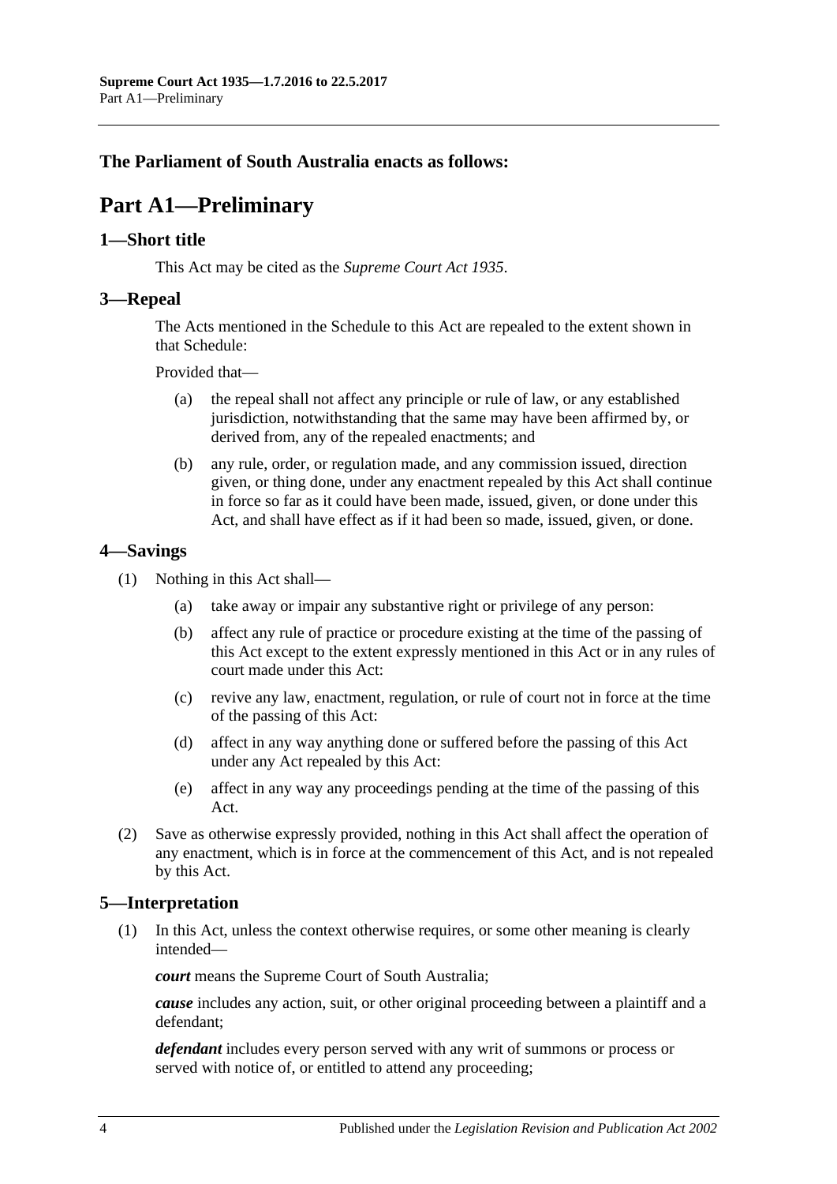**The Parliament of South Australia enacts as follows:**

# Part A1—Preliminary

## 1—Short title

This Act may be cited as the *Supreme Court Act 1935*.

## 3—Repeal

The Acts mentioned in the Schedule to this Act are repealed to the extent shown in that Schedule:

Provided that—

(a) the repeal shall not affect any principle or rule of law, or any established jurisdiction, notwithstanding that the same may have been affirmed by, or derived from, any of the repealed enactments; and

(b) any rule, order, or regulation made, and any commission issued, direction given, or thing done, under any enactment repealed by this Act shall continue in force so far as it could have been made, issued, given, or done under this Act, and shall have effect as if it had been so made, issued, given, or done.

## 4—Savings

(1) Nothing in this Act shall—

(a) take away or impair any substantive right or privilege of any person:

(b) affect any rule of practice or procedure existing at the time of the passing of this Act except to the extent expressly mentioned in this Act or in any rules of court made under this Act:

(c) revive any law, enactment, regulation, or rule of court not in force at the time of the passing of this Act:

(d) affect in any way anything done or suffered before the passing of this Act under any Act repealed by this Act:

(e) affect in any way any proceedings pending at the time of the passing of this Act.

(2) Save as otherwise expressly provided, nothing in this Act shall affect the operation of any enactment, which is in force at the commencement of this Act, and is not repealed by this Act.

## 5—Interpretation

(1) In this Act, unless the context otherwise requires, or some other meaning is clearly intended—

***court*** means the Supreme Court of South Australia;

***cause*** includes any action, suit, or other original proceeding between a plaintiff and a defendant;

***defendant*** includes every person served with any writ of summons or process or served with notice of, or entitled to attend any proceeding;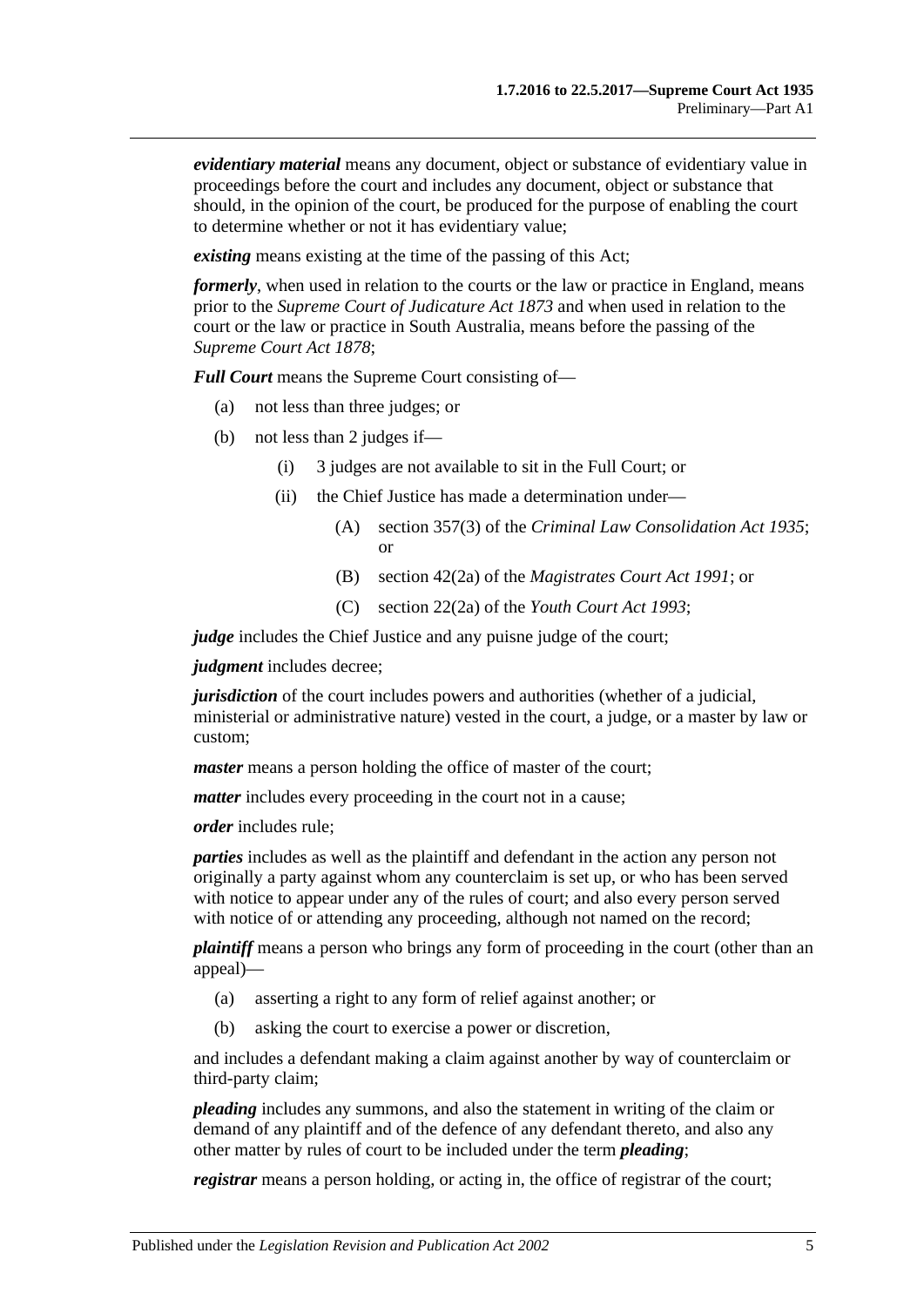***evidentiary material*** means any document, object or substance of evidentiary value in proceedings before the court and includes any document, object or substance that should, in the opinion of the court, be produced for the purpose of enabling the court to determine whether or not it has evidentiary value;

***existing*** means existing at the time of the passing of this Act;

***formerly***, when used in relation to the courts or the law or practice in England, means prior to the *Supreme Court of Judicature Act 1873* and when used in relation to the court or the law or practice in South Australia, means before the passing of the *Supreme Court Act 1878*;

***Full Court*** means the Supreme Court consisting of—

- (a) not less than three judges; or
- (b) not less than 2 judges if—
    - (i) 3 judges are not available to sit in the Full Court; or
    - (ii) the Chief Justice has made a determination under—
        - (A) section 357(3) of the *Criminal Law Consolidation Act 1935*; or
        - (B) section 42(2a) of the *Magistrates Court Act 1991*; or
        - (C) section 22(2a) of the *Youth Court Act 1993*;

***judge*** includes the Chief Justice and any puisne judge of the court;

***judgment*** includes decree;

***jurisdiction*** of the court includes powers and authorities (whether of a judicial, ministerial or administrative nature) vested in the court, a judge, or a master by law or custom;

***master*** means a person holding the office of master of the court;

***matter*** includes every proceeding in the court not in a cause;

***order*** includes rule;

***parties*** includes as well as the plaintiff and defendant in the action any person not originally a party against whom any counterclaim is set up, or who has been served with notice to appear under any of the rules of court; and also every person served with notice of or attending any proceeding, although not named on the record;

***plaintiff*** means a person who brings any form of proceeding in the court (other than an appeal)—

- (a) asserting a right to any form of relief against another; or
- (b) asking the court to exercise a power or discretion,

and includes a defendant making a claim against another by way of counterclaim or third-party claim;

***pleading*** includes any summons, and also the statement in writing of the claim or demand of any plaintiff and of the defence of any defendant thereto, and also any other matter by rules of court to be included under the term ***pleading***;

***registrar*** means a person holding, or acting in, the office of registrar of the court;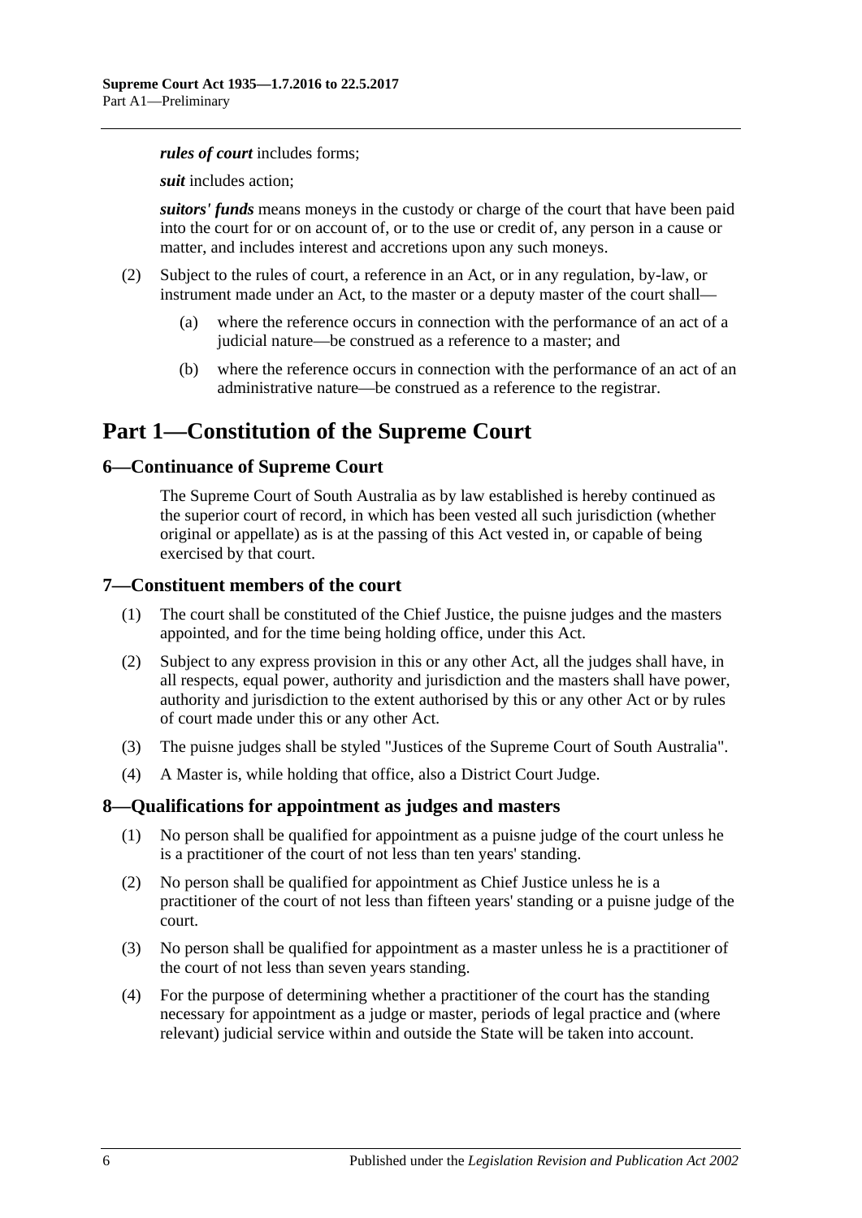***rules of court*** includes forms;

***suit*** includes action;

***suitors' funds*** means moneys in the custody or charge of the court that have been paid into the court for or on account of, or to the use or credit of, any person in a cause or matter, and includes interest and accretions upon any such moneys.

(2) Subject to the rules of court, a reference in an Act, or in any regulation, by-law, or instrument made under an Act, to the master or a deputy master of the court shall—

(a) where the reference occurs in connection with the performance of an act of a judicial nature—be construed as a reference to a master; and

(b) where the reference occurs in connection with the performance of an act of an administrative nature—be construed as a reference to the registrar.

# Part 1—Constitution of the Supreme Court

## 6—Continuance of Supreme Court

The Supreme Court of South Australia as by law established is hereby continued as the superior court of record, in which has been vested all such jurisdiction (whether original or appellate) as is at the passing of this Act vested in, or capable of being exercised by that court.

## 7—Constituent members of the court

(1) The court shall be constituted of the Chief Justice, the puisne judges and the masters appointed, and for the time being holding office, under this Act.

(2) Subject to any express provision in this or any other Act, all the judges shall have, in all respects, equal power, authority and jurisdiction and the masters shall have power, authority and jurisdiction to the extent authorised by this or any other Act or by rules of court made under this or any other Act.

(3) The puisne judges shall be styled "Justices of the Supreme Court of South Australia".

(4) A Master is, while holding that office, also a District Court Judge.

## 8—Qualifications for appointment as judges and masters

(1) No person shall be qualified for appointment as a puisne judge of the court unless he is a practitioner of the court of not less than ten years' standing.

(2) No person shall be qualified for appointment as Chief Justice unless he is a practitioner of the court of not less than fifteen years' standing or a puisne judge of the court.

(3) No person shall be qualified for appointment as a master unless he is a practitioner of the court of not less than seven years standing.

(4) For the purpose of determining whether a practitioner of the court has the standing necessary for appointment as a judge or master, periods of legal practice and (where relevant) judicial service within and outside the State will be taken into account.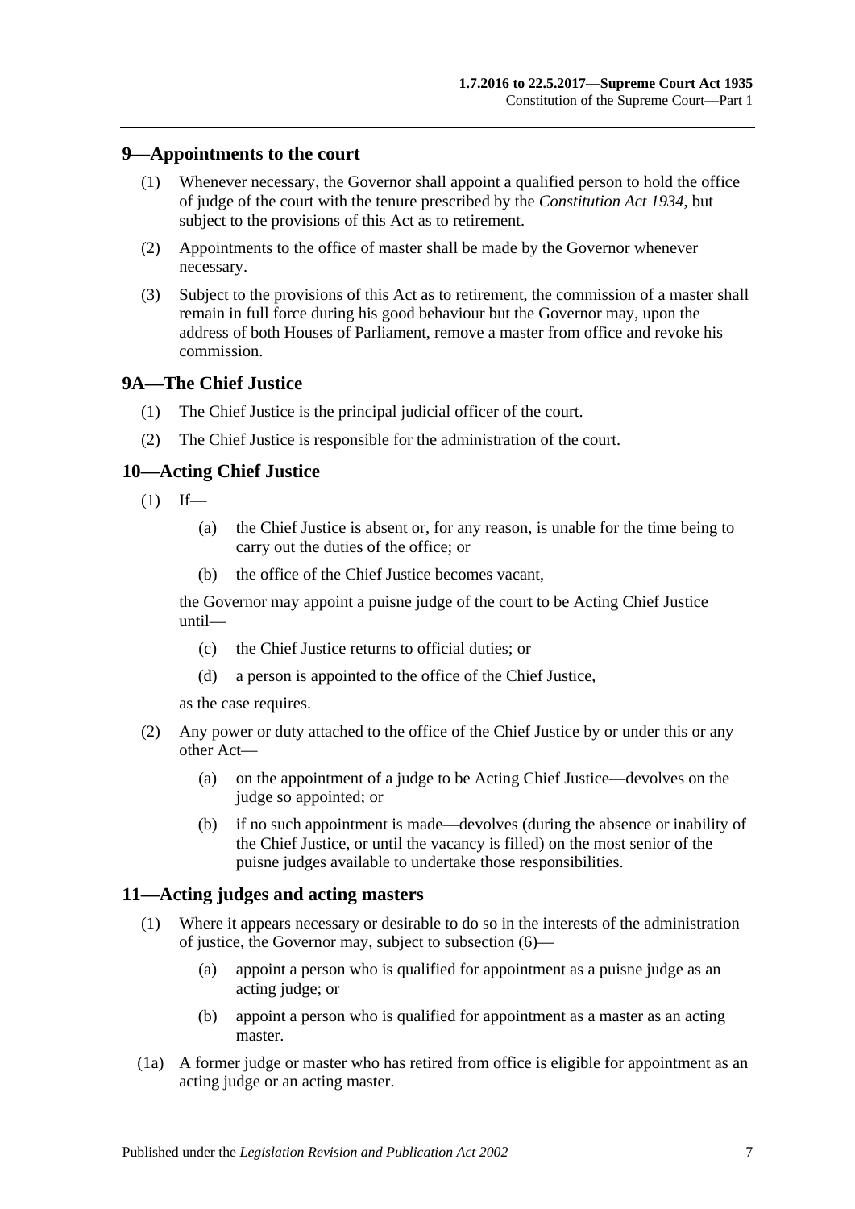## 9—Appointments to the court

(1) Whenever necessary, the Governor shall appoint a qualified person to hold the office of judge of the court with the tenure prescribed by the *Constitution Act 1934*, but subject to the provisions of this Act as to retirement.

(2) Appointments to the office of master shall be made by the Governor whenever necessary.

(3) Subject to the provisions of this Act as to retirement, the commission of a master shall remain in full force during his good behaviour but the Governor may, upon the address of both Houses of Parliament, remove a master from office and revoke his commission.

## 9A—The Chief Justice

(1) The Chief Justice is the principal judicial officer of the court.

(2) The Chief Justice is responsible for the administration of the court.

## 10—Acting Chief Justice

(1) If—

(a) the Chief Justice is absent or, for any reason, is unable for the time being to carry out the duties of the office; or

(b) the office of the Chief Justice becomes vacant,

the Governor may appoint a puisne judge of the court to be Acting Chief Justice until—

(c) the Chief Justice returns to official duties; or

(d) a person is appointed to the office of the Chief Justice,

as the case requires.

(2) Any power or duty attached to the office of the Chief Justice by or under this or any other Act—

(a) on the appointment of a judge to be Acting Chief Justice—devolves on the judge so appointed; or

(b) if no such appointment is made—devolves (during the absence or inability of the Chief Justice, or until the vacancy is filled) on the most senior of the puisne judges available to undertake those responsibilities.

## 11—Acting judges and acting masters

(1) Where it appears necessary or desirable to do so in the interests of the administration of justice, the Governor may, subject to subsection (6)—

(a) appoint a person who is qualified for appointment as a puisne judge as an acting judge; or

(b) appoint a person who is qualified for appointment as a master as an acting master.

(1a) A former judge or master who has retired from office is eligible for appointment as an acting judge or an acting master.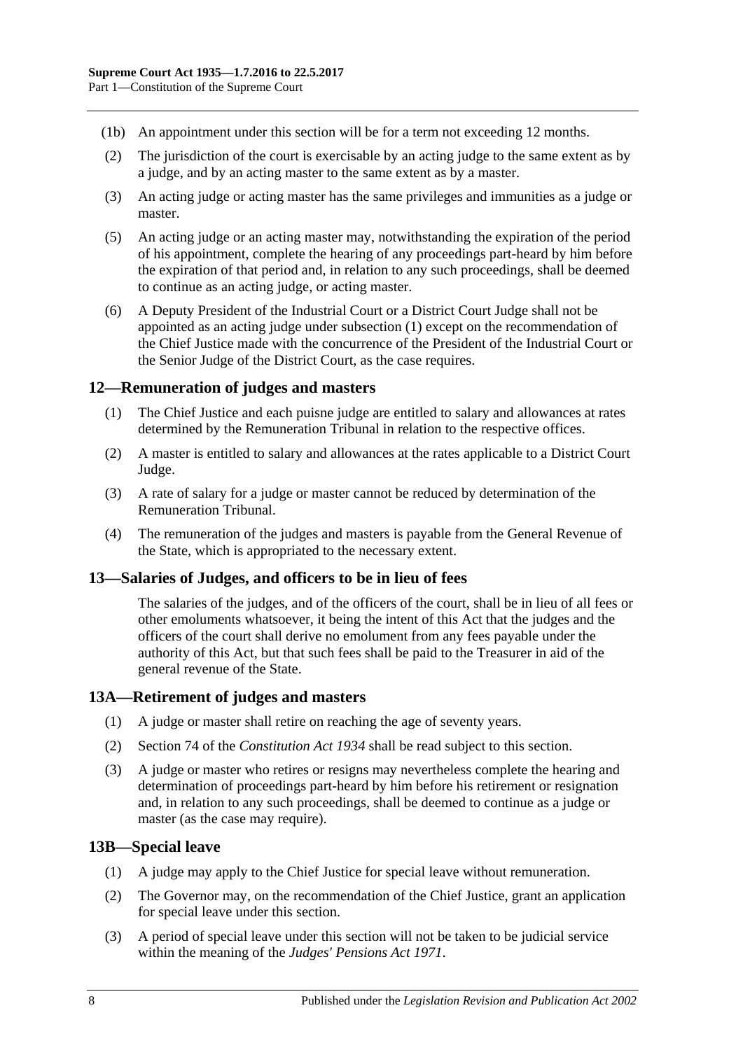(1b) An appointment under this section will be for a term not exceeding 12 months.

(2) The jurisdiction of the court is exercisable by an acting judge to the same extent as by a judge, and by an acting master to the same extent as by a master.

(3) An acting judge or acting master has the same privileges and immunities as a judge or master.

(5) An acting judge or an acting master may, notwithstanding the expiration of the period of his appointment, complete the hearing of any proceedings part-heard by him before the expiration of that period and, in relation to any such proceedings, shall be deemed to continue as an acting judge, or acting master.

(6) A Deputy President of the Industrial Court or a District Court Judge shall not be appointed as an acting judge under subsection (1) except on the recommendation of the Chief Justice made with the concurrence of the President of the Industrial Court or the Senior Judge of the District Court, as the case requires.

## 12—Remuneration of judges and masters

(1) The Chief Justice and each puisne judge are entitled to salary and allowances at rates determined by the Remuneration Tribunal in relation to the respective offices.

(2) A master is entitled to salary and allowances at the rates applicable to a District Court Judge.

(3) A rate of salary for a judge or master cannot be reduced by determination of the Remuneration Tribunal.

(4) The remuneration of the judges and masters is payable from the General Revenue of the State, which is appropriated to the necessary extent.

## 13—Salaries of Judges, and officers to be in lieu of fees

The salaries of the judges, and of the officers of the court, shall be in lieu of all fees or other emoluments whatsoever, it being the intent of this Act that the judges and the officers of the court shall derive no emolument from any fees payable under the authority of this Act, but that such fees shall be paid to the Treasurer in aid of the general revenue of the State.

## 13A—Retirement of judges and masters

(1) A judge or master shall retire on reaching the age of seventy years.

(2) Section 74 of the *Constitution Act 1934* shall be read subject to this section.

(3) A judge or master who retires or resigns may nevertheless complete the hearing and determination of proceedings part-heard by him before his retirement or resignation and, in relation to any such proceedings, shall be deemed to continue as a judge or master (as the case may require).

## 13B—Special leave

(1) A judge may apply to the Chief Justice for special leave without remuneration.

(2) The Governor may, on the recommendation of the Chief Justice, grant an application for special leave under this section.

(3) A period of special leave under this section will not be taken to be judicial service within the meaning of the *Judges' Pensions Act 1971*.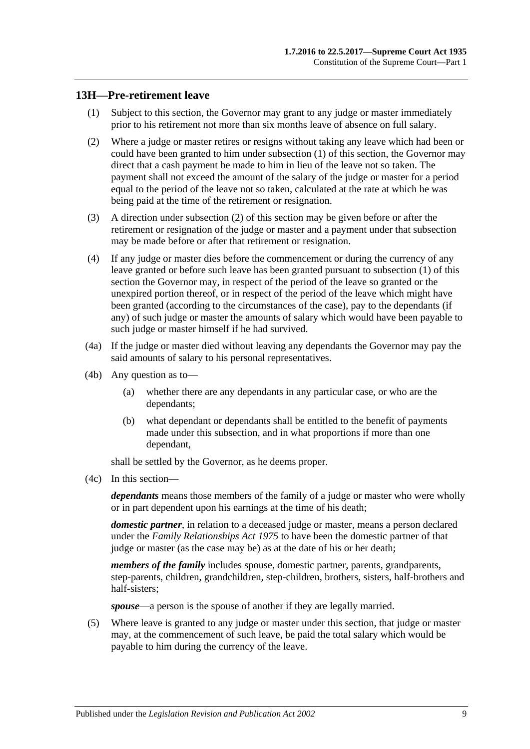## 13H—Pre-retirement leave

(1) Subject to this section, the Governor may grant to any judge or master immediately prior to his retirement not more than six months leave of absence on full salary.

(2) Where a judge or master retires or resigns without taking any leave which had been or could have been granted to him under subsection (1) of this section, the Governor may direct that a cash payment be made to him in lieu of the leave not so taken. The payment shall not exceed the amount of the salary of the judge or master for a period equal to the period of the leave not so taken, calculated at the rate at which he was being paid at the time of the retirement or resignation.

(3) A direction under subsection (2) of this section may be given before or after the retirement or resignation of the judge or master and a payment under that subsection may be made before or after that retirement or resignation.

(4) If any judge or master dies before the commencement or during the currency of any leave granted or before such leave has been granted pursuant to subsection (1) of this section the Governor may, in respect of the period of the leave so granted or the unexpired portion thereof, or in respect of the period of the leave which might have been granted (according to the circumstances of the case), pay to the dependants (if any) of such judge or master the amounts of salary which would have been payable to such judge or master himself if he had survived.

(4a) If the judge or master died without leaving any dependants the Governor may pay the said amounts of salary to his personal representatives.

(4b) Any question as to—

(a) whether there are any dependants in any particular case, or who are the dependants;

(b) what dependant or dependants shall be entitled to the benefit of payments made under this subsection, and in what proportions if more than one dependant,

shall be settled by the Governor, as he deems proper.

(4c) In this section—

***dependants*** means those members of the family of a judge or master who were wholly or in part dependent upon his earnings at the time of his death;

***domestic partner***, in relation to a deceased judge or master, means a person declared under the *Family Relationships Act 1975* to have been the domestic partner of that judge or master (as the case may be) as at the date of his or her death;

***members of the family*** includes spouse, domestic partner, parents, grandparents, step-parents, children, grandchildren, step-children, brothers, sisters, half-brothers and half-sisters;

***spouse***—a person is the spouse of another if they are legally married.

(5) Where leave is granted to any judge or master under this section, that judge or master may, at the commencement of such leave, be paid the total salary which would be payable to him during the currency of the leave.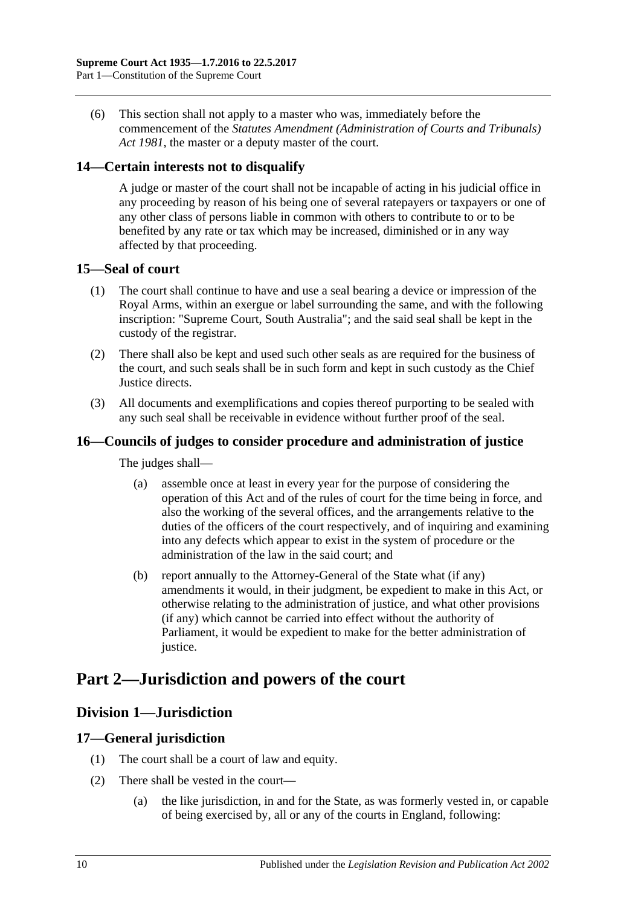(6) This section shall not apply to a master who was, immediately before the commencement of the *Statutes Amendment (Administration of Courts and Tribunals) Act 1981*, the master or a deputy master of the court.

### 14—Certain interests not to disqualify

A judge or master of the court shall not be incapable of acting in his judicial office in any proceeding by reason of his being one of several ratepayers or taxpayers or one of any other class of persons liable in common with others to contribute to or to be benefited by any rate or tax which may be increased, diminished or in any way affected by that proceeding.

### 15—Seal of court

(1) The court shall continue to have and use a seal bearing a device or impression of the Royal Arms, within an exergue or label surrounding the same, and with the following inscription: "Supreme Court, South Australia"; and the said seal shall be kept in the custody of the registrar.

(2) There shall also be kept and used such other seals as are required for the business of the court, and such seals shall be in such form and kept in such custody as the Chief Justice directs.

(3) All documents and exemplifications and copies thereof purporting to be sealed with any such seal shall be receivable in evidence without further proof of the seal.

### 16—Councils of judges to consider procedure and administration of justice

The judges shall—

(a) assemble once at least in every year for the purpose of considering the operation of this Act and of the rules of court for the time being in force, and also the working of the several offices, and the arrangements relative to the duties of the officers of the court respectively, and of inquiring and examining into any defects which appear to exist in the system of procedure or the administration of the law in the said court; and

(b) report annually to the Attorney-General of the State what (if any) amendments it would, in their judgment, be expedient to make in this Act, or otherwise relating to the administration of justice, and what other provisions (if any) which cannot be carried into effect without the authority of Parliament, it would be expedient to make for the better administration of justice.

# Part 2—Jurisdiction and powers of the court

## Division 1—Jurisdiction

### 17—General jurisdiction

(1) The court shall be a court of law and equity.

(2) There shall be vested in the court—

(a) the like jurisdiction, in and for the State, as was formerly vested in, or capable of being exercised by, all or any of the courts in England, following: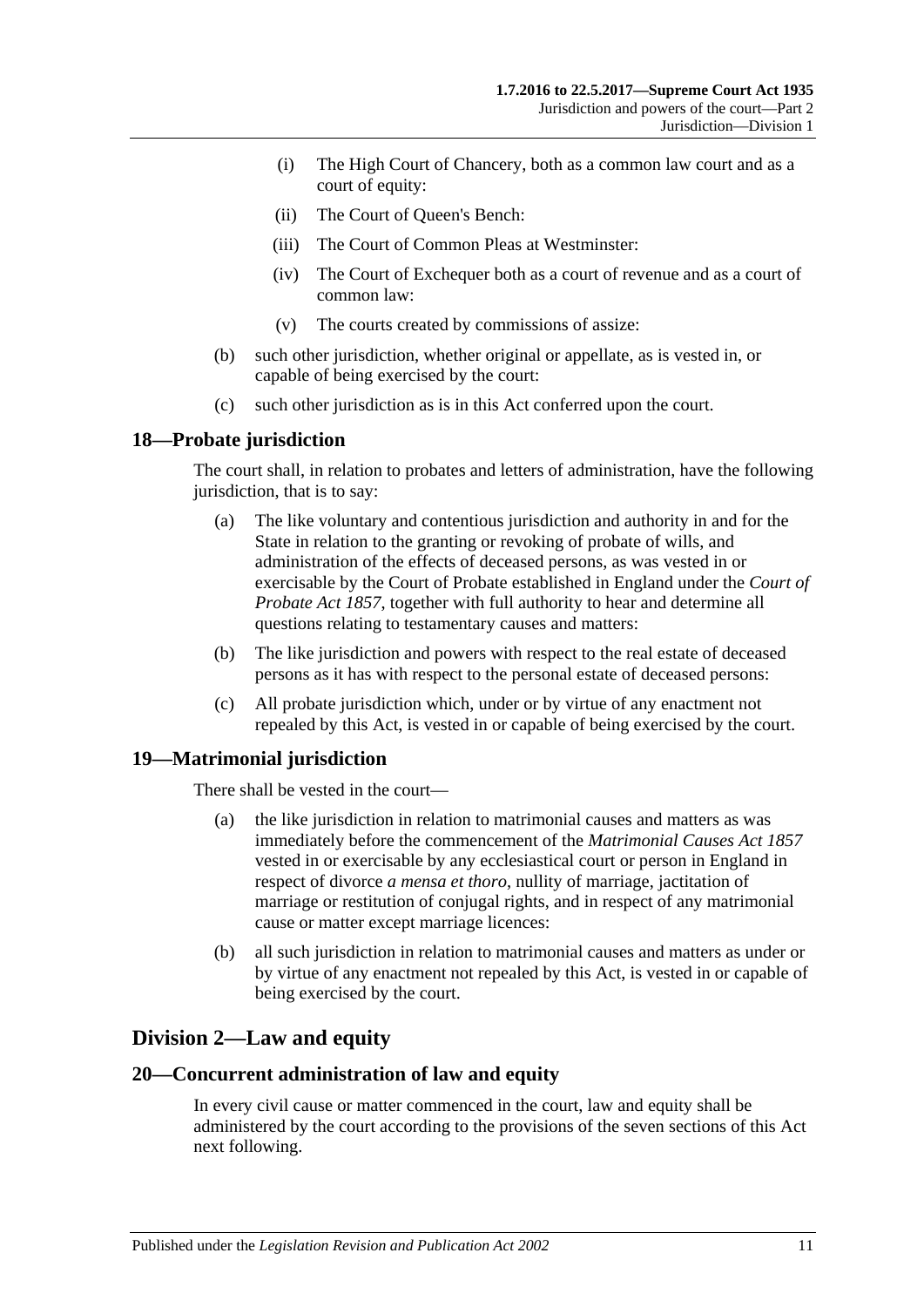(i) The High Court of Chancery, both as a common law court and as a court of equity:

(ii) The Court of Queen's Bench:

(iii) The Court of Common Pleas at Westminster:

(iv) The Court of Exchequer both as a court of revenue and as a court of common law:

(v) The courts created by commissions of assize:

(b) such other jurisdiction, whether original or appellate, as is vested in, or capable of being exercised by the court:

(c) such other jurisdiction as is in this Act conferred upon the court.

## 18—Probate jurisdiction

The court shall, in relation to probates and letters of administration, have the following jurisdiction, that is to say:

(a) The like voluntary and contentious jurisdiction and authority in and for the State in relation to the granting or revoking of probate of wills, and administration of the effects of deceased persons, as was vested in or exercisable by the Court of Probate established in England under the *Court of Probate Act 1857*, together with full authority to hear and determine all questions relating to testamentary causes and matters:

(b) The like jurisdiction and powers with respect to the real estate of deceased persons as it has with respect to the personal estate of deceased persons:

(c) All probate jurisdiction which, under or by virtue of any enactment not repealed by this Act, is vested in or capable of being exercised by the court.

## 19—Matrimonial jurisdiction

There shall be vested in the court—

(a) the like jurisdiction in relation to matrimonial causes and matters as was immediately before the commencement of the *Matrimonial Causes Act 1857* vested in or exercisable by any ecclesiastical court or person in England in respect of divorce *a mensa et thoro*, nullity of marriage, jactitation of marriage or restitution of conjugal rights, and in respect of any matrimonial cause or matter except marriage licences:

(b) all such jurisdiction in relation to matrimonial causes and matters as under or by virtue of any enactment not repealed by this Act, is vested in or capable of being exercised by the court.

# Division 2—Law and equity

## 20—Concurrent administration of law and equity

In every civil cause or matter commenced in the court, law and equity shall be administered by the court according to the provisions of the seven sections of this Act next following.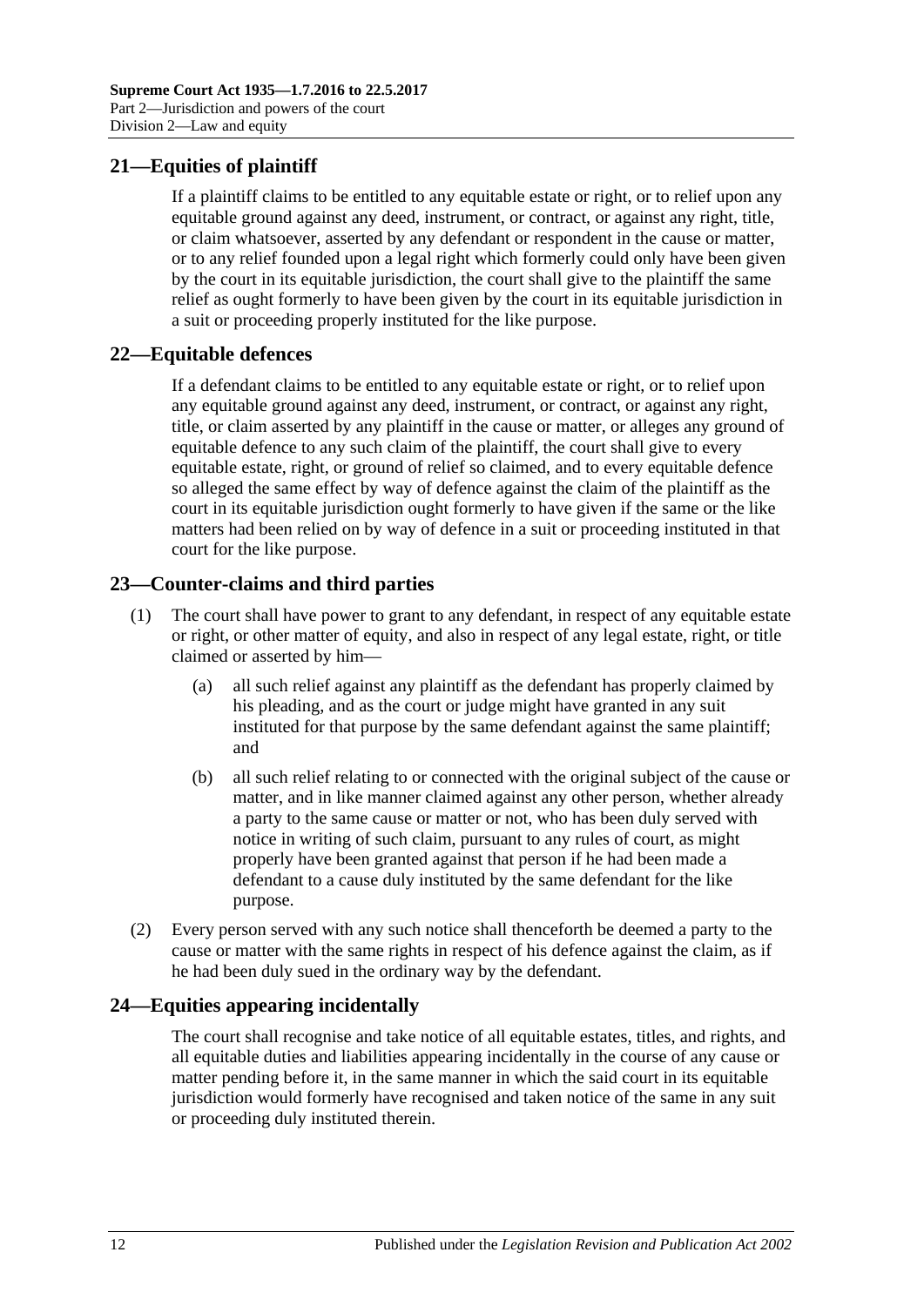## 21—Equities of plaintiff

If a plaintiff claims to be entitled to any equitable estate or right, or to relief upon any equitable ground against any deed, instrument, or contract, or against any right, title, or claim whatsoever, asserted by any defendant or respondent in the cause or matter, or to any relief founded upon a legal right which formerly could only have been given by the court in its equitable jurisdiction, the court shall give to the plaintiff the same relief as ought formerly to have been given by the court in its equitable jurisdiction in a suit or proceeding properly instituted for the like purpose.

## 22—Equitable defences

If a defendant claims to be entitled to any equitable estate or right, or to relief upon any equitable ground against any deed, instrument, or contract, or against any right, title, or claim asserted by any plaintiff in the cause or matter, or alleges any ground of equitable defence to any such claim of the plaintiff, the court shall give to every equitable estate, right, or ground of relief so claimed, and to every equitable defence so alleged the same effect by way of defence against the claim of the plaintiff as the court in its equitable jurisdiction ought formerly to have given if the same or the like matters had been relied on by way of defence in a suit or proceeding instituted in that court for the like purpose.

## 23—Counter-claims and third parties

(1) The court shall have power to grant to any defendant, in respect of any equitable estate or right, or other matter of equity, and also in respect of any legal estate, right, or title claimed or asserted by him—

(a) all such relief against any plaintiff as the defendant has properly claimed by his pleading, and as the court or judge might have granted in any suit instituted for that purpose by the same defendant against the same plaintiff; and

(b) all such relief relating to or connected with the original subject of the cause or matter, and in like manner claimed against any other person, whether already a party to the same cause or matter or not, who has been duly served with notice in writing of such claim, pursuant to any rules of court, as might properly have been granted against that person if he had been made a defendant to a cause duly instituted by the same defendant for the like purpose.

(2) Every person served with any such notice shall thenceforth be deemed a party to the cause or matter with the same rights in respect of his defence against the claim, as if he had been duly sued in the ordinary way by the defendant.

## 24—Equities appearing incidentally

The court shall recognise and take notice of all equitable estates, titles, and rights, and all equitable duties and liabilities appearing incidentally in the course of any cause or matter pending before it, in the same manner in which the said court in its equitable jurisdiction would formerly have recognised and taken notice of the same in any suit or proceeding duly instituted therein.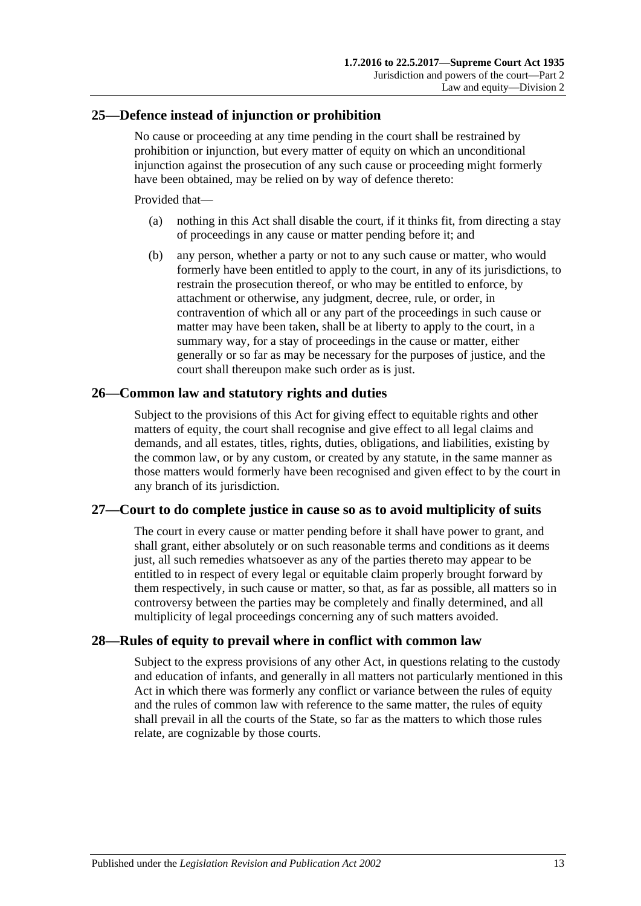## 25—Defence instead of injunction or prohibition

No cause or proceeding at any time pending in the court shall be restrained by prohibition or injunction, but every matter of equity on which an unconditional injunction against the prosecution of any such cause or proceeding might formerly have been obtained, may be relied on by way of defence thereto:

Provided that—

(a) nothing in this Act shall disable the court, if it thinks fit, from directing a stay of proceedings in any cause or matter pending before it; and

(b) any person, whether a party or not to any such cause or matter, who would formerly have been entitled to apply to the court, in any of its jurisdictions, to restrain the prosecution thereof, or who may be entitled to enforce, by attachment or otherwise, any judgment, decree, rule, or order, in contravention of which all or any part of the proceedings in such cause or matter may have been taken, shall be at liberty to apply to the court, in a summary way, for a stay of proceedings in the cause or matter, either generally or so far as may be necessary for the purposes of justice, and the court shall thereupon make such order as is just.

## 26—Common law and statutory rights and duties

Subject to the provisions of this Act for giving effect to equitable rights and other matters of equity, the court shall recognise and give effect to all legal claims and demands, and all estates, titles, rights, duties, obligations, and liabilities, existing by the common law, or by any custom, or created by any statute, in the same manner as those matters would formerly have been recognised and given effect to by the court in any branch of its jurisdiction.

## 27—Court to do complete justice in cause so as to avoid multiplicity of suits

The court in every cause or matter pending before it shall have power to grant, and shall grant, either absolutely or on such reasonable terms and conditions as it deems just, all such remedies whatsoever as any of the parties thereto may appear to be entitled to in respect of every legal or equitable claim properly brought forward by them respectively, in such cause or matter, so that, as far as possible, all matters so in controversy between the parties may be completely and finally determined, and all multiplicity of legal proceedings concerning any of such matters avoided.

## 28—Rules of equity to prevail where in conflict with common law

Subject to the express provisions of any other Act, in questions relating to the custody and education of infants, and generally in all matters not particularly mentioned in this Act in which there was formerly any conflict or variance between the rules of equity and the rules of common law with reference to the same matter, the rules of equity shall prevail in all the courts of the State, so far as the matters to which those rules relate, are cognizable by those courts.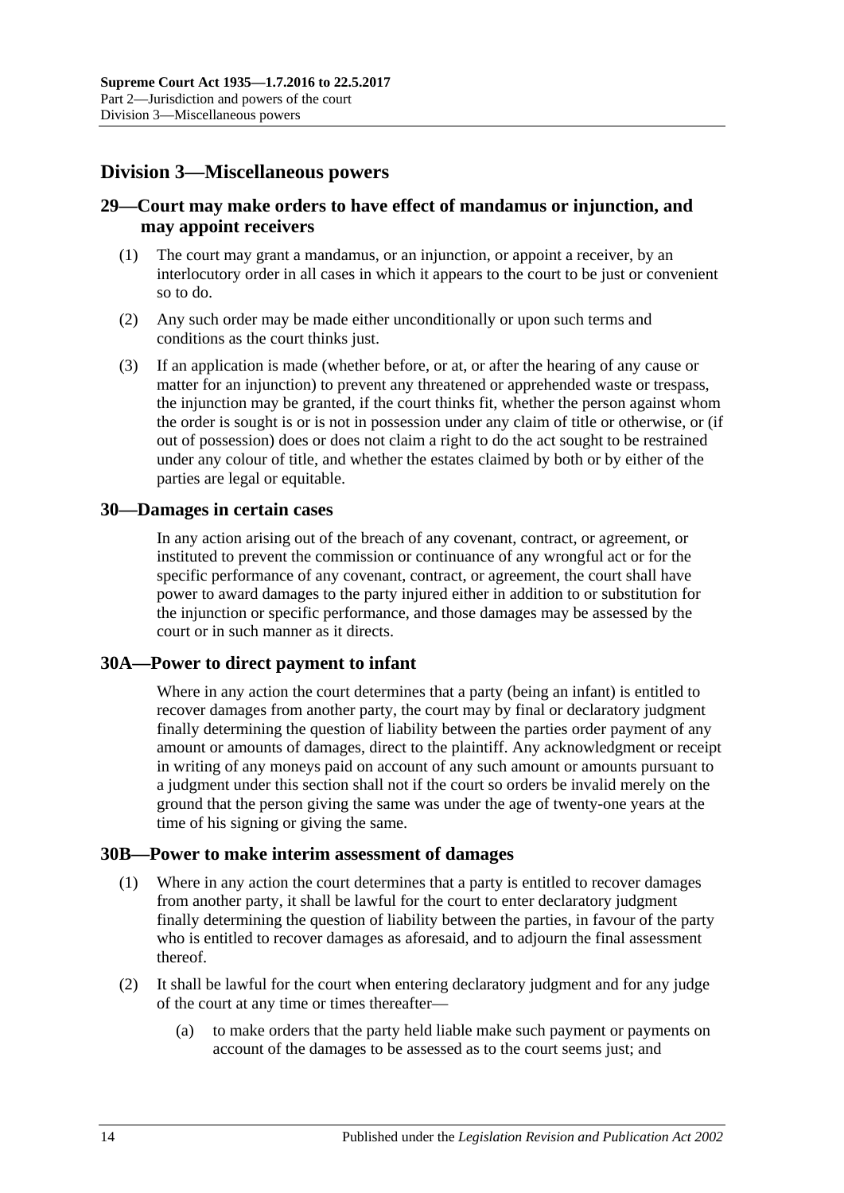## Division 3—Miscellaneous powers

### 29—Court may make orders to have effect of mandamus or injunction, and may appoint receivers

(1) The court may grant a mandamus, or an injunction, or appoint a receiver, by an interlocutory order in all cases in which it appears to the court to be just or convenient so to do.

(2) Any such order may be made either unconditionally or upon such terms and conditions as the court thinks just.

(3) If an application is made (whether before, or at, or after the hearing of any cause or matter for an injunction) to prevent any threatened or apprehended waste or trespass, the injunction may be granted, if the court thinks fit, whether the person against whom the order is sought is or is not in possession under any claim of title or otherwise, or (if out of possession) does or does not claim a right to do the act sought to be restrained under any colour of title, and whether the estates claimed by both or by either of the parties are legal or equitable.

### 30—Damages in certain cases

In any action arising out of the breach of any covenant, contract, or agreement, or instituted to prevent the commission or continuance of any wrongful act or for the specific performance of any covenant, contract, or agreement, the court shall have power to award damages to the party injured either in addition to or substitution for the injunction or specific performance, and those damages may be assessed by the court or in such manner as it directs.

### 30A—Power to direct payment to infant

Where in any action the court determines that a party (being an infant) is entitled to recover damages from another party, the court may by final or declaratory judgment finally determining the question of liability between the parties order payment of any amount or amounts of damages, direct to the plaintiff. Any acknowledgment or receipt in writing of any moneys paid on account of any such amount or amounts pursuant to a judgment under this section shall not if the court so orders be invalid merely on the ground that the person giving the same was under the age of twenty-one years at the time of his signing or giving the same.

### 30B—Power to make interim assessment of damages

(1) Where in any action the court determines that a party is entitled to recover damages from another party, it shall be lawful for the court to enter declaratory judgment finally determining the question of liability between the parties, in favour of the party who is entitled to recover damages as aforesaid, and to adjourn the final assessment thereof.

(2) It shall be lawful for the court when entering declaratory judgment and for any judge of the court at any time or times thereafter—

(a) to make orders that the party held liable make such payment or payments on account of the damages to be assessed as to the court seems just; and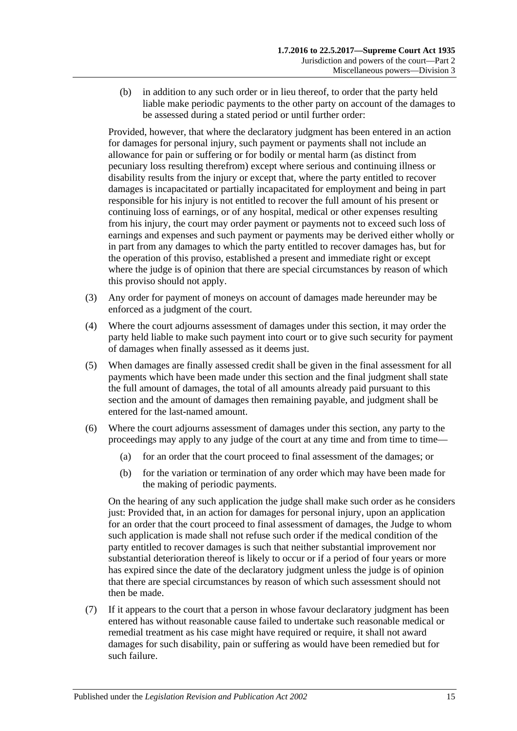(b) in addition to any such order or in lieu thereof, to order that the party held liable make periodic payments to the other party on account of the damages to be assessed during a stated period or until further order:

Provided, however, that where the declaratory judgment has been entered in an action for damages for personal injury, such payment or payments shall not include an allowance for pain or suffering or for bodily or mental harm (as distinct from pecuniary loss resulting therefrom) except where serious and continuing illness or disability results from the injury or except that, where the party entitled to recover damages is incapacitated or partially incapacitated for employment and being in part responsible for his injury is not entitled to recover the full amount of his present or continuing loss of earnings, or of any hospital, medical or other expenses resulting from his injury, the court may order payment or payments not to exceed such loss of earnings and expenses and such payment or payments may be derived either wholly or in part from any damages to which the party entitled to recover damages has, but for the operation of this proviso, established a present and immediate right or except where the judge is of opinion that there are special circumstances by reason of which this proviso should not apply.

(3) Any order for payment of moneys on account of damages made hereunder may be enforced as a judgment of the court.

(4) Where the court adjourns assessment of damages under this section, it may order the party held liable to make such payment into court or to give such security for payment of damages when finally assessed as it deems just.

(5) When damages are finally assessed credit shall be given in the final assessment for all payments which have been made under this section and the final judgment shall state the full amount of damages, the total of all amounts already paid pursuant to this section and the amount of damages then remaining payable, and judgment shall be entered for the last-named amount.

(6) Where the court adjourns assessment of damages under this section, any party to the proceedings may apply to any judge of the court at any time and from time to time—

(a) for an order that the court proceed to final assessment of the damages; or

(b) for the variation or termination of any order which may have been made for the making of periodic payments.

On the hearing of any such application the judge shall make such order as he considers just: Provided that, in an action for damages for personal injury, upon an application for an order that the court proceed to final assessment of damages, the Judge to whom such application is made shall not refuse such order if the medical condition of the party entitled to recover damages is such that neither substantial improvement nor substantial deterioration thereof is likely to occur or if a period of four years or more has expired since the date of the declaratory judgment unless the judge is of opinion that there are special circumstances by reason of which such assessment should not then be made.

(7) If it appears to the court that a person in whose favour declaratory judgment has been entered has without reasonable cause failed to undertake such reasonable medical or remedial treatment as his case might have required or require, it shall not award damages for such disability, pain or suffering as would have been remedied but for such failure.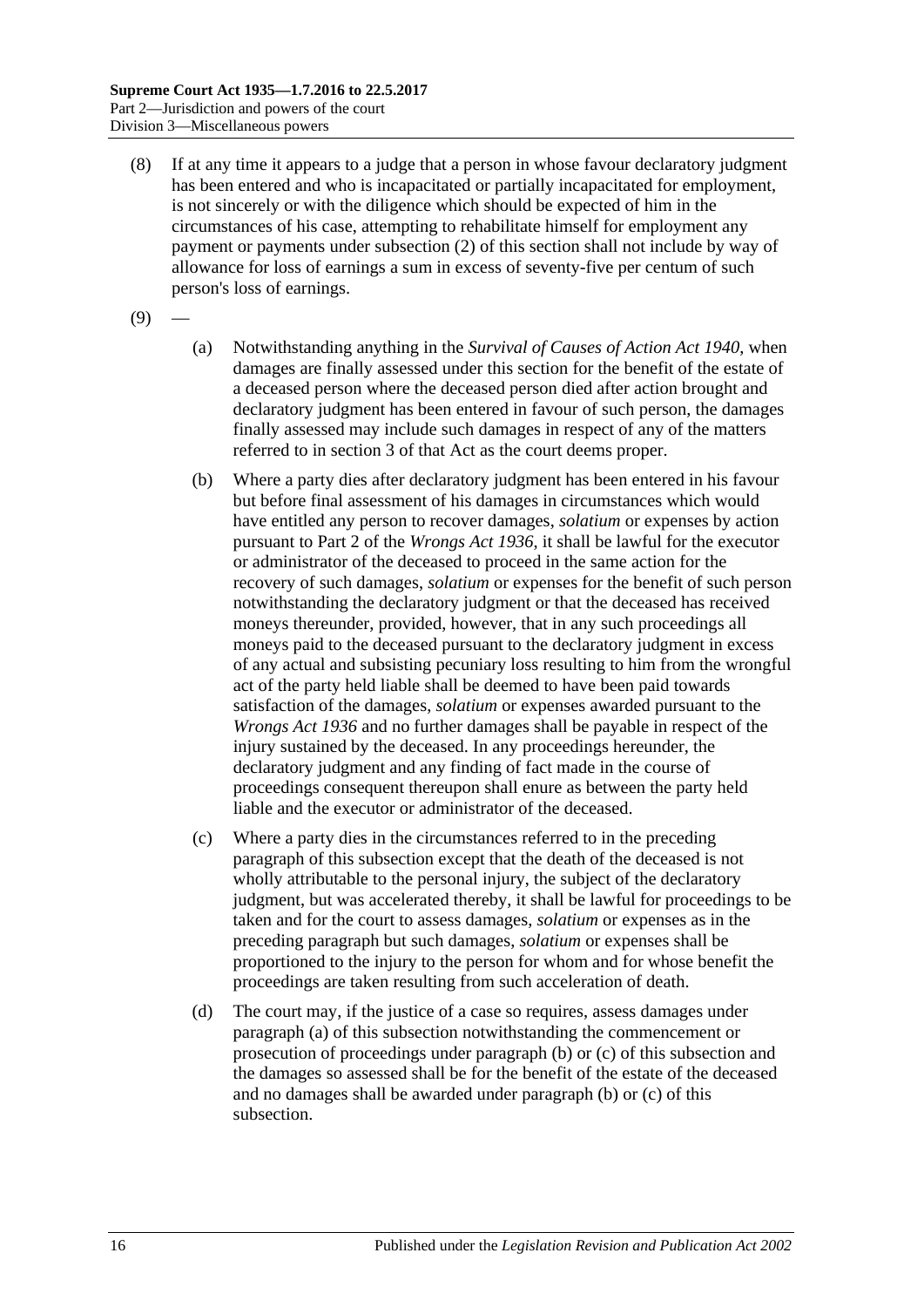(8) If at any time it appears to a judge that a person in whose favour declaratory judgment has been entered and who is incapacitated or partially incapacitated for employment, is not sincerely or with the diligence which should be expected of him in the circumstances of his case, attempting to rehabilitate himself for employment any payment or payments under subsection (2) of this section shall not include by way of allowance for loss of earnings a sum in excess of seventy-five per centum of such person's loss of earnings.

(9) —

(a) Notwithstanding anything in the *Survival of Causes of Action Act 1940*, when damages are finally assessed under this section for the benefit of the estate of a deceased person where the deceased person died after action brought and declaratory judgment has been entered in favour of such person, the damages finally assessed may include such damages in respect of any of the matters referred to in section 3 of that Act as the court deems proper.

(b) Where a party dies after declaratory judgment has been entered in his favour but before final assessment of his damages in circumstances which would have entitled any person to recover damages, *solatium* or expenses by action pursuant to Part 2 of the *Wrongs Act 1936*, it shall be lawful for the executor or administrator of the deceased to proceed in the same action for the recovery of such damages, *solatium* or expenses for the benefit of such person notwithstanding the declaratory judgment or that the deceased has received moneys thereunder, provided, however, that in any such proceedings all moneys paid to the deceased pursuant to the declaratory judgment in excess of any actual and subsisting pecuniary loss resulting to him from the wrongful act of the party held liable shall be deemed to have been paid towards satisfaction of the damages, *solatium* or expenses awarded pursuant to the *Wrongs Act 1936* and no further damages shall be payable in respect of the injury sustained by the deceased. In any proceedings hereunder, the declaratory judgment and any finding of fact made in the course of proceedings consequent thereupon shall enure as between the party held liable and the executor or administrator of the deceased.

(c) Where a party dies in the circumstances referred to in the preceding paragraph of this subsection except that the death of the deceased is not wholly attributable to the personal injury, the subject of the declaratory judgment, but was accelerated thereby, it shall be lawful for proceedings to be taken and for the court to assess damages, *solatium* or expenses as in the preceding paragraph but such damages, *solatium* or expenses shall be proportioned to the injury to the person for whom and for whose benefit the proceedings are taken resulting from such acceleration of death.

(d) The court may, if the justice of a case so requires, assess damages under paragraph (a) of this subsection notwithstanding the commencement or prosecution of proceedings under paragraph (b) or (c) of this subsection and the damages so assessed shall be for the benefit of the estate of the deceased and no damages shall be awarded under paragraph (b) or (c) of this subsection.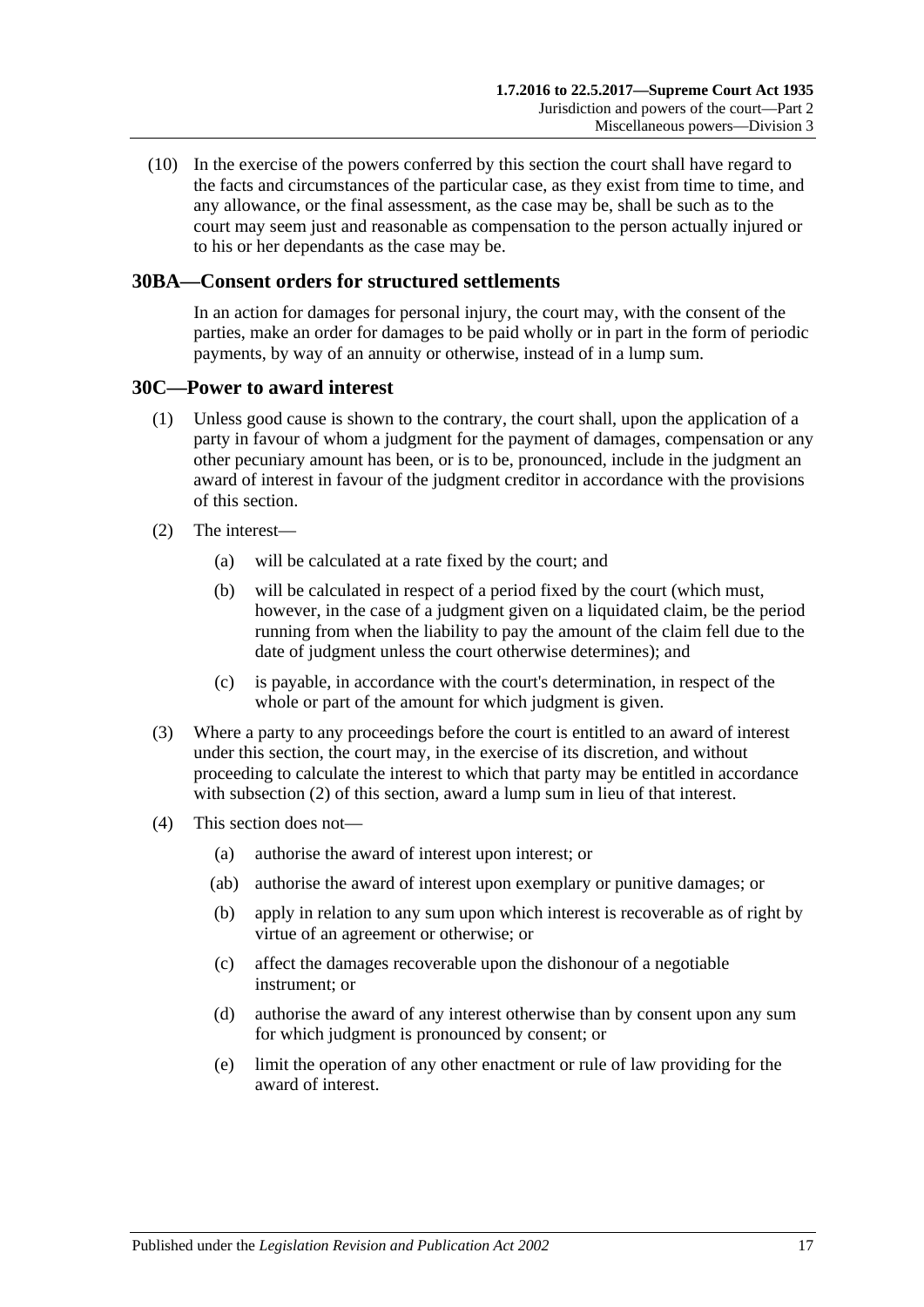(10) In the exercise of the powers conferred by this section the court shall have regard to the facts and circumstances of the particular case, as they exist from time to time, and any allowance, or the final assessment, as the case may be, shall be such as to the court may seem just and reasonable as compensation to the person actually injured or to his or her dependants as the case may be.

## 30BA—Consent orders for structured settlements

In an action for damages for personal injury, the court may, with the consent of the parties, make an order for damages to be paid wholly or in part in the form of periodic payments, by way of an annuity or otherwise, instead of in a lump sum.

## 30C—Power to award interest

(1) Unless good cause is shown to the contrary, the court shall, upon the application of a party in favour of whom a judgment for the payment of damages, compensation or any other pecuniary amount has been, or is to be, pronounced, include in the judgment an award of interest in favour of the judgment creditor in accordance with the provisions of this section.

(2) The interest—

- (a) will be calculated at a rate fixed by the court; and
- (b) will be calculated in respect of a period fixed by the court (which must, however, in the case of a judgment given on a liquidated claim, be the period running from when the liability to pay the amount of the claim fell due to the date of judgment unless the court otherwise determines); and
- (c) is payable, in accordance with the court's determination, in respect of the whole or part of the amount for which judgment is given.

(3) Where a party to any proceedings before the court is entitled to an award of interest under this section, the court may, in the exercise of its discretion, and without proceeding to calculate the interest to which that party may be entitled in accordance with subsection (2) of this section, award a lump sum in lieu of that interest.

(4) This section does not—

- (a) authorise the award of interest upon interest; or
- (ab) authorise the award of interest upon exemplary or punitive damages; or
- (b) apply in relation to any sum upon which interest is recoverable as of right by virtue of an agreement or otherwise; or
- (c) affect the damages recoverable upon the dishonour of a negotiable instrument; or
- (d) authorise the award of any interest otherwise than by consent upon any sum for which judgment is pronounced by consent; or
- (e) limit the operation of any other enactment or rule of law providing for the award of interest.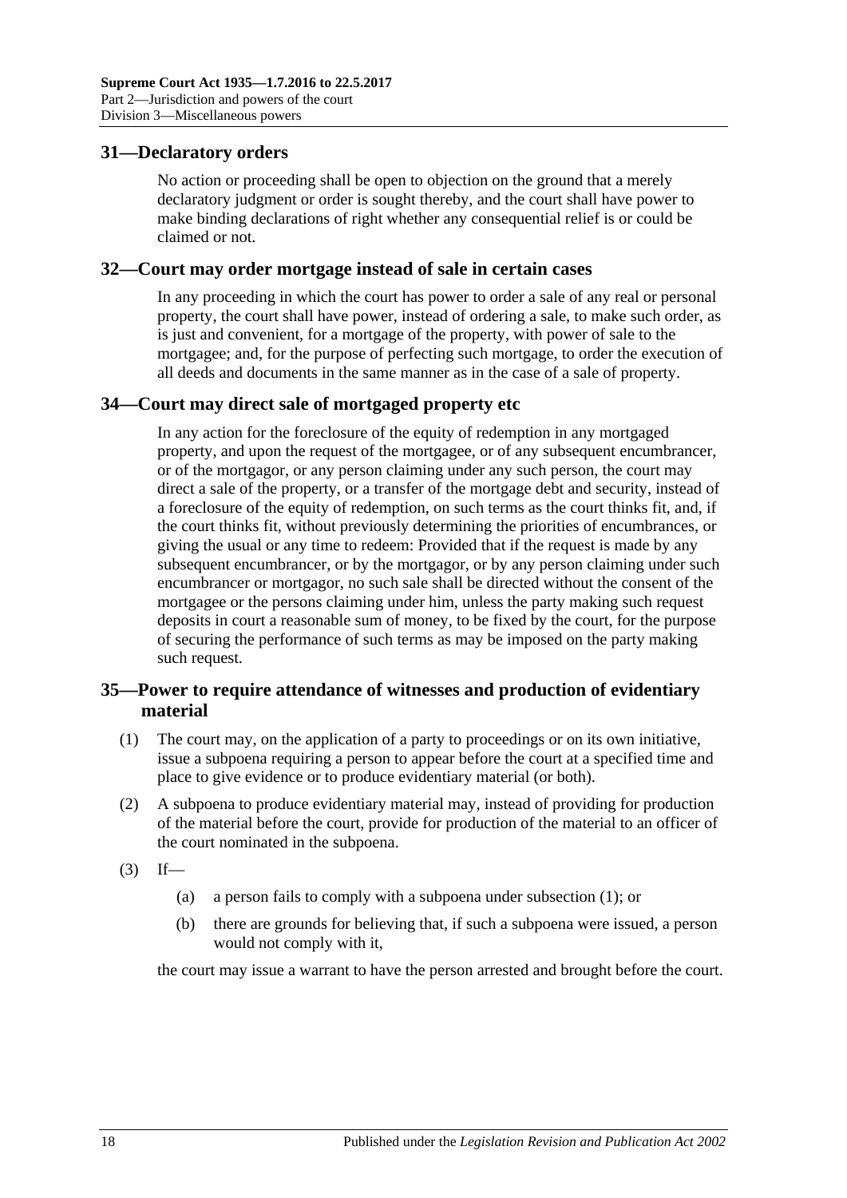## 31—Declaratory orders

No action or proceeding shall be open to objection on the ground that a merely declaratory judgment or order is sought thereby, and the court shall have power to make binding declarations of right whether any consequential relief is or could be claimed or not.

## 32—Court may order mortgage instead of sale in certain cases

In any proceeding in which the court has power to order a sale of any real or personal property, the court shall have power, instead of ordering a sale, to make such order, as is just and convenient, for a mortgage of the property, with power of sale to the mortgagee; and, for the purpose of perfecting such mortgage, to order the execution of all deeds and documents in the same manner as in the case of a sale of property.

## 34—Court may direct sale of mortgaged property etc

In any action for the foreclosure of the equity of redemption in any mortgaged property, and upon the request of the mortgagee, or of any subsequent encumbrancer, or of the mortgagor, or any person claiming under any such person, the court may direct a sale of the property, or a transfer of the mortgage debt and security, instead of a foreclosure of the equity of redemption, on such terms as the court thinks fit, and, if the court thinks fit, without previously determining the priorities of encumbrances, or giving the usual or any time to redeem: Provided that if the request is made by any subsequent encumbrancer, or by the mortgagor, or by any person claiming under such encumbrancer or mortgagor, no such sale shall be directed without the consent of the mortgagee or the persons claiming under him, unless the party making such request deposits in court a reasonable sum of money, to be fixed by the court, for the purpose of securing the performance of such terms as may be imposed on the party making such request.

## 35—Power to require attendance of witnesses and production of evidentiary material

(1) The court may, on the application of a party to proceedings or on its own initiative, issue a subpoena requiring a person to appear before the court at a specified time and place to give evidence or to produce evidentiary material (or both).

(2) A subpoena to produce evidentiary material may, instead of providing for production of the material before the court, provide for production of the material to an officer of the court nominated in the subpoena.

(3) If—

(a) a person fails to comply with a subpoena under subsection (1); or

(b) there are grounds for believing that, if such a subpoena were issued, a person would not comply with it,

the court may issue a warrant to have the person arrested and brought before the court.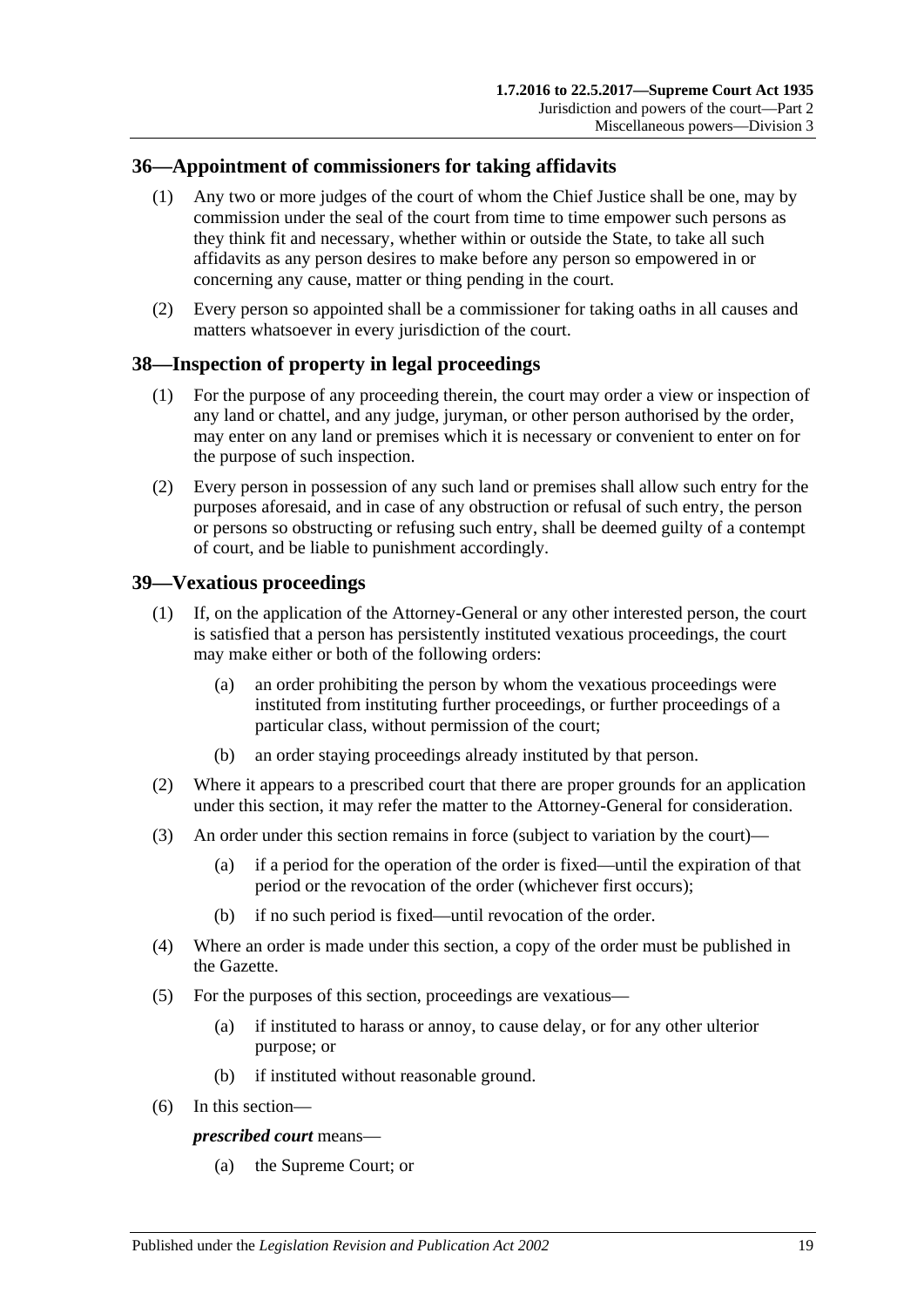## 36—Appointment of commissioners for taking affidavits

(1) Any two or more judges of the court of whom the Chief Justice shall be one, may by commission under the seal of the court from time to time empower such persons as they think fit and necessary, whether within or outside the State, to take all such affidavits as any person desires to make before any person so empowered in or concerning any cause, matter or thing pending in the court.

(2) Every person so appointed shall be a commissioner for taking oaths in all causes and matters whatsoever in every jurisdiction of the court.

## 38—Inspection of property in legal proceedings

(1) For the purpose of any proceeding therein, the court may order a view or inspection of any land or chattel, and any judge, juryman, or other person authorised by the order, may enter on any land or premises which it is necessary or convenient to enter on for the purpose of such inspection.

(2) Every person in possession of any such land or premises shall allow such entry for the purposes aforesaid, and in case of any obstruction or refusal of such entry, the person or persons so obstructing or refusing such entry, shall be deemed guilty of a contempt of court, and be liable to punishment accordingly.

## 39—Vexatious proceedings

(1) If, on the application of the Attorney-General or any other interested person, the court is satisfied that a person has persistently instituted vexatious proceedings, the court may make either or both of the following orders:

- (a) an order prohibiting the person by whom the vexatious proceedings were instituted from instituting further proceedings, or further proceedings of a particular class, without permission of the court;
- (b) an order staying proceedings already instituted by that person.

(2) Where it appears to a prescribed court that there are proper grounds for an application under this section, it may refer the matter to the Attorney-General for consideration.

(3) An order under this section remains in force (subject to variation by the court)—

- (a) if a period for the operation of the order is fixed—until the expiration of that period or the revocation of the order (whichever first occurs);
- (b) if no such period is fixed—until revocation of the order.

(4) Where an order is made under this section, a copy of the order must be published in the Gazette.

(5) For the purposes of this section, proceedings are vexatious—

- (a) if instituted to harass or annoy, to cause delay, or for any other ulterior purpose; or
- (b) if instituted without reasonable ground.

(6) In this section—

***prescribed court*** means—

- (a) the Supreme Court; or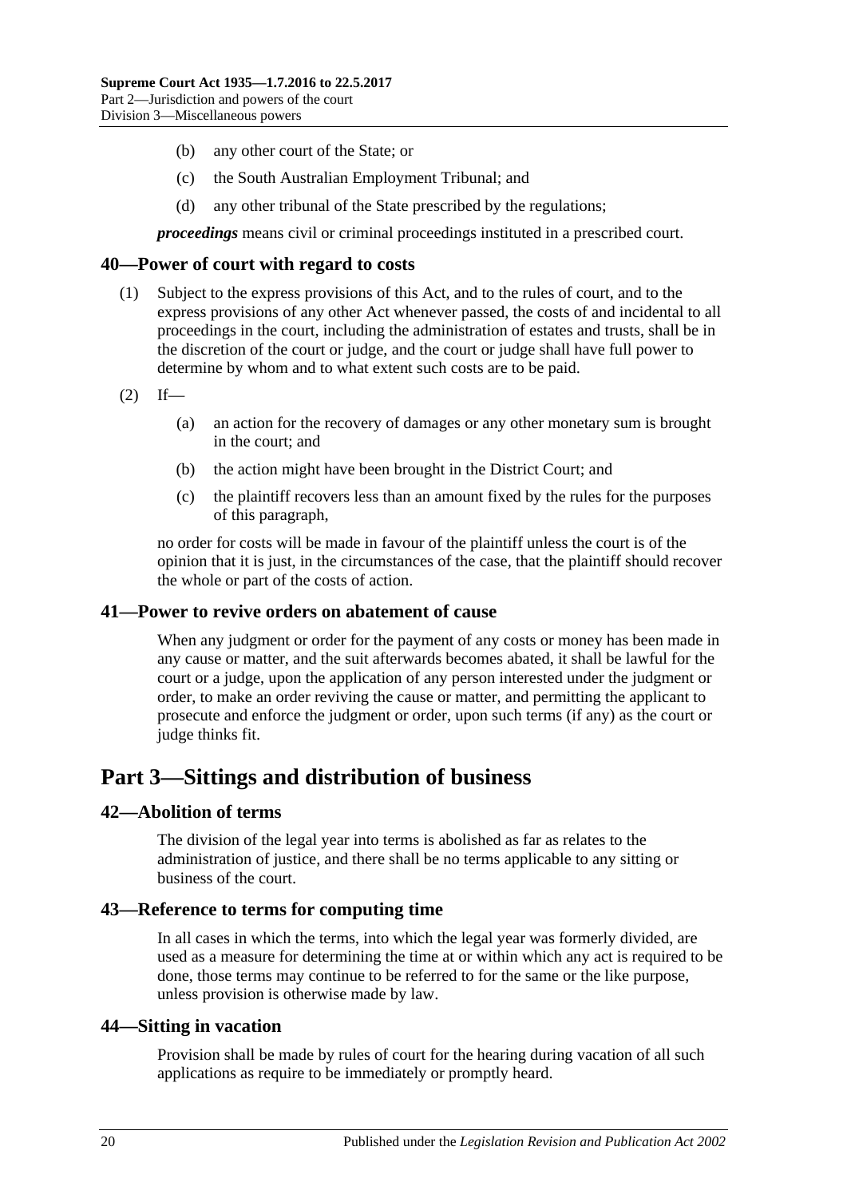(b) any other court of the State; or

(c) the South Australian Employment Tribunal; and

(d) any other tribunal of the State prescribed by the regulations;

***proceedings*** means civil or criminal proceedings instituted in a prescribed court.

### 40—Power of court with regard to costs

(1) Subject to the express provisions of this Act, and to the rules of court, and to the express provisions of any other Act whenever passed, the costs of and incidental to all proceedings in the court, including the administration of estates and trusts, shall be in the discretion of the court or judge, and the court or judge shall have full power to determine by whom and to what extent such costs are to be paid.

(2) If—

(a) an action for the recovery of damages or any other monetary sum is brought in the court; and

(b) the action might have been brought in the District Court; and

(c) the plaintiff recovers less than an amount fixed by the rules for the purposes of this paragraph,

no order for costs will be made in favour of the plaintiff unless the court is of the opinion that it is just, in the circumstances of the case, that the plaintiff should recover the whole or part of the costs of action.

### 41—Power to revive orders on abatement of cause

When any judgment or order for the payment of any costs or money has been made in any cause or matter, and the suit afterwards becomes abated, it shall be lawful for the court or a judge, upon the application of any person interested under the judgment or order, to make an order reviving the cause or matter, and permitting the applicant to prosecute and enforce the judgment or order, upon such terms (if any) as the court or judge thinks fit.

## Part 3—Sittings and distribution of business

### 42—Abolition of terms

The division of the legal year into terms is abolished as far as relates to the administration of justice, and there shall be no terms applicable to any sitting or business of the court.

### 43—Reference to terms for computing time

In all cases in which the terms, into which the legal year was formerly divided, are used as a measure for determining the time at or within which any act is required to be done, those terms may continue to be referred to for the same or the like purpose, unless provision is otherwise made by law.

### 44—Sitting in vacation

Provision shall be made by rules of court for the hearing during vacation of all such applications as require to be immediately or promptly heard.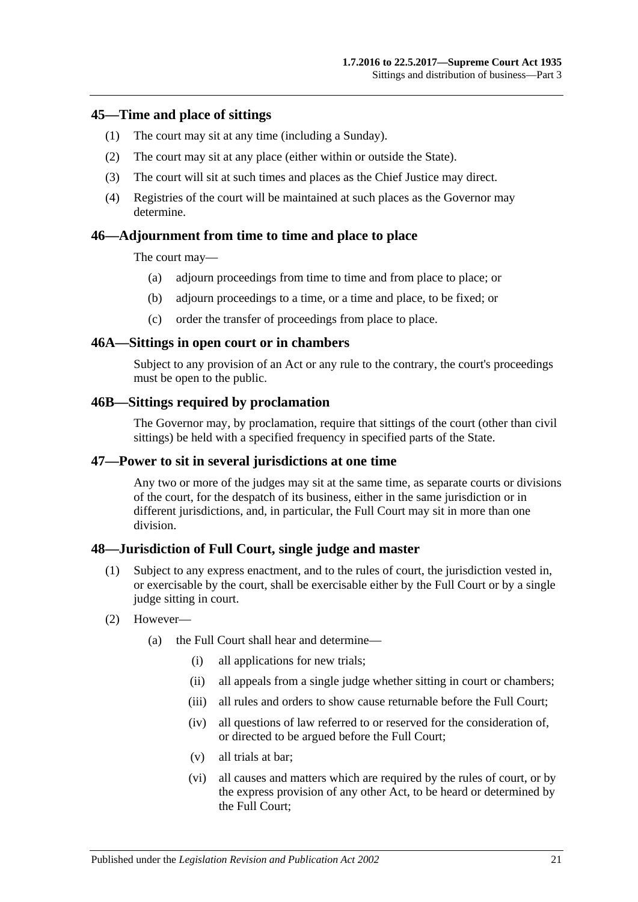## 45—Time and place of sittings

(1) The court may sit at any time (including a Sunday).

(2) The court may sit at any place (either within or outside the State).

(3) The court will sit at such times and places as the Chief Justice may direct.

(4) Registries of the court will be maintained at such places as the Governor may determine.

## 46—Adjournment from time to time and place to place

The court may—

(a) adjourn proceedings from time to time and from place to place; or

(b) adjourn proceedings to a time, or a time and place, to be fixed; or

(c) order the transfer of proceedings from place to place.

## 46A—Sittings in open court or in chambers

Subject to any provision of an Act or any rule to the contrary, the court's proceedings must be open to the public.

## 46B—Sittings required by proclamation

The Governor may, by proclamation, require that sittings of the court (other than civil sittings) be held with a specified frequency in specified parts of the State.

## 47—Power to sit in several jurisdictions at one time

Any two or more of the judges may sit at the same time, as separate courts or divisions of the court, for the despatch of its business, either in the same jurisdiction or in different jurisdictions, and, in particular, the Full Court may sit in more than one division.

## 48—Jurisdiction of Full Court, single judge and master

(1) Subject to any express enactment, and to the rules of court, the jurisdiction vested in, or exercisable by the court, shall be exercisable either by the Full Court or by a single judge sitting in court.

(2) However—

(a) the Full Court shall hear and determine—

(i) all applications for new trials;

(ii) all appeals from a single judge whether sitting in court or chambers;

(iii) all rules and orders to show cause returnable before the Full Court;

(iv) all questions of law referred to or reserved for the consideration of, or directed to be argued before the Full Court;

(v) all trials at bar;

(vi) all causes and matters which are required by the rules of court, or by the express provision of any other Act, to be heard or determined by the Full Court;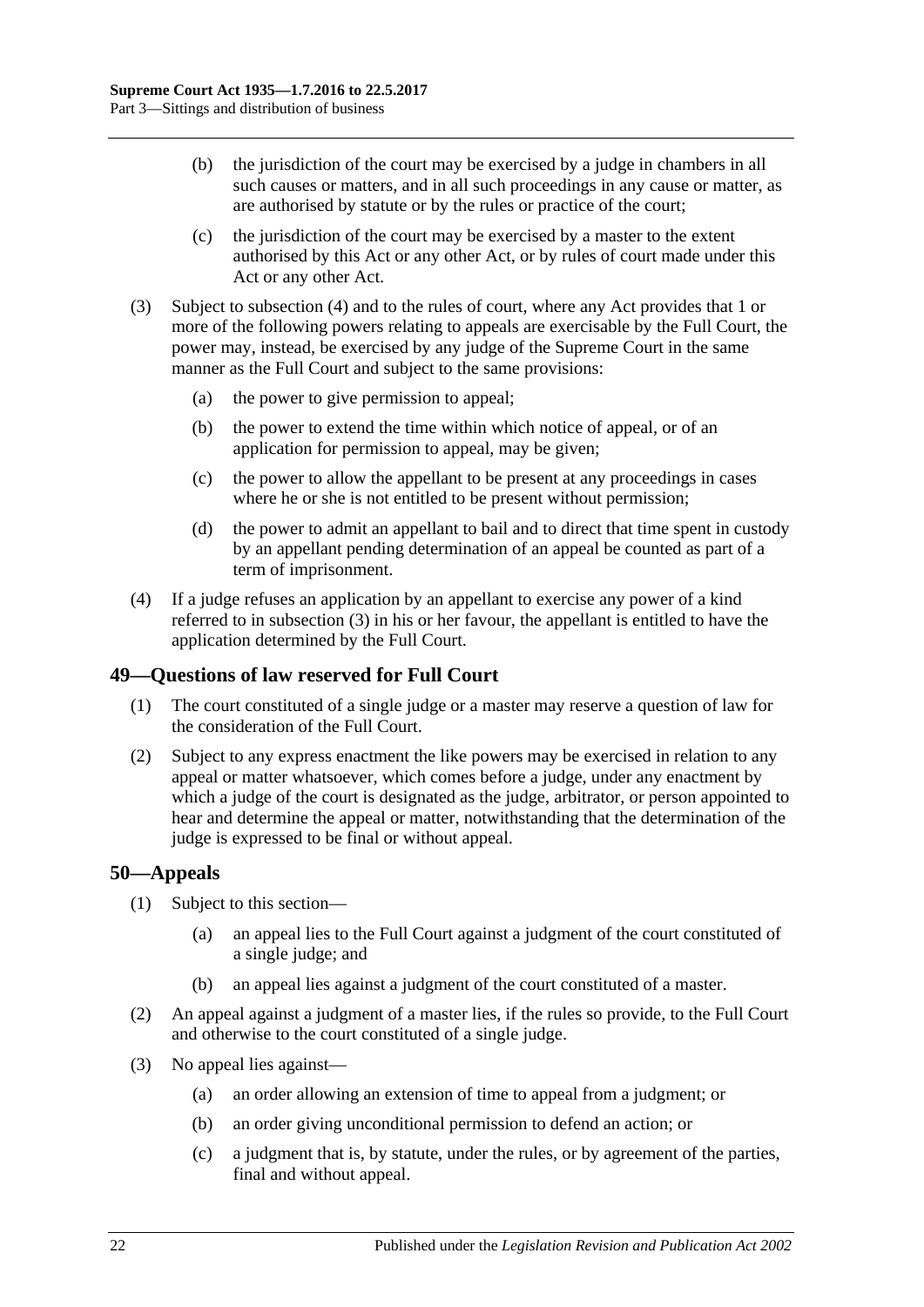(b) the jurisdiction of the court may be exercised by a judge in chambers in all such causes or matters, and in all such proceedings in any cause or matter, as are authorised by statute or by the rules or practice of the court;

(c) the jurisdiction of the court may be exercised by a master to the extent authorised by this Act or any other Act, or by rules of court made under this Act or any other Act.

(3) Subject to subsection (4) and to the rules of court, where any Act provides that 1 or more of the following powers relating to appeals are exercisable by the Full Court, the power may, instead, be exercised by any judge of the Supreme Court in the same manner as the Full Court and subject to the same provisions:

(a) the power to give permission to appeal;

(b) the power to extend the time within which notice of appeal, or of an application for permission to appeal, may be given;

(c) the power to allow the appellant to be present at any proceedings in cases where he or she is not entitled to be present without permission;

(d) the power to admit an appellant to bail and to direct that time spent in custody by an appellant pending determination of an appeal be counted as part of a term of imprisonment.

(4) If a judge refuses an application by an appellant to exercise any power of a kind referred to in subsection (3) in his or her favour, the appellant is entitled to have the application determined by the Full Court.

## 49—Questions of law reserved for Full Court

(1) The court constituted of a single judge or a master may reserve a question of law for the consideration of the Full Court.

(2) Subject to any express enactment the like powers may be exercised in relation to any appeal or matter whatsoever, which comes before a judge, under any enactment by which a judge of the court is designated as the judge, arbitrator, or person appointed to hear and determine the appeal or matter, notwithstanding that the determination of the judge is expressed to be final or without appeal.

## 50—Appeals

(1) Subject to this section—

(a) an appeal lies to the Full Court against a judgment of the court constituted of a single judge; and

(b) an appeal lies against a judgment of the court constituted of a master.

(2) An appeal against a judgment of a master lies, if the rules so provide, to the Full Court and otherwise to the court constituted of a single judge.

(3) No appeal lies against—

(a) an order allowing an extension of time to appeal from a judgment; or

(b) an order giving unconditional permission to defend an action; or

(c) a judgment that is, by statute, under the rules, or by agreement of the parties, final and without appeal.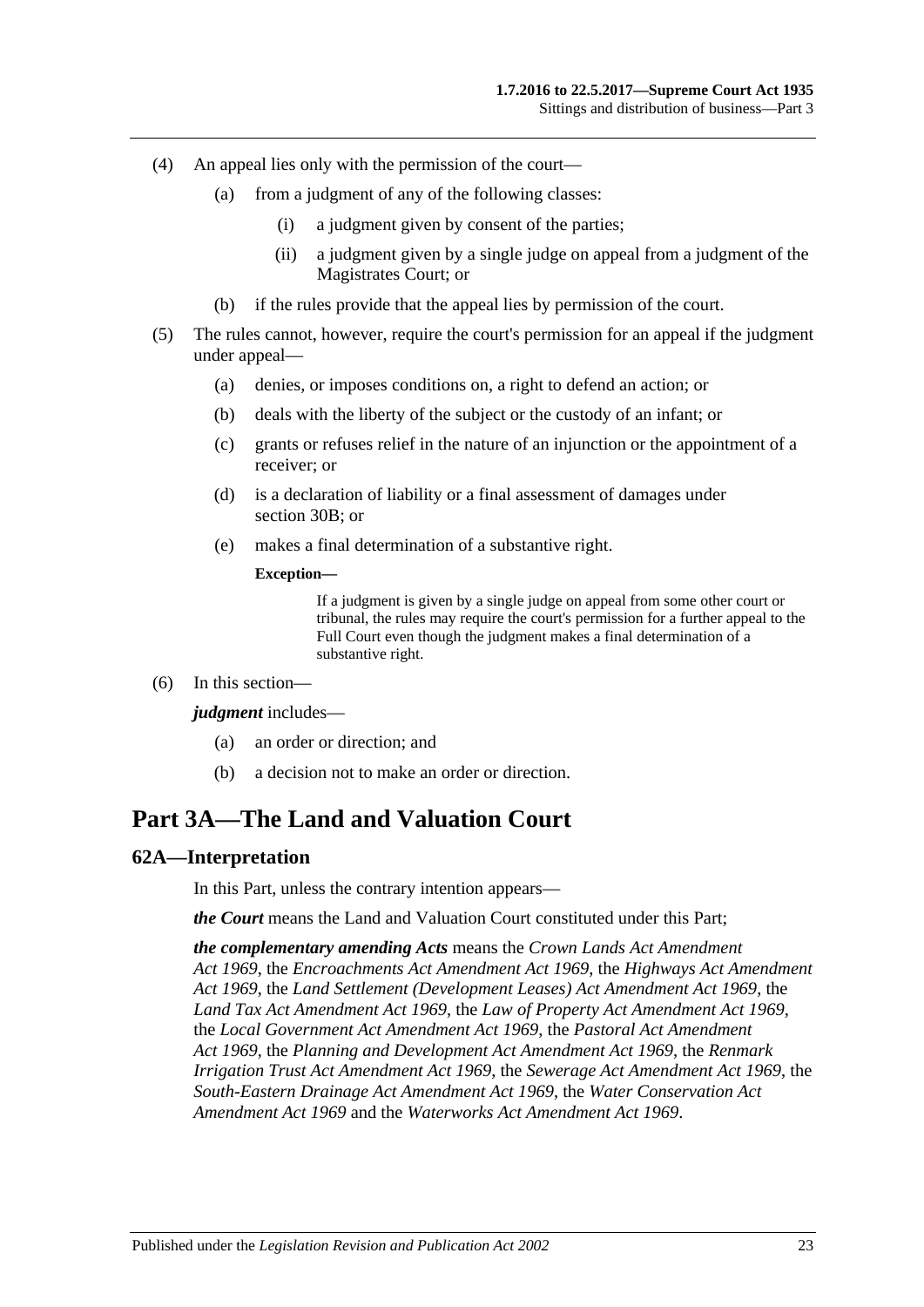(4) An appeal lies only with the permission of the court—

(a) from a judgment of any of the following classes:

(i) a judgment given by consent of the parties;

(ii) a judgment given by a single judge on appeal from a judgment of the Magistrates Court; or

(b) if the rules provide that the appeal lies by permission of the court.

(5) The rules cannot, however, require the court's permission for an appeal if the judgment under appeal—

(a) denies, or imposes conditions on, a right to defend an action; or

(b) deals with the liberty of the subject or the custody of an infant; or

(c) grants or refuses relief in the nature of an injunction or the appointment of a receiver; or

(d) is a declaration of liability or a final assessment of damages under section 30B; or

(e) makes a final determination of a substantive right.

**Exception—**

If a judgment is given by a single judge on appeal from some other court or tribunal, the rules may require the court's permission for a further appeal to the Full Court even though the judgment makes a final determination of a substantive right.

(6) In this section—

***judgment*** includes—

(a) an order or direction; and

(b) a decision not to make an order or direction.

# Part 3A—The Land and Valuation Court

## 62A—Interpretation

In this Part, unless the contrary intention appears—

***the Court*** means the Land and Valuation Court constituted under this Part;

***the complementary amending Acts*** means the *Crown Lands Act Amendment Act 1969*, the *Encroachments Act Amendment Act 1969*, the *Highways Act Amendment Act 1969*, the *Land Settlement (Development Leases) Act Amendment Act 1969*, the *Land Tax Act Amendment Act 1969*, the *Law of Property Act Amendment Act 1969*, the *Local Government Act Amendment Act 1969*, the *Pastoral Act Amendment Act 1969*, the *Planning and Development Act Amendment Act 1969*, the *Renmark Irrigation Trust Act Amendment Act 1969*, the *Sewerage Act Amendment Act 1969*, the *South-Eastern Drainage Act Amendment Act 1969*, the *Water Conservation Act Amendment Act 1969* and the *Waterworks Act Amendment Act 1969*.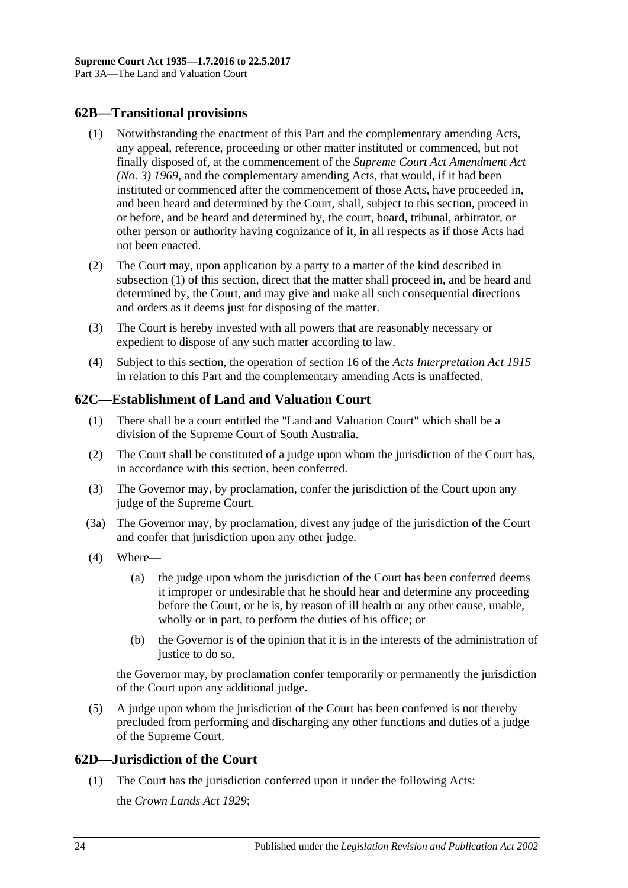## 62B—Transitional provisions

(1) Notwithstanding the enactment of this Part and the complementary amending Acts, any appeal, reference, proceeding or other matter instituted or commenced, but not finally disposed of, at the commencement of the *Supreme Court Act Amendment Act (No. 3) 1969*, and the complementary amending Acts, that would, if it had been instituted or commenced after the commencement of those Acts, have proceeded in, and been heard and determined by the Court, shall, subject to this section, proceed in or before, and be heard and determined by, the court, board, tribunal, arbitrator, or other person or authority having cognizance of it, in all respects as if those Acts had not been enacted.

(2) The Court may, upon application by a party to a matter of the kind described in subsection (1) of this section, direct that the matter shall proceed in, and be heard and determined by, the Court, and may give and make all such consequential directions and orders as it deems just for disposing of the matter.

(3) The Court is hereby invested with all powers that are reasonably necessary or expedient to dispose of any such matter according to law.

(4) Subject to this section, the operation of section 16 of the *Acts Interpretation Act 1915* in relation to this Part and the complementary amending Acts is unaffected.

## 62C—Establishment of Land and Valuation Court

(1) There shall be a court entitled the "Land and Valuation Court" which shall be a division of the Supreme Court of South Australia.

(2) The Court shall be constituted of a judge upon whom the jurisdiction of the Court has, in accordance with this section, been conferred.

(3) The Governor may, by proclamation, confer the jurisdiction of the Court upon any judge of the Supreme Court.

(3a) The Governor may, by proclamation, divest any judge of the jurisdiction of the Court and confer that jurisdiction upon any other judge.

(4) Where—

(a) the judge upon whom the jurisdiction of the Court has been conferred deems it improper or undesirable that he should hear and determine any proceeding before the Court, or he is, by reason of ill health or any other cause, unable, wholly or in part, to perform the duties of his office; or

(b) the Governor is of the opinion that it is in the interests of the administration of justice to do so,

the Governor may, by proclamation confer temporarily or permanently the jurisdiction of the Court upon any additional judge.

(5) A judge upon whom the jurisdiction of the Court has been conferred is not thereby precluded from performing and discharging any other functions and duties of a judge of the Supreme Court.

## 62D—Jurisdiction of the Court

(1) The Court has the jurisdiction conferred upon it under the following Acts:

the *Crown Lands Act 1929*;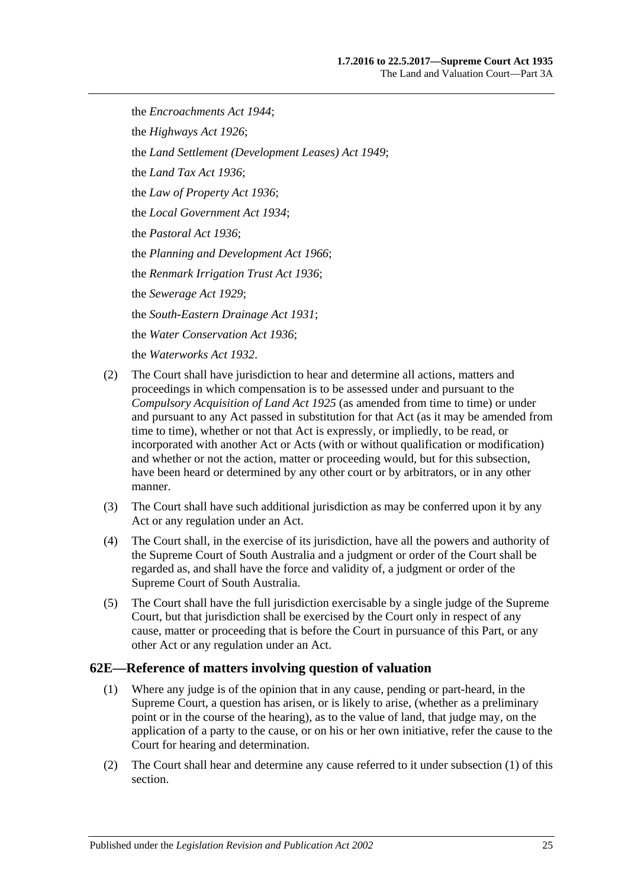the *Encroachments Act 1944*;

the *Highways Act 1926*;

the *Land Settlement (Development Leases) Act 1949*;

the *Land Tax Act 1936*;

the *Law of Property Act 1936*;

the *Local Government Act 1934*;

the *Pastoral Act 1936*;

the *Planning and Development Act 1966*;

the *Renmark Irrigation Trust Act 1936*;

the *Sewerage Act 1929*;

the *South-Eastern Drainage Act 1931*;

the *Water Conservation Act 1936*;

the *Waterworks Act 1932*.

(2) The Court shall have jurisdiction to hear and determine all actions, matters and proceedings in which compensation is to be assessed under and pursuant to the *Compulsory Acquisition of Land Act 1925* (as amended from time to time) or under and pursuant to any Act passed in substitution for that Act (as it may be amended from time to time), whether or not that Act is expressly, or impliedly, to be read, or incorporated with another Act or Acts (with or without qualification or modification) and whether or not the action, matter or proceeding would, but for this subsection, have been heard or determined by any other court or by arbitrators, or in any other manner.

(3) The Court shall have such additional jurisdiction as may be conferred upon it by any Act or any regulation under an Act.

(4) The Court shall, in the exercise of its jurisdiction, have all the powers and authority of the Supreme Court of South Australia and a judgment or order of the Court shall be regarded as, and shall have the force and validity of, a judgment or order of the Supreme Court of South Australia.

(5) The Court shall have the full jurisdiction exercisable by a single judge of the Supreme Court, but that jurisdiction shall be exercised by the Court only in respect of any cause, matter or proceeding that is before the Court in pursuance of this Part, or any other Act or any regulation under an Act.

## 62E—Reference of matters involving question of valuation

(1) Where any judge is of the opinion that in any cause, pending or part-heard, in the Supreme Court, a question has arisen, or is likely to arise, (whether as a preliminary point or in the course of the hearing), as to the value of land, that judge may, on the application of a party to the cause, or on his or her own initiative, refer the cause to the Court for hearing and determination.

(2) The Court shall hear and determine any cause referred to it under subsection (1) of this section.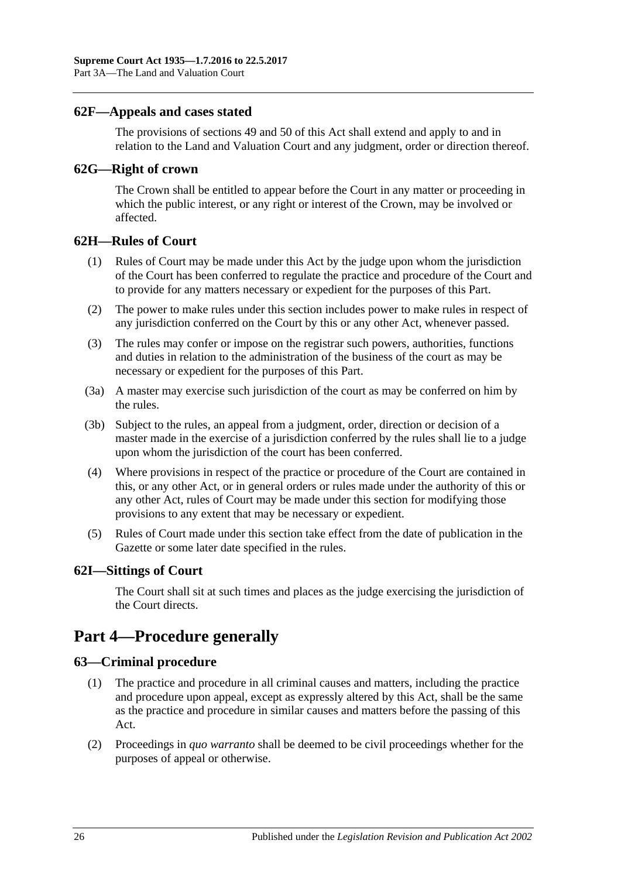### 62F—Appeals and cases stated

The provisions of sections 49 and 50 of this Act shall extend and apply to and in relation to the Land and Valuation Court and any judgment, order or direction thereof.

### 62G—Right of crown

The Crown shall be entitled to appear before the Court in any matter or proceeding in which the public interest, or any right or interest of the Crown, may be involved or affected.

### 62H—Rules of Court

(1) Rules of Court may be made under this Act by the judge upon whom the jurisdiction of the Court has been conferred to regulate the practice and procedure of the Court and to provide for any matters necessary or expedient for the purposes of this Part.

(2) The power to make rules under this section includes power to make rules in respect of any jurisdiction conferred on the Court by this or any other Act, whenever passed.

(3) The rules may confer or impose on the registrar such powers, authorities, functions and duties in relation to the administration of the business of the court as may be necessary or expedient for the purposes of this Part.

(3a) A master may exercise such jurisdiction of the court as may be conferred on him by the rules.

(3b) Subject to the rules, an appeal from a judgment, order, direction or decision of a master made in the exercise of a jurisdiction conferred by the rules shall lie to a judge upon whom the jurisdiction of the court has been conferred.

(4) Where provisions in respect of the practice or procedure of the Court are contained in this, or any other Act, or in general orders or rules made under the authority of this or any other Act, rules of Court may be made under this section for modifying those provisions to any extent that may be necessary or expedient.

(5) Rules of Court made under this section take effect from the date of publication in the Gazette or some later date specified in the rules.

### 62I—Sittings of Court

The Court shall sit at such times and places as the judge exercising the jurisdiction of the Court directs.

## Part 4—Procedure generally

### 63—Criminal procedure

(1) The practice and procedure in all criminal causes and matters, including the practice and procedure upon appeal, except as expressly altered by this Act, shall be the same as the practice and procedure in similar causes and matters before the passing of this Act.

(2) Proceedings in *quo warranto* shall be deemed to be civil proceedings whether for the purposes of appeal or otherwise.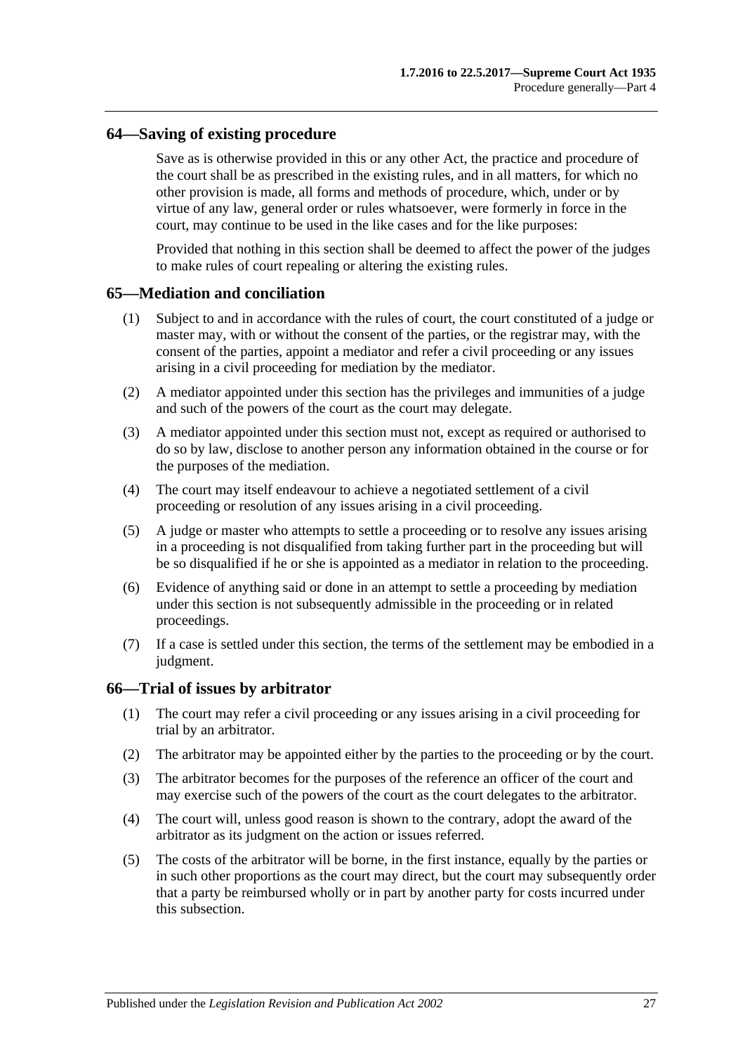## 64—Saving of existing procedure

Save as is otherwise provided in this or any other Act, the practice and procedure of the court shall be as prescribed in the existing rules, and in all matters, for which no other provision is made, all forms and methods of procedure, which, under or by virtue of any law, general order or rules whatsoever, were formerly in force in the court, may continue to be used in the like cases and for the like purposes:

Provided that nothing in this section shall be deemed to affect the power of the judges to make rules of court repealing or altering the existing rules.

## 65—Mediation and conciliation

(1) Subject to and in accordance with the rules of court, the court constituted of a judge or master may, with or without the consent of the parties, or the registrar may, with the consent of the parties, appoint a mediator and refer a civil proceeding or any issues arising in a civil proceeding for mediation by the mediator.

(2) A mediator appointed under this section has the privileges and immunities of a judge and such of the powers of the court as the court may delegate.

(3) A mediator appointed under this section must not, except as required or authorised to do so by law, disclose to another person any information obtained in the course or for the purposes of the mediation.

(4) The court may itself endeavour to achieve a negotiated settlement of a civil proceeding or resolution of any issues arising in a civil proceeding.

(5) A judge or master who attempts to settle a proceeding or to resolve any issues arising in a proceeding is not disqualified from taking further part in the proceeding but will be so disqualified if he or she is appointed as a mediator in relation to the proceeding.

(6) Evidence of anything said or done in an attempt to settle a proceeding by mediation under this section is not subsequently admissible in the proceeding or in related proceedings.

(7) If a case is settled under this section, the terms of the settlement may be embodied in a judgment.

## 66—Trial of issues by arbitrator

(1) The court may refer a civil proceeding or any issues arising in a civil proceeding for trial by an arbitrator.

(2) The arbitrator may be appointed either by the parties to the proceeding or by the court.

(3) The arbitrator becomes for the purposes of the reference an officer of the court and may exercise such of the powers of the court as the court delegates to the arbitrator.

(4) The court will, unless good reason is shown to the contrary, adopt the award of the arbitrator as its judgment on the action or issues referred.

(5) The costs of the arbitrator will be borne, in the first instance, equally by the parties or in such other proportions as the court may direct, but the court may subsequently order that a party be reimbursed wholly or in part by another party for costs incurred under this subsection.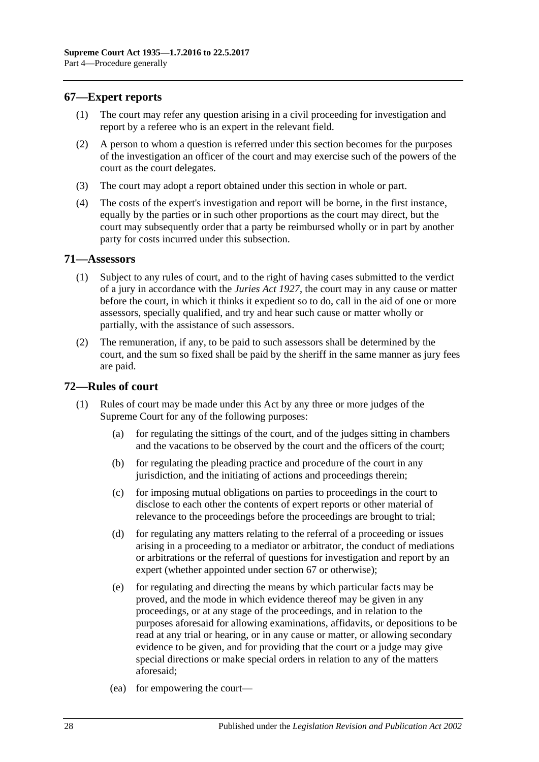## 67—Expert reports

(1) The court may refer any question arising in a civil proceeding for investigation and report by a referee who is an expert in the relevant field.

(2) A person to whom a question is referred under this section becomes for the purposes of the investigation an officer of the court and may exercise such of the powers of the court as the court delegates.

(3) The court may adopt a report obtained under this section in whole or part.

(4) The costs of the expert's investigation and report will be borne, in the first instance, equally by the parties or in such other proportions as the court may direct, but the court may subsequently order that a party be reimbursed wholly or in part by another party for costs incurred under this subsection.

## 71—Assessors

(1) Subject to any rules of court, and to the right of having cases submitted to the verdict of a jury in accordance with the *Juries Act 1927*, the court may in any cause or matter before the court, in which it thinks it expedient so to do, call in the aid of one or more assessors, specially qualified, and try and hear such cause or matter wholly or partially, with the assistance of such assessors.

(2) The remuneration, if any, to be paid to such assessors shall be determined by the court, and the sum so fixed shall be paid by the sheriff in the same manner as jury fees are paid.

## 72—Rules of court

(1) Rules of court may be made under this Act by any three or more judges of the Supreme Court for any of the following purposes:

(a) for regulating the sittings of the court, and of the judges sitting in chambers and the vacations to be observed by the court and the officers of the court;

(b) for regulating the pleading practice and procedure of the court in any jurisdiction, and the initiating of actions and proceedings therein;

(c) for imposing mutual obligations on parties to proceedings in the court to disclose to each other the contents of expert reports or other material of relevance to the proceedings before the proceedings are brought to trial;

(d) for regulating any matters relating to the referral of a proceeding or issues arising in a proceeding to a mediator or arbitrator, the conduct of mediations or arbitrations or the referral of questions for investigation and report by an expert (whether appointed under section 67 or otherwise);

(e) for regulating and directing the means by which particular facts may be proved, and the mode in which evidence thereof may be given in any proceedings, or at any stage of the proceedings, and in relation to the purposes aforesaid for allowing examinations, affidavits, or depositions to be read at any trial or hearing, or in any cause or matter, or allowing secondary evidence to be given, and for providing that the court or a judge may give special directions or make special orders in relation to any of the matters aforesaid;

(ea) for empowering the court—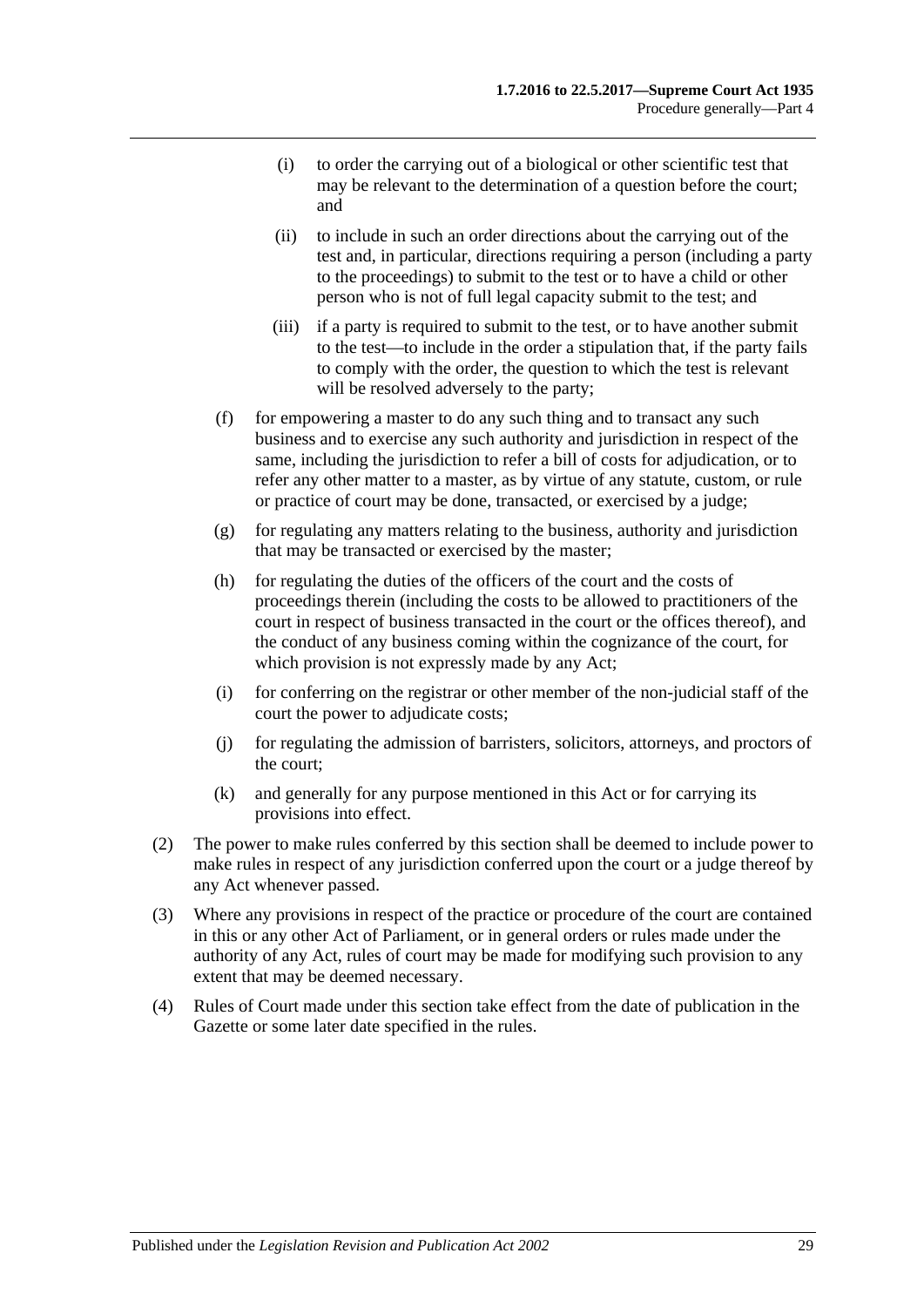(i) to order the carrying out of a biological or other scientific test that may be relevant to the determination of a question before the court; and

(ii) to include in such an order directions about the carrying out of the test and, in particular, directions requiring a person (including a party to the proceedings) to submit to the test or to have a child or other person who is not of full legal capacity submit to the test; and

(iii) if a party is required to submit to the test, or to have another submit to the test—to include in the order a stipulation that, if the party fails to comply with the order, the question to which the test is relevant will be resolved adversely to the party;

(f) for empowering a master to do any such thing and to transact any such business and to exercise any such authority and jurisdiction in respect of the same, including the jurisdiction to refer a bill of costs for adjudication, or to refer any other matter to a master, as by virtue of any statute, custom, or rule or practice of court may be done, transacted, or exercised by a judge;

(g) for regulating any matters relating to the business, authority and jurisdiction that may be transacted or exercised by the master;

(h) for regulating the duties of the officers of the court and the costs of proceedings therein (including the costs to be allowed to practitioners of the court in respect of business transacted in the court or the offices thereof), and the conduct of any business coming within the cognizance of the court, for which provision is not expressly made by any Act;

(i) for conferring on the registrar or other member of the non-judicial staff of the court the power to adjudicate costs;

(j) for regulating the admission of barristers, solicitors, attorneys, and proctors of the court;

(k) and generally for any purpose mentioned in this Act or for carrying its provisions into effect.

(2) The power to make rules conferred by this section shall be deemed to include power to make rules in respect of any jurisdiction conferred upon the court or a judge thereof by any Act whenever passed.

(3) Where any provisions in respect of the practice or procedure of the court are contained in this or any other Act of Parliament, or in general orders or rules made under the authority of any Act, rules of court may be made for modifying such provision to any extent that may be deemed necessary.

(4) Rules of Court made under this section take effect from the date of publication in the Gazette or some later date specified in the rules.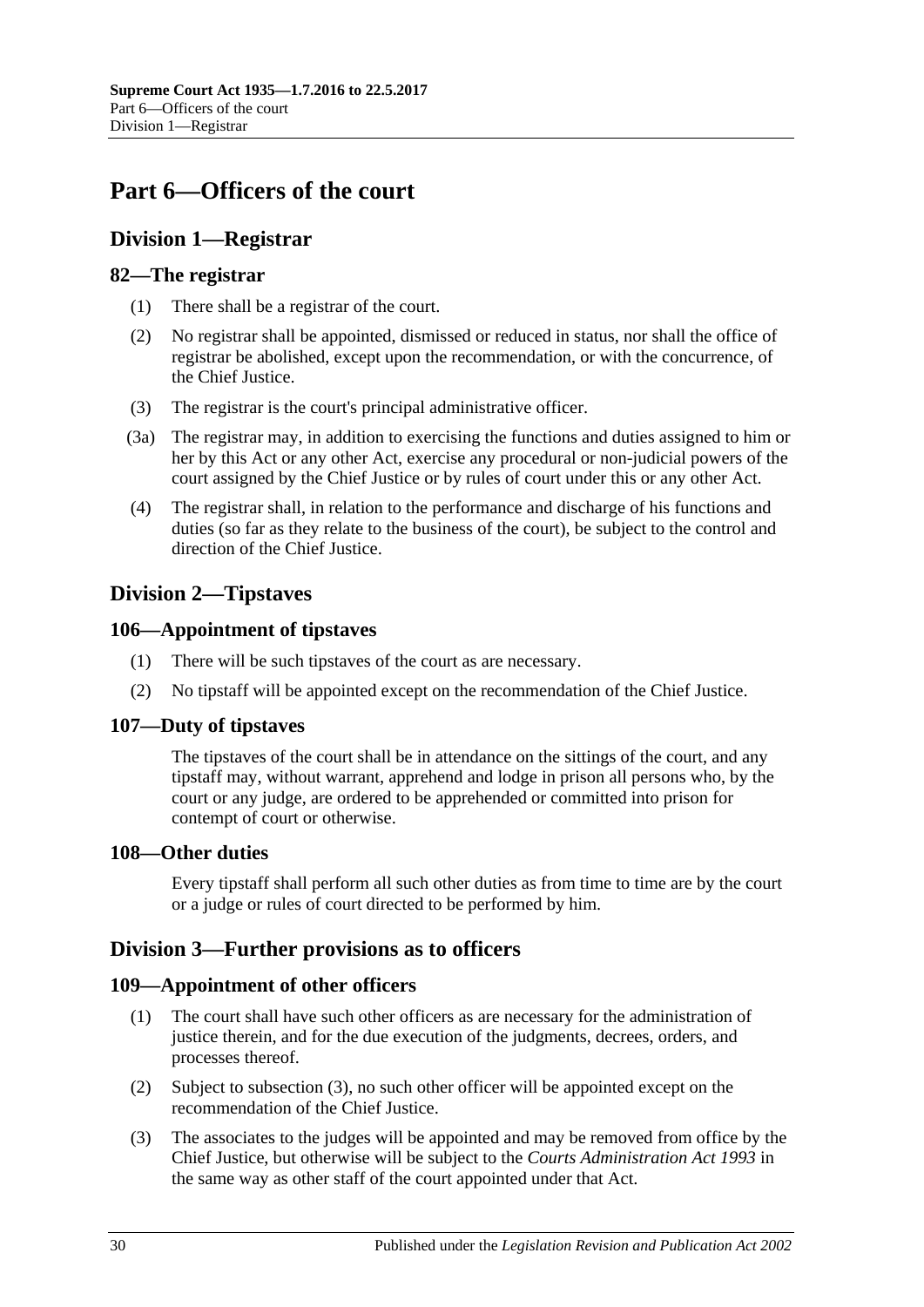# Part 6—Officers of the court

## Division 1—Registrar

### 82—The registrar

(1) There shall be a registrar of the court.

(2) No registrar shall be appointed, dismissed or reduced in status, nor shall the office of registrar be abolished, except upon the recommendation, or with the concurrence, of the Chief Justice.

(3) The registrar is the court's principal administrative officer.

(3a) The registrar may, in addition to exercising the functions and duties assigned to him or her by this Act or any other Act, exercise any procedural or non-judicial powers of the court assigned by the Chief Justice or by rules of court under this or any other Act.

(4) The registrar shall, in relation to the performance and discharge of his functions and duties (so far as they relate to the business of the court), be subject to the control and direction of the Chief Justice.

## Division 2—Tipstaves

### 106—Appointment of tipstaves

(1) There will be such tipstaves of the court as are necessary.

(2) No tipstaff will be appointed except on the recommendation of the Chief Justice.

### 107—Duty of tipstaves

The tipstaves of the court shall be in attendance on the sittings of the court, and any tipstaff may, without warrant, apprehend and lodge in prison all persons who, by the court or any judge, are ordered to be apprehended or committed into prison for contempt of court or otherwise.

### 108—Other duties

Every tipstaff shall perform all such other duties as from time to time are by the court or a judge or rules of court directed to be performed by him.

## Division 3—Further provisions as to officers

### 109—Appointment of other officers

(1) The court shall have such other officers as are necessary for the administration of justice therein, and for the due execution of the judgments, decrees, orders, and processes thereof.

(2) Subject to subsection (3), no such other officer will be appointed except on the recommendation of the Chief Justice.

(3) The associates to the judges will be appointed and may be removed from office by the Chief Justice, but otherwise will be subject to the *Courts Administration Act 1993* in the same way as other staff of the court appointed under that Act.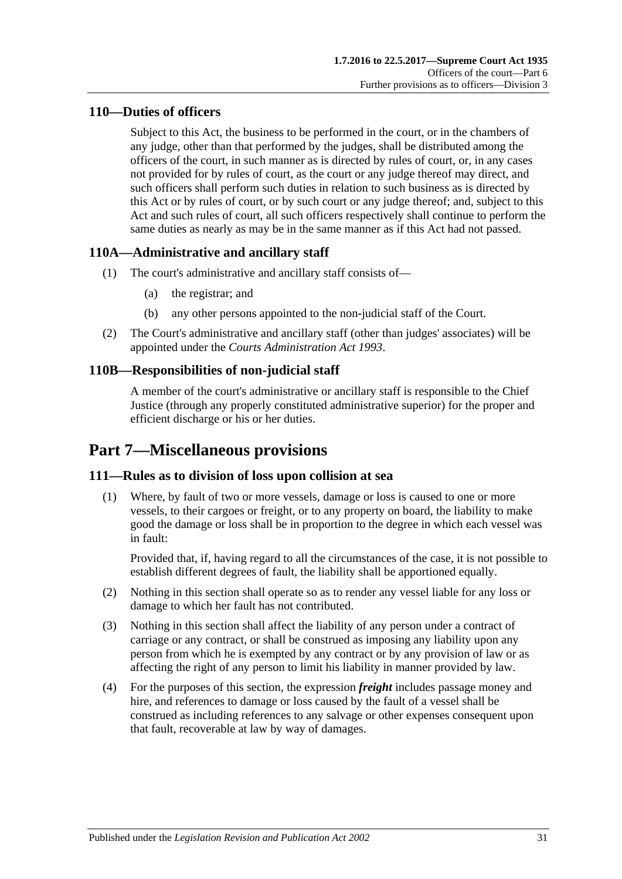## 110—Duties of officers

Subject to this Act, the business to be performed in the court, or in the chambers of any judge, other than that performed by the judges, shall be distributed among the officers of the court, in such manner as is directed by rules of court, or, in any cases not provided for by rules of court, as the court or any judge thereof may direct, and such officers shall perform such duties in relation to such business as is directed by this Act or by rules of court, or by such court or any judge thereof; and, subject to this Act and such rules of court, all such officers respectively shall continue to perform the same duties as nearly as may be in the same manner as if this Act had not passed.

## 110A—Administrative and ancillary staff

(1) The court's administrative and ancillary staff consists of—

- (a) the registrar; and
- (b) any other persons appointed to the non-judicial staff of the Court.

(2) The Court's administrative and ancillary staff (other than judges' associates) will be appointed under the *Courts Administration Act 1993*.

## 110B—Responsibilities of non-judicial staff

A member of the court's administrative or ancillary staff is responsible to the Chief Justice (through any properly constituted administrative superior) for the proper and efficient discharge or his or her duties.

# Part 7—Miscellaneous provisions

## 111—Rules as to division of loss upon collision at sea

(1) Where, by fault of two or more vessels, damage or loss is caused to one or more vessels, to their cargoes or freight, or to any property on board, the liability to make good the damage or loss shall be in proportion to the degree in which each vessel was in fault:

Provided that, if, having regard to all the circumstances of the case, it is not possible to establish different degrees of fault, the liability shall be apportioned equally.

(2) Nothing in this section shall operate so as to render any vessel liable for any loss or damage to which her fault has not contributed.

(3) Nothing in this section shall affect the liability of any person under a contract of carriage or any contract, or shall be construed as imposing any liability upon any person from which he is exempted by any contract or by any provision of law or as affecting the right of any person to limit his liability in manner provided by law.

(4) For the purposes of this section, the expression ***freight*** includes passage money and hire, and references to damage or loss caused by the fault of a vessel shall be construed as including references to any salvage or other expenses consequent upon that fault, recoverable at law by way of damages.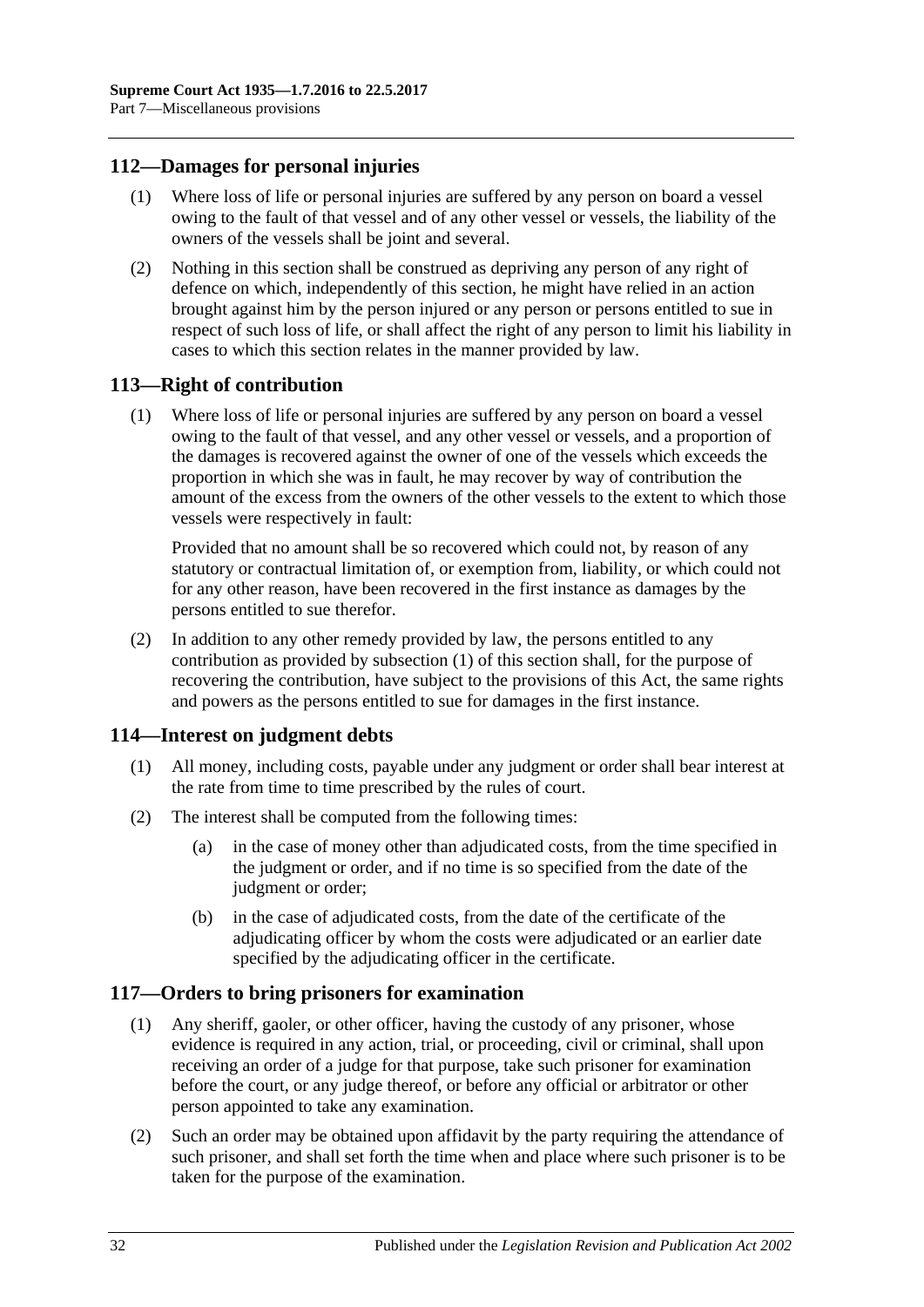## 112—Damages for personal injuries

(1) Where loss of life or personal injuries are suffered by any person on board a vessel owing to the fault of that vessel and of any other vessel or vessels, the liability of the owners of the vessels shall be joint and several.

(2) Nothing in this section shall be construed as depriving any person of any right of defence on which, independently of this section, he might have relied in an action brought against him by the person injured or any person or persons entitled to sue in respect of such loss of life, or shall affect the right of any person to limit his liability in cases to which this section relates in the manner provided by law.

## 113—Right of contribution

(1) Where loss of life or personal injuries are suffered by any person on board a vessel owing to the fault of that vessel, and any other vessel or vessels, and a proportion of the damages is recovered against the owner of one of the vessels which exceeds the proportion in which she was in fault, he may recover by way of contribution the amount of the excess from the owners of the other vessels to the extent to which those vessels were respectively in fault:

Provided that no amount shall be so recovered which could not, by reason of any statutory or contractual limitation of, or exemption from, liability, or which could not for any other reason, have been recovered in the first instance as damages by the persons entitled to sue therefor.

(2) In addition to any other remedy provided by law, the persons entitled to any contribution as provided by subsection (1) of this section shall, for the purpose of recovering the contribution, have subject to the provisions of this Act, the same rights and powers as the persons entitled to sue for damages in the first instance.

## 114—Interest on judgment debts

(1) All money, including costs, payable under any judgment or order shall bear interest at the rate from time to time prescribed by the rules of court.

(2) The interest shall be computed from the following times:

(a) in the case of money other than adjudicated costs, from the time specified in the judgment or order, and if no time is so specified from the date of the judgment or order;

(b) in the case of adjudicated costs, from the date of the certificate of the adjudicating officer by whom the costs were adjudicated or an earlier date specified by the adjudicating officer in the certificate.

## 117—Orders to bring prisoners for examination

(1) Any sheriff, gaoler, or other officer, having the custody of any prisoner, whose evidence is required in any action, trial, or proceeding, civil or criminal, shall upon receiving an order of a judge for that purpose, take such prisoner for examination before the court, or any judge thereof, or before any official or arbitrator or other person appointed to take any examination.

(2) Such an order may be obtained upon affidavit by the party requiring the attendance of such prisoner, and shall set forth the time when and place where such prisoner is to be taken for the purpose of the examination.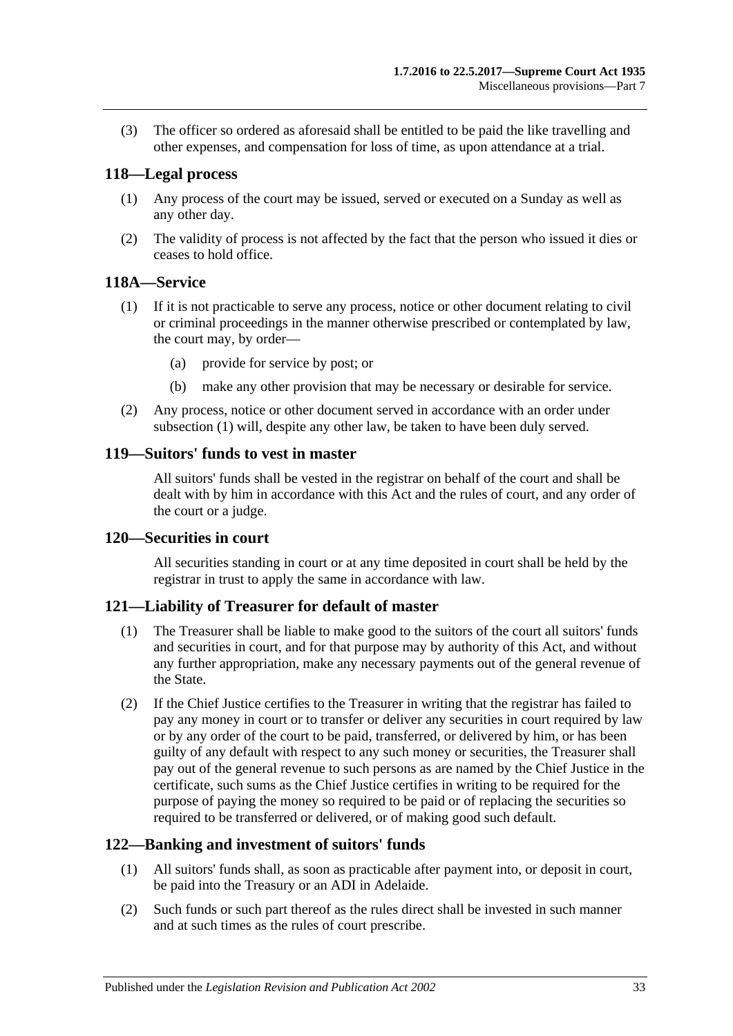(3) The officer so ordered as aforesaid shall be entitled to be paid the like travelling and other expenses, and compensation for loss of time, as upon attendance at a trial.

## 118—Legal process

(1) Any process of the court may be issued, served or executed on a Sunday as well as any other day.

(2) The validity of process is not affected by the fact that the person who issued it dies or ceases to hold office.

## 118A—Service

(1) If it is not practicable to serve any process, notice or other document relating to civil or criminal proceedings in the manner otherwise prescribed or contemplated by law, the court may, by order—

(a) provide for service by post; or

(b) make any other provision that may be necessary or desirable for service.

(2) Any process, notice or other document served in accordance with an order under subsection (1) will, despite any other law, be taken to have been duly served.

## 119—Suitors' funds to vest in master

All suitors' funds shall be vested in the registrar on behalf of the court and shall be dealt with by him in accordance with this Act and the rules of court, and any order of the court or a judge.

## 120—Securities in court

All securities standing in court or at any time deposited in court shall be held by the registrar in trust to apply the same in accordance with law.

## 121—Liability of Treasurer for default of master

(1) The Treasurer shall be liable to make good to the suitors of the court all suitors' funds and securities in court, and for that purpose may by authority of this Act, and without any further appropriation, make any necessary payments out of the general revenue of the State.

(2) If the Chief Justice certifies to the Treasurer in writing that the registrar has failed to pay any money in court or to transfer or deliver any securities in court required by law or by any order of the court to be paid, transferred, or delivered by him, or has been guilty of any default with respect to any such money or securities, the Treasurer shall pay out of the general revenue to such persons as are named by the Chief Justice in the certificate, such sums as the Chief Justice certifies in writing to be required for the purpose of paying the money so required to be paid or of replacing the securities so required to be transferred or delivered, or of making good such default.

## 122—Banking and investment of suitors' funds

(1) All suitors' funds shall, as soon as practicable after payment into, or deposit in court, be paid into the Treasury or an ADI in Adelaide.

(2) Such funds or such part thereof as the rules direct shall be invested in such manner and at such times as the rules of court prescribe.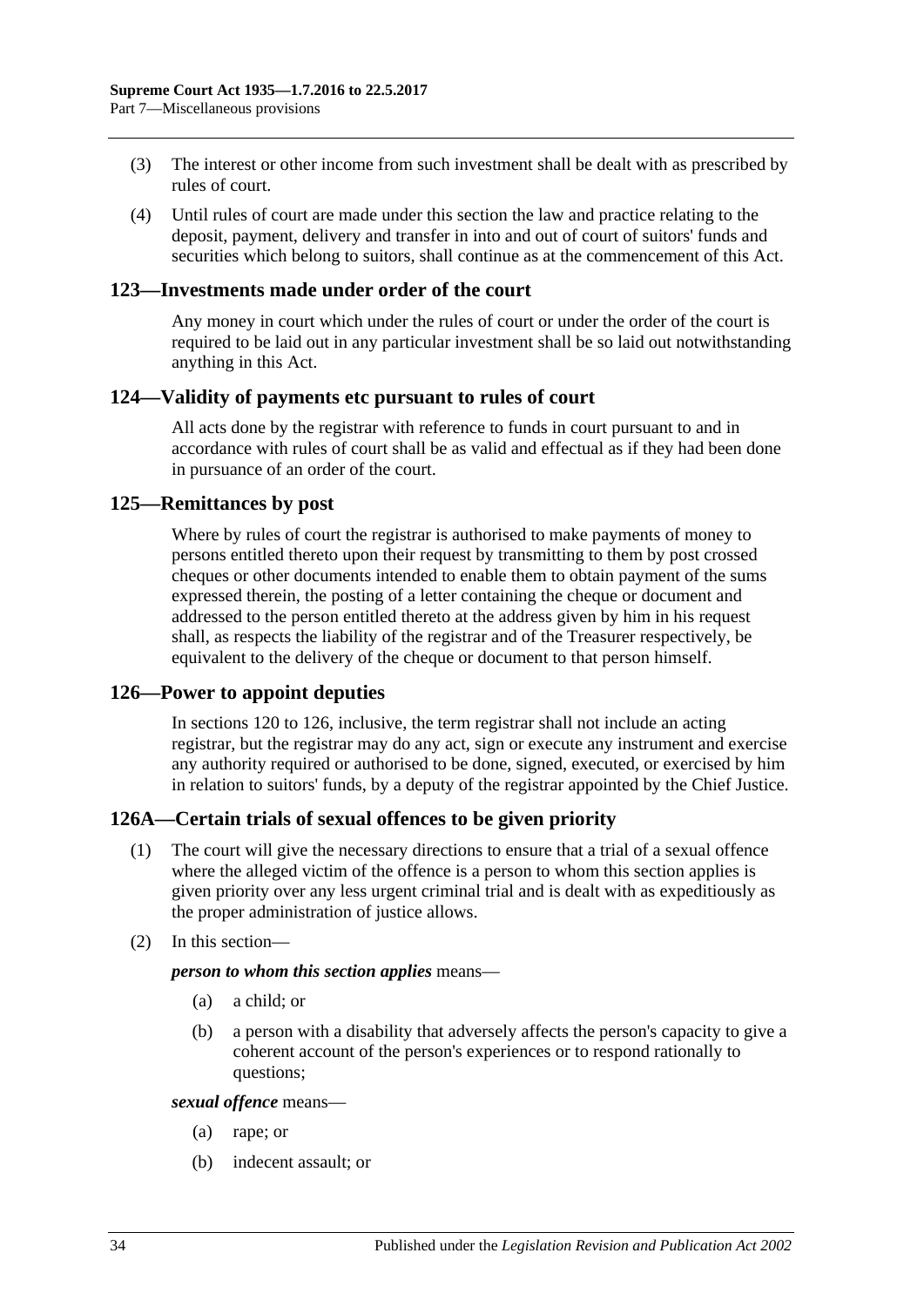(3) The interest or other income from such investment shall be dealt with as prescribed by rules of court.

(4) Until rules of court are made under this section the law and practice relating to the deposit, payment, delivery and transfer in into and out of court of suitors' funds and securities which belong to suitors, shall continue as at the commencement of this Act.

## 123—Investments made under order of the court

Any money in court which under the rules of court or under the order of the court is required to be laid out in any particular investment shall be so laid out notwithstanding anything in this Act.

## 124—Validity of payments etc pursuant to rules of court

All acts done by the registrar with reference to funds in court pursuant to and in accordance with rules of court shall be as valid and effectual as if they had been done in pursuance of an order of the court.

## 125—Remittances by post

Where by rules of court the registrar is authorised to make payments of money to persons entitled thereto upon their request by transmitting to them by post crossed cheques or other documents intended to enable them to obtain payment of the sums expressed therein, the posting of a letter containing the cheque or document and addressed to the person entitled thereto at the address given by him in his request shall, as respects the liability of the registrar and of the Treasurer respectively, be equivalent to the delivery of the cheque or document to that person himself.

## 126—Power to appoint deputies

In sections 120 to 126, inclusive, the term registrar shall not include an acting registrar, but the registrar may do any act, sign or execute any instrument and exercise any authority required or authorised to be done, signed, executed, or exercised by him in relation to suitors' funds, by a deputy of the registrar appointed by the Chief Justice.

## 126A—Certain trials of sexual offences to be given priority

(1) The court will give the necessary directions to ensure that a trial of a sexual offence where the alleged victim of the offence is a person to whom this section applies is given priority over any less urgent criminal trial and is dealt with as expeditiously as the proper administration of justice allows.

(2) In this section—

***person to whom this section applies*** means—

(a) a child; or

(b) a person with a disability that adversely affects the person's capacity to give a coherent account of the person's experiences or to respond rationally to questions;

***sexual offence*** means—

(a) rape; or

(b) indecent assault; or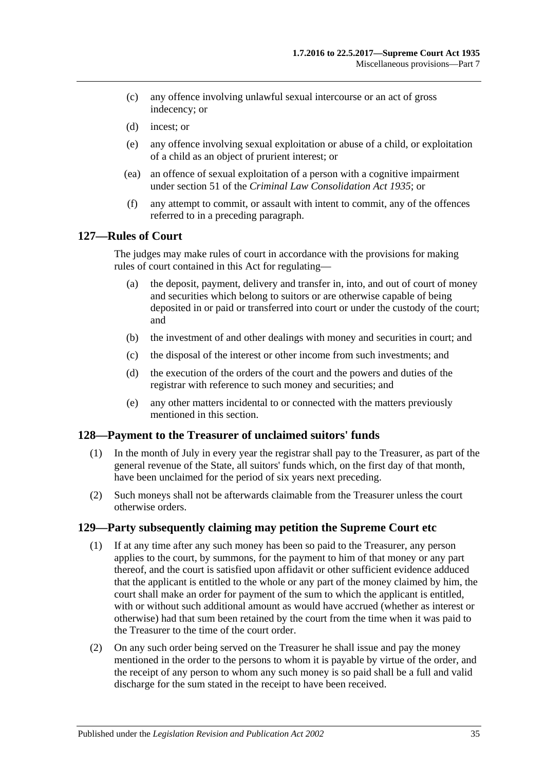(c) any offence involving unlawful sexual intercourse or an act of gross indecency; or

(d) incest; or

(e) any offence involving sexual exploitation or abuse of a child, or exploitation of a child as an object of prurient interest; or

(ea) an offence of sexual exploitation of a person with a cognitive impairment under section 51 of the *Criminal Law Consolidation Act 1935*; or

(f) any attempt to commit, or assault with intent to commit, any of the offences referred to in a preceding paragraph.

## 127—Rules of Court

The judges may make rules of court in accordance with the provisions for making rules of court contained in this Act for regulating—

(a) the deposit, payment, delivery and transfer in, into, and out of court of money and securities which belong to suitors or are otherwise capable of being deposited in or paid or transferred into court or under the custody of the court; and

(b) the investment of and other dealings with money and securities in court; and

(c) the disposal of the interest or other income from such investments; and

(d) the execution of the orders of the court and the powers and duties of the registrar with reference to such money and securities; and

(e) any other matters incidental to or connected with the matters previously mentioned in this section.

## 128—Payment to the Treasurer of unclaimed suitors' funds

(1) In the month of July in every year the registrar shall pay to the Treasurer, as part of the general revenue of the State, all suitors' funds which, on the first day of that month, have been unclaimed for the period of six years next preceding.

(2) Such moneys shall not be afterwards claimable from the Treasurer unless the court otherwise orders.

## 129—Party subsequently claiming may petition the Supreme Court etc

(1) If at any time after any such money has been so paid to the Treasurer, any person applies to the court, by summons, for the payment to him of that money or any part thereof, and the court is satisfied upon affidavit or other sufficient evidence adduced that the applicant is entitled to the whole or any part of the money claimed by him, the court shall make an order for payment of the sum to which the applicant is entitled, with or without such additional amount as would have accrued (whether as interest or otherwise) had that sum been retained by the court from the time when it was paid to the Treasurer to the time of the court order.

(2) On any such order being served on the Treasurer he shall issue and pay the money mentioned in the order to the persons to whom it is payable by virtue of the order, and the receipt of any person to whom any such money is so paid shall be a full and valid discharge for the sum stated in the receipt to have been received.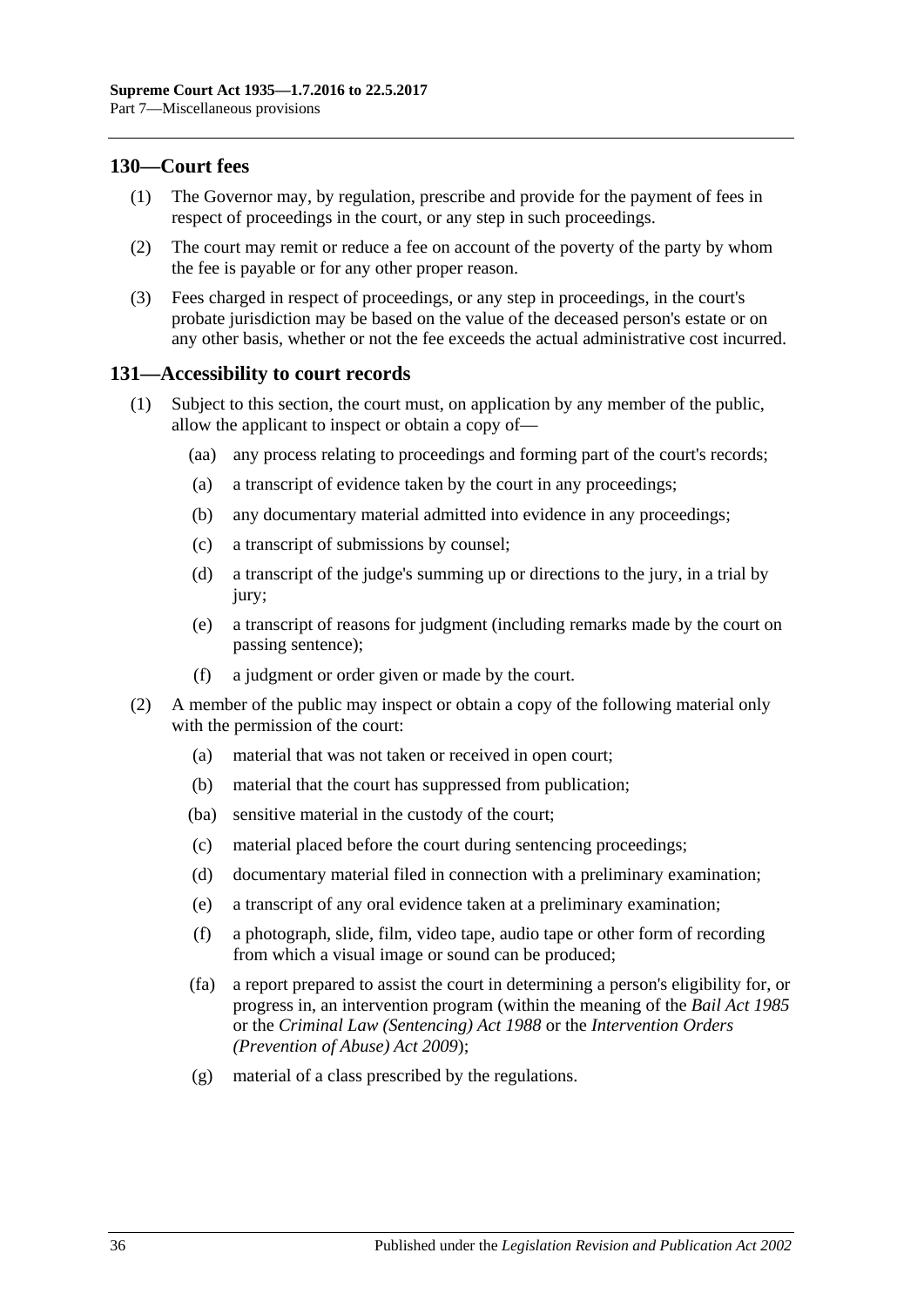## 130—Court fees

(1) The Governor may, by regulation, prescribe and provide for the payment of fees in respect of proceedings in the court, or any step in such proceedings.

(2) The court may remit or reduce a fee on account of the poverty of the party by whom the fee is payable or for any other proper reason.

(3) Fees charged in respect of proceedings, or any step in proceedings, in the court's probate jurisdiction may be based on the value of the deceased person's estate or on any other basis, whether or not the fee exceeds the actual administrative cost incurred.

## 131—Accessibility to court records

(1) Subject to this section, the court must, on application by any member of the public, allow the applicant to inspect or obtain a copy of—

(aa) any process relating to proceedings and forming part of the court's records;

(a) a transcript of evidence taken by the court in any proceedings;

(b) any documentary material admitted into evidence in any proceedings;

(c) a transcript of submissions by counsel;

(d) a transcript of the judge's summing up or directions to the jury, in a trial by jury;

(e) a transcript of reasons for judgment (including remarks made by the court on passing sentence);

(f) a judgment or order given or made by the court.

(2) A member of the public may inspect or obtain a copy of the following material only with the permission of the court:

(a) material that was not taken or received in open court;

(b) material that the court has suppressed from publication;

(ba) sensitive material in the custody of the court;

(c) material placed before the court during sentencing proceedings;

(d) documentary material filed in connection with a preliminary examination;

(e) a transcript of any oral evidence taken at a preliminary examination;

(f) a photograph, slide, film, video tape, audio tape or other form of recording from which a visual image or sound can be produced;

(fa) a report prepared to assist the court in determining a person's eligibility for, or progress in, an intervention program (within the meaning of the *Bail Act 1985* or the *Criminal Law (Sentencing) Act 1988* or the *Intervention Orders (Prevention of Abuse) Act 2009*);

(g) material of a class prescribed by the regulations.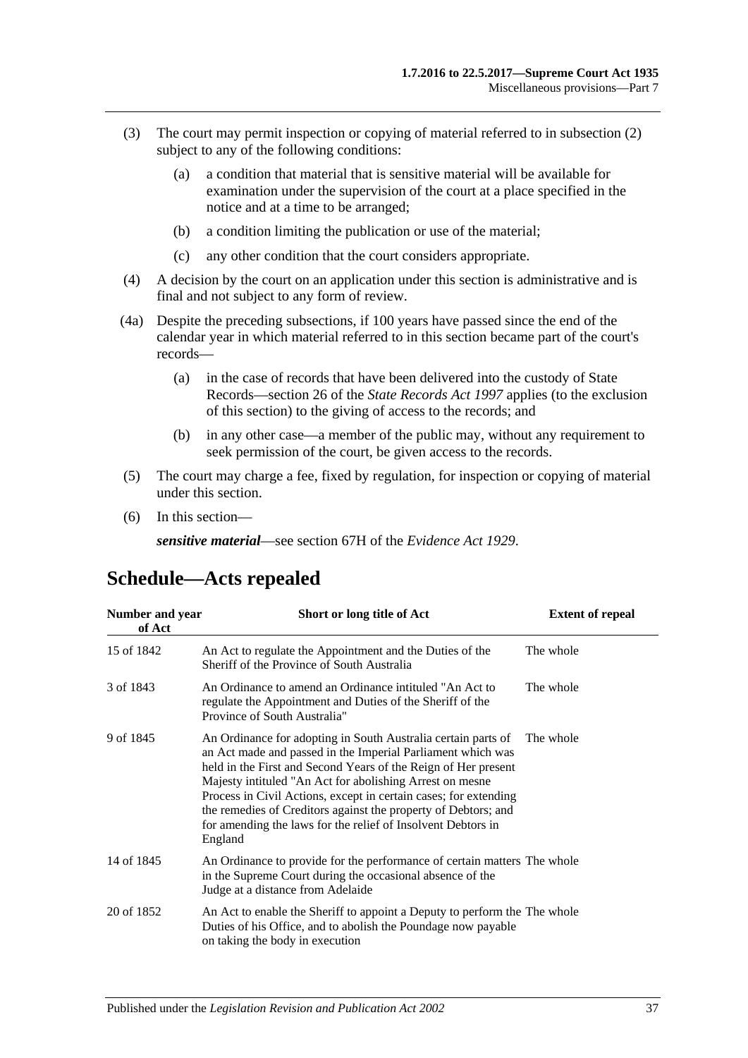(3) The court may permit inspection or copying of material referred to in subsection (2) subject to any of the following conditions:

(a) a condition that material that is sensitive material will be available for examination under the supervision of the court at a place specified in the notice and at a time to be arranged;

(b) a condition limiting the publication or use of the material;

(c) any other condition that the court considers appropriate.

(4) A decision by the court on an application under this section is administrative and is final and not subject to any form of review.

(4a) Despite the preceding subsections, if 100 years have passed since the end of the calendar year in which material referred to in this section became part of the court's records—

(a) in the case of records that have been delivered into the custody of State Records—section 26 of the *State Records Act 1997* applies (to the exclusion of this section) to the giving of access to the records; and

(b) in any other case—a member of the public may, without any requirement to seek permission of the court, be given access to the records.

(5) The court may charge a fee, fixed by regulation, for inspection or copying of material under this section.

(6) In this section—

***sensitive material***—see section 67H of the *Evidence Act 1929*.

# Schedule—Acts repealed

| Number and year of Act | Short or long title of Act | Extent of repeal |
|---|---|---|
| 15 of 1842 | An Act to regulate the Appointment and the Duties of the Sheriff of the Province of South Australia | The whole |
| 3 of 1843 | An Ordinance to amend an Ordinance intituled "An Act to regulate the Appointment and Duties of the Sheriff of the Province of South Australia" | The whole |
| 9 of 1845 | An Ordinance for adopting in South Australia certain parts of an Act made and passed in the Imperial Parliament which was held in the First and Second Years of the Reign of Her present Majesty intituled "An Act for abolishing Arrest on mesne Process in Civil Actions, except in certain cases; for extending the remedies of Creditors against the property of Debtors; and for amending the laws for the relief of Insolvent Debtors in England | The whole |
| 14 of 1845 | An Ordinance to provide for the performance of certain matters in the Supreme Court during the occasional absence of the Judge at a distance from Adelaide | The whole |
| 20 of 1852 | An Act to enable the Sheriff to appoint a Deputy to perform the Duties of his Office, and to abolish the Poundage now payable on taking the body in execution | The whole |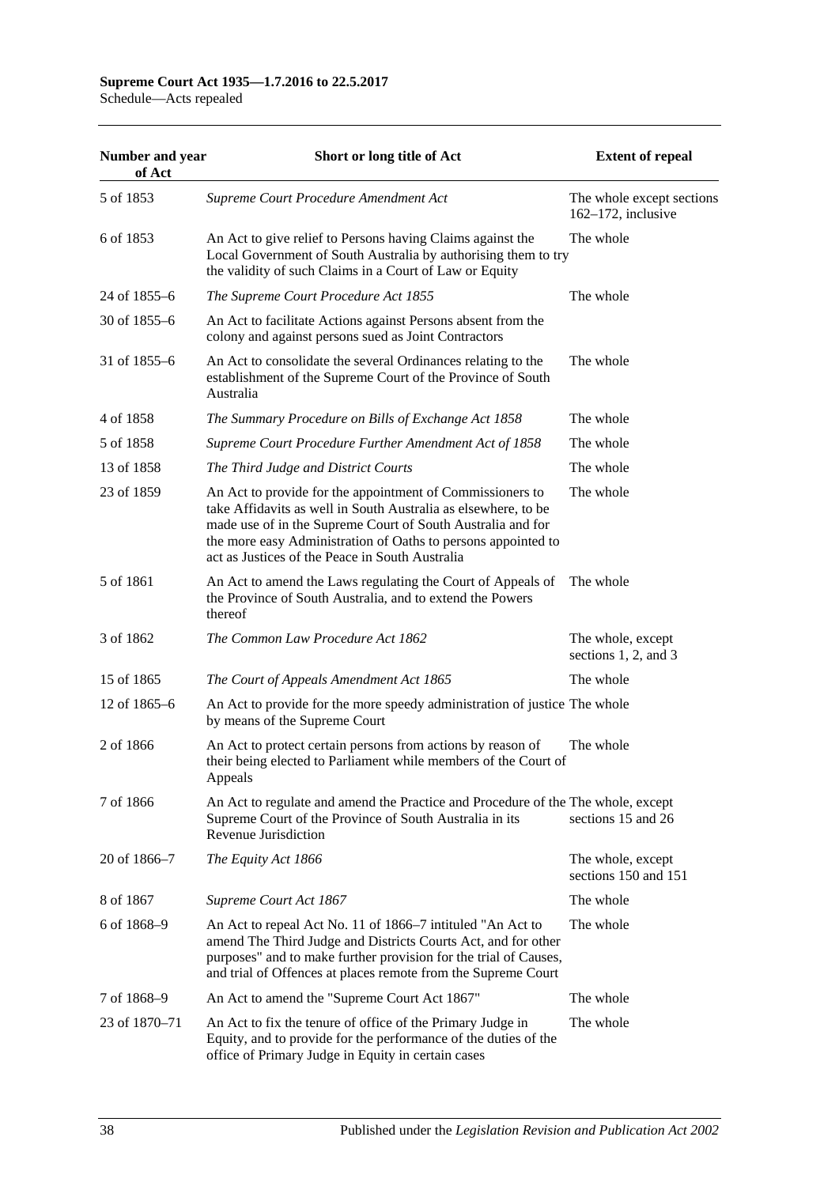| Number and year of Act | Short or long title of Act | Extent of repeal |
|---|---|---|
| 5 of 1853 | *Supreme Court Procedure Amendment Act* | The whole except sections 162–172, inclusive |
| 6 of 1853 | An Act to give relief to Persons having Claims against the Local Government of South Australia by authorising them to try the validity of such Claims in a Court of Law or Equity | The whole |
| 24 of 1855–6 | *The Supreme Court Procedure Act 1855* | The whole |
| 30 of 1855–6 | An Act to facilitate Actions against Persons absent from the colony and against persons sued as Joint Contractors | |
| 31 of 1855–6 | An Act to consolidate the several Ordinances relating to the establishment of the Supreme Court of the Province of South Australia | The whole |
| 4 of 1858 | *The Summary Procedure on Bills of Exchange Act 1858* | The whole |
| 5 of 1858 | *Supreme Court Procedure Further Amendment Act of 1858* | The whole |
| 13 of 1858 | *The Third Judge and District Courts* | The whole |
| 23 of 1859 | An Act to provide for the appointment of Commissioners to take Affidavits as well in South Australia as elsewhere, to be made use of in the Supreme Court of South Australia and for the more easy Administration of Oaths to persons appointed to act as Justices of the Peace in South Australia | The whole |
| 5 of 1861 | An Act to amend the Laws regulating the Court of Appeals of the Province of South Australia, and to extend the Powers thereof | The whole |
| 3 of 1862 | *The Common Law Procedure Act 1862* | The whole, except sections 1, 2, and 3 |
| 15 of 1865 | *The Court of Appeals Amendment Act 1865* | The whole |
| 12 of 1865–6 | An Act to provide for the more speedy administration of justice by means of the Supreme Court | The whole |
| 2 of 1866 | An Act to protect certain persons from actions by reason of their being elected to Parliament while members of the Court of Appeals | The whole |
| 7 of 1866 | An Act to regulate and amend the Practice and Procedure of the Supreme Court of the Province of South Australia in its Revenue Jurisdiction | The whole, except sections 15 and 26 |
| 20 of 1866–7 | *The Equity Act 1866* | The whole, except sections 150 and 151 |
| 8 of 1867 | *Supreme Court Act 1867* | The whole |
| 6 of 1868–9 | An Act to repeal Act No. 11 of 1866–7 intituled "An Act to amend The Third Judge and Districts Courts Act, and for other purposes" and to make further provision for the trial of Causes, and trial of Offences at places remote from the Supreme Court | The whole |
| 7 of 1868–9 | An Act to amend the "Supreme Court Act 1867" | The whole |
| 23 of 1870–71 | An Act to fix the tenure of office of the Primary Judge in Equity, and to provide for the performance of the duties of the office of Primary Judge in Equity in certain cases | The whole |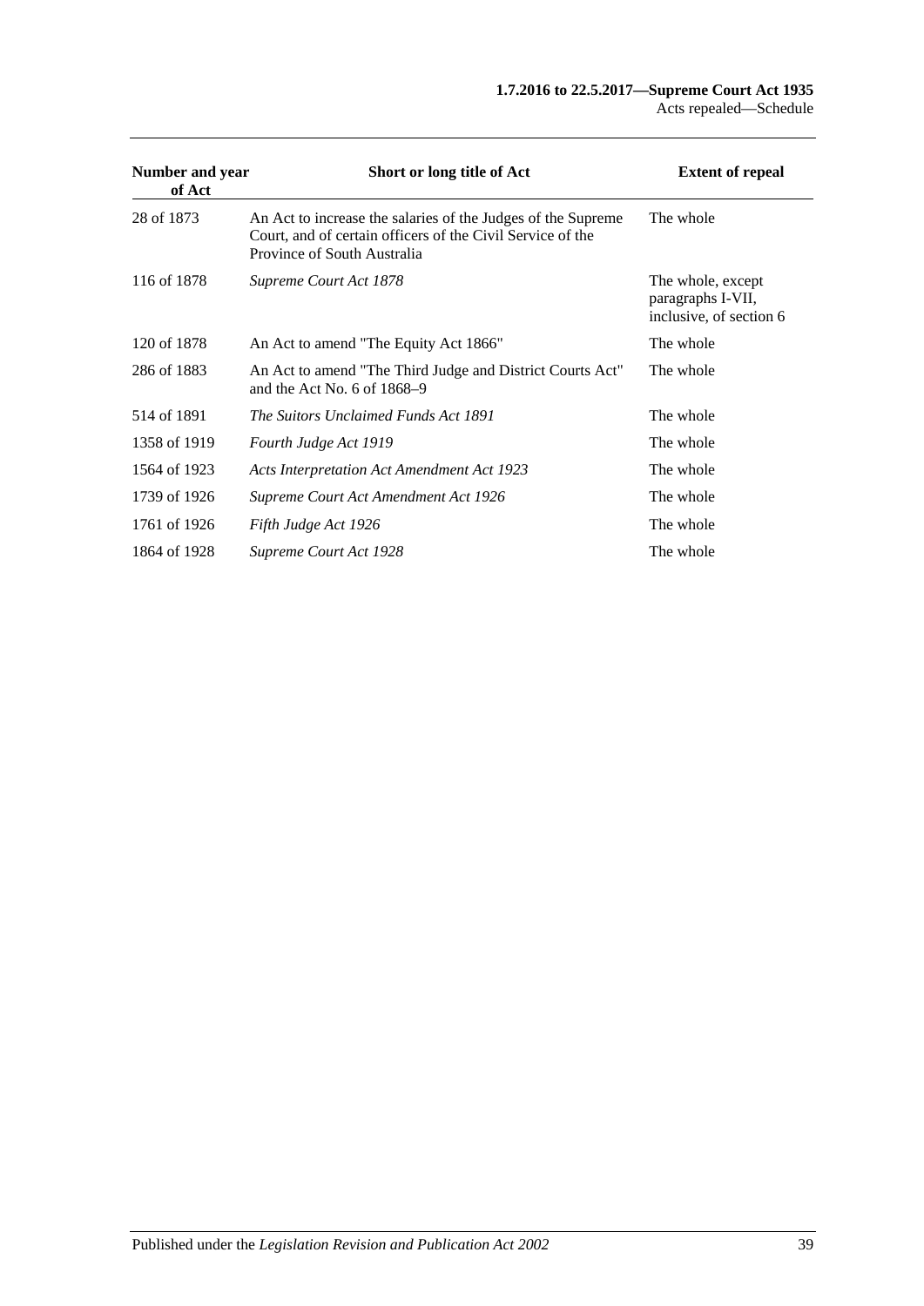| Number and year of Act | Short or long title of Act | Extent of repeal |
|---|---|---|
| 28 of 1873 | An Act to increase the salaries of the Judges of the Supreme Court, and of certain officers of the Civil Service of the Province of South Australia | The whole |
| 116 of 1878 | *Supreme Court Act 1878* | The whole, except paragraphs I-VII, inclusive, of section 6 |
| 120 of 1878 | An Act to amend "The Equity Act 1866" | The whole |
| 286 of 1883 | An Act to amend "The Third Judge and District Courts Act" and the Act No. 6 of 1868–9 | The whole |
| 514 of 1891 | *The Suitors Unclaimed Funds Act 1891* | The whole |
| 1358 of 1919 | *Fourth Judge Act 1919* | The whole |
| 1564 of 1923 | *Acts Interpretation Act Amendment Act 1923* | The whole |
| 1739 of 1926 | *Supreme Court Act Amendment Act 1926* | The whole |
| 1761 of 1926 | *Fifth Judge Act 1926* | The whole |
| 1864 of 1928 | *Supreme Court Act 1928* | The whole |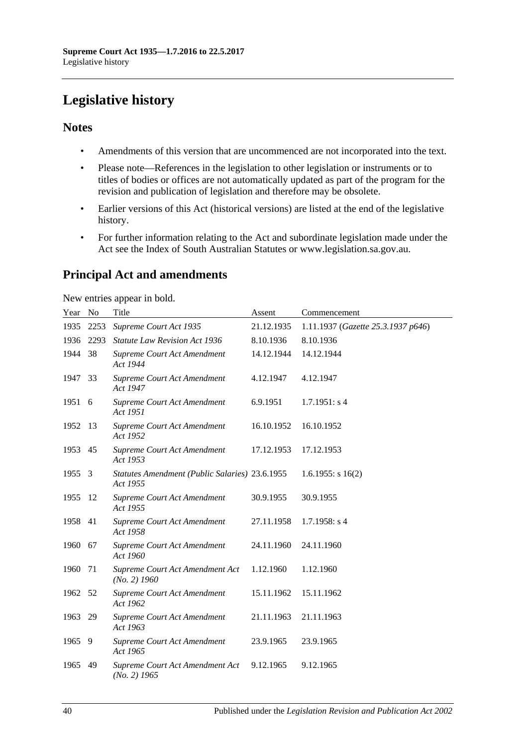# Legislative history

## Notes

- Amendments of this version that are uncommenced are not incorporated into the text.
- Please note—References in the legislation to other legislation or instruments or to titles of bodies or offices are not automatically updated as part of the program for the revision and publication of legislation and therefore may be obsolete.
- Earlier versions of this Act (historical versions) are listed at the end of the legislative history.
- For further information relating to the Act and subordinate legislation made under the Act see the Index of South Australian Statutes or www.legislation.sa.gov.au.

## Principal Act and amendments

New entries appear in bold.

| Year | No | Title | Assent | Commencement |
|---|---|---|---|---|
| 1935 | 2253 | *Supreme Court Act 1935* | 21.12.1935 | 1.11.1937 (*Gazette 25.3.1937 p646*) |
| 1936 | 2293 | *Statute Law Revision Act 1936* | 8.10.1936 | 8.10.1936 |
| 1944 | 38 | *Supreme Court Act Amendment Act 1944* | 14.12.1944 | 14.12.1944 |
| 1947 | 33 | *Supreme Court Act Amendment Act 1947* | 4.12.1947 | 4.12.1947 |
| 1951 | 6 | *Supreme Court Act Amendment Act 1951* | 6.9.1951 | 1.7.1951: s 4 |
| 1952 | 13 | *Supreme Court Act Amendment Act 1952* | 16.10.1952 | 16.10.1952 |
| 1953 | 45 | *Supreme Court Act Amendment Act 1953* | 17.12.1953 | 17.12.1953 |
| 1955 | 3 | *Statutes Amendment (Public Salaries) Act 1955* | 23.6.1955 | 1.6.1955: s 16(2) |
| 1955 | 12 | *Supreme Court Act Amendment Act 1955* | 30.9.1955 | 30.9.1955 |
| 1958 | 41 | *Supreme Court Act Amendment Act 1958* | 27.11.1958 | 1.7.1958: s 4 |
| 1960 | 67 | *Supreme Court Act Amendment Act 1960* | 24.11.1960 | 24.11.1960 |
| 1960 | 71 | *Supreme Court Act Amendment Act (No. 2) 1960* | 1.12.1960 | 1.12.1960 |
| 1962 | 52 | *Supreme Court Act Amendment Act 1962* | 15.11.1962 | 15.11.1962 |
| 1963 | 29 | *Supreme Court Act Amendment Act 1963* | 21.11.1963 | 21.11.1963 |
| 1965 | 9 | *Supreme Court Act Amendment Act 1965* | 23.9.1965 | 23.9.1965 |
| 1965 | 49 | *Supreme Court Act Amendment Act (No. 2) 1965* | 9.12.1965 | 9.12.1965 |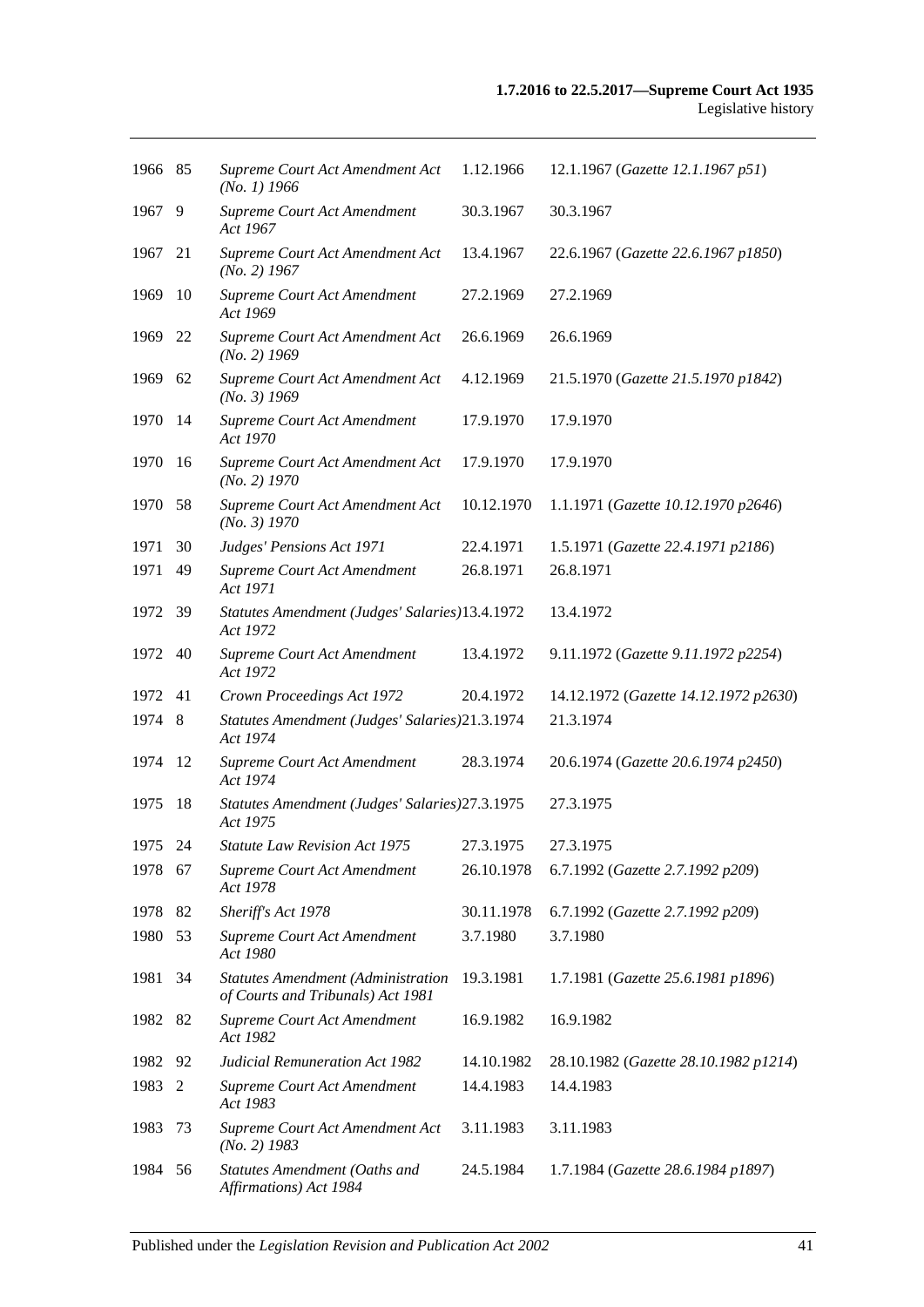| | | | | |
|---|---|---|---|---|
| 1966 | 85 | *Supreme Court Act Amendment Act (No. 1) 1966* | 1.12.1966 | 12.1.1967 (*Gazette 12.1.1967 p51*) |
| 1967 | 9 | *Supreme Court Act Amendment Act 1967* | 30.3.1967 | 30.3.1967 |
| 1967 | 21 | *Supreme Court Act Amendment Act (No. 2) 1967* | 13.4.1967 | 22.6.1967 (*Gazette 22.6.1967 p1850*) |
| 1969 | 10 | *Supreme Court Act Amendment Act 1969* | 27.2.1969 | 27.2.1969 |
| 1969 | 22 | *Supreme Court Act Amendment Act (No. 2) 1969* | 26.6.1969 | 26.6.1969 |
| 1969 | 62 | *Supreme Court Act Amendment Act (No. 3) 1969* | 4.12.1969 | 21.5.1970 (*Gazette 21.5.1970 p1842*) |
| 1970 | 14 | *Supreme Court Act Amendment Act 1970* | 17.9.1970 | 17.9.1970 |
| 1970 | 16 | *Supreme Court Act Amendment Act (No. 2) 1970* | 17.9.1970 | 17.9.1970 |
| 1970 | 58 | *Supreme Court Act Amendment Act (No. 3) 1970* | 10.12.1970 | 1.1.1971 (*Gazette 10.12.1970 p2646*) |
| 1971 | 30 | *Judges' Pensions Act 1971* | 22.4.1971 | 1.5.1971 (*Gazette 22.4.1971 p2186*) |
| 1971 | 49 | *Supreme Court Act Amendment Act 1971* | 26.8.1971 | 26.8.1971 |
| 1972 | 39 | *Statutes Amendment (Judges' Salaries) Act 1972* | 13.4.1972 | 13.4.1972 |
| 1972 | 40 | *Supreme Court Act Amendment Act 1972* | 13.4.1972 | 9.11.1972 (*Gazette 9.11.1972 p2254*) |
| 1972 | 41 | *Crown Proceedings Act 1972* | 20.4.1972 | 14.12.1972 (*Gazette 14.12.1972 p2630*) |
| 1974 | 8 | *Statutes Amendment (Judges' Salaries) Act 1974* | 21.3.1974 | 21.3.1974 |
| 1974 | 12 | *Supreme Court Act Amendment Act 1974* | 28.3.1974 | 20.6.1974 (*Gazette 20.6.1974 p2450*) |
| 1975 | 18 | *Statutes Amendment (Judges' Salaries) Act 1975* | 27.3.1975 | 27.3.1975 |
| 1975 | 24 | *Statute Law Revision Act 1975* | 27.3.1975 | 27.3.1975 |
| 1978 | 67 | *Supreme Court Act Amendment Act 1978* | 26.10.1978 | 6.7.1992 (*Gazette 2.7.1992 p209*) |
| 1978 | 82 | *Sheriff's Act 1978* | 30.11.1978 | 6.7.1992 (*Gazette 2.7.1992 p209*) |
| 1980 | 53 | *Supreme Court Act Amendment Act 1980* | 3.7.1980 | 3.7.1980 |
| 1981 | 34 | *Statutes Amendment (Administration of Courts and Tribunals) Act 1981* | 19.3.1981 | 1.7.1981 (*Gazette 25.6.1981 p1896*) |
| 1982 | 82 | *Supreme Court Act Amendment Act 1982* | 16.9.1982 | 16.9.1982 |
| 1982 | 92 | *Judicial Remuneration Act 1982* | 14.10.1982 | 28.10.1982 (*Gazette 28.10.1982 p1214*) |
| 1983 | 2 | *Supreme Court Act Amendment Act 1983* | 14.4.1983 | 14.4.1983 |
| 1983 | 73 | *Supreme Court Act Amendment Act (No. 2) 1983* | 3.11.1983 | 3.11.1983 |
| 1984 | 56 | *Statutes Amendment (Oaths and Affirmations) Act 1984* | 24.5.1984 | 1.7.1984 (*Gazette 28.6.1984 p1897*) |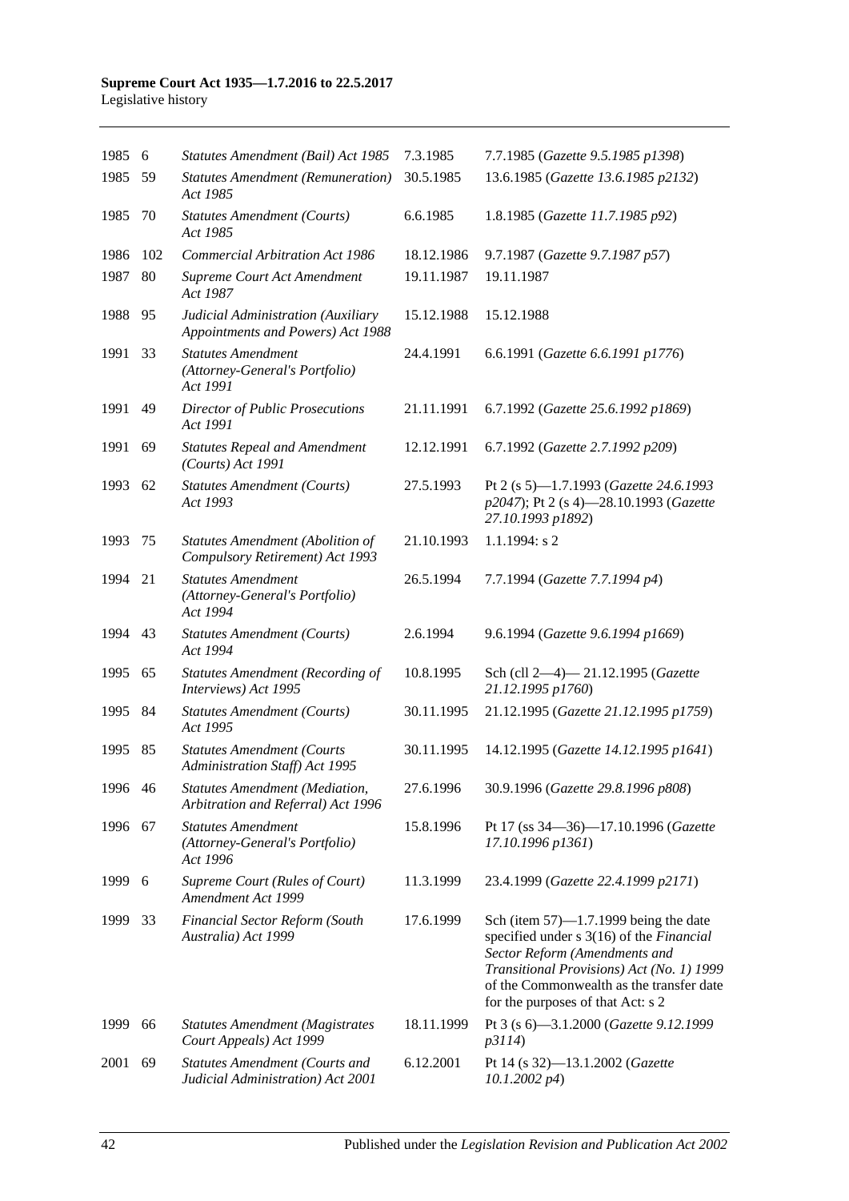| | | | | |
|---|---|---|---|---|
| 1985 | 6 | *Statutes Amendment (Bail) Act 1985* | 7.3.1985 | 7.7.1985 (*Gazette 9.5.1985 p1398*) |
| 1985 | 59 | *Statutes Amendment (Remuneration) Act 1985* | 30.5.1985 | 13.6.1985 (*Gazette 13.6.1985 p2132*) |
| 1985 | 70 | *Statutes Amendment (Courts) Act 1985* | 6.6.1985 | 1.8.1985 (*Gazette 11.7.1985 p92*) |
| 1986 | 102 | *Commercial Arbitration Act 1986* | 18.12.1986 | 9.7.1987 (*Gazette 9.7.1987 p57*) |
| 1987 | 80 | *Supreme Court Act Amendment Act 1987* | 19.11.1987 | 19.11.1987 |
| 1988 | 95 | *Judicial Administration (Auxiliary Appointments and Powers) Act 1988* | 15.12.1988 | 15.12.1988 |
| 1991 | 33 | *Statutes Amendment (Attorney-General's Portfolio) Act 1991* | 24.4.1991 | 6.6.1991 (*Gazette 6.6.1991 p1776*) |
| 1991 | 49 | *Director of Public Prosecutions Act 1991* | 21.11.1991 | 6.7.1992 (*Gazette 25.6.1992 p1869*) |
| 1991 | 69 | *Statutes Repeal and Amendment (Courts) Act 1991* | 12.12.1991 | 6.7.1992 (*Gazette 2.7.1992 p209*) |
| 1993 | 62 | *Statutes Amendment (Courts) Act 1993* | 27.5.1993 | Pt 2 (s 5)—1.7.1993 (*Gazette 24.6.1993 p2047*); Pt 2 (s 4)—28.10.1993 (*Gazette 27.10.1993 p1892*) |
| 1993 | 75 | *Statutes Amendment (Abolition of Compulsory Retirement) Act 1993* | 21.10.1993 | 1.1.1994: s 2 |
| 1994 | 21 | *Statutes Amendment (Attorney-General's Portfolio) Act 1994* | 26.5.1994 | 7.7.1994 (*Gazette 7.7.1994 p4*) |
| 1994 | 43 | *Statutes Amendment (Courts) Act 1994* | 2.6.1994 | 9.6.1994 (*Gazette 9.6.1994 p1669*) |
| 1995 | 65 | *Statutes Amendment (Recording of Interviews) Act 1995* | 10.8.1995 | Sch (cll 2—4)— 21.12.1995 (*Gazette 21.12.1995 p1760*) |
| 1995 | 84 | *Statutes Amendment (Courts) Act 1995* | 30.11.1995 | 21.12.1995 (*Gazette 21.12.1995 p1759*) |
| 1995 | 85 | *Statutes Amendment (Courts Administration Staff) Act 1995* | 30.11.1995 | 14.12.1995 (*Gazette 14.12.1995 p1641*) |
| 1996 | 46 | *Statutes Amendment (Mediation, Arbitration and Referral) Act 1996* | 27.6.1996 | 30.9.1996 (*Gazette 29.8.1996 p808*) |
| 1996 | 67 | *Statutes Amendment (Attorney-General's Portfolio) Act 1996* | 15.8.1996 | Pt 17 (ss 34—36)—17.10.1996 (*Gazette 17.10.1996 p1361*) |
| 1999 | 6 | *Supreme Court (Rules of Court) Amendment Act 1999* | 11.3.1999 | 23.4.1999 (*Gazette 22.4.1999 p2171*) |
| 1999 | 33 | *Financial Sector Reform (South Australia) Act 1999* | 17.6.1999 | Sch (item 57)—1.7.1999 being the date specified under s 3(16) of the *Financial Sector Reform (Amendments and Transitional Provisions) Act (No. 1) 1999* of the Commonwealth as the transfer date for the purposes of that Act: s 2 |
| 1999 | 66 | *Statutes Amendment (Magistrates Court Appeals) Act 1999* | 18.11.1999 | Pt 3 (s 6)—3.1.2000 (*Gazette 9.12.1999 p3114*) |
| 2001 | 69 | *Statutes Amendment (Courts and Judicial Administration) Act 2001* | 6.12.2001 | Pt 14 (s 32)—13.1.2002 (*Gazette 10.1.2002 p4*) |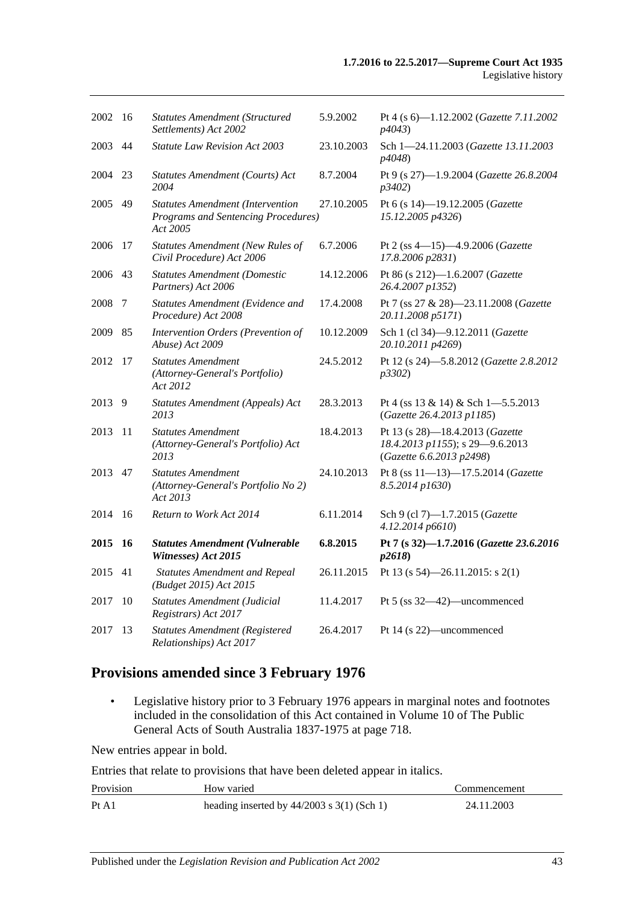| | | | | |
|---|---|---|---|---|
| 2002 | 16 | *Statutes Amendment (Structured Settlements) Act 2002* | 5.9.2002 | Pt 4 (s 6)—1.12.2002 (*Gazette 7.11.2002 p4043*) |
| 2003 | 44 | *Statute Law Revision Act 2003* | 23.10.2003 | Sch 1—24.11.2003 (*Gazette 13.11.2003 p4048*) |
| 2004 | 23 | *Statutes Amendment (Courts) Act 2004* | 8.7.2004 | Pt 9 (s 27)—1.9.2004 (*Gazette 26.8.2004 p3402*) |
| 2005 | 49 | *Statutes Amendment (Intervention Programs and Sentencing Procedures) Act 2005* | 27.10.2005 | Pt 6 (s 14)—19.12.2005 (*Gazette 15.12.2005 p4326*) |
| 2006 | 17 | *Statutes Amendment (New Rules of Civil Procedure) Act 2006* | 6.7.2006 | Pt 2 (ss 4—15)—4.9.2006 (*Gazette 17.8.2006 p2831*) |
| 2006 | 43 | *Statutes Amendment (Domestic Partners) Act 2006* | 14.12.2006 | Pt 86 (s 212)—1.6.2007 (*Gazette 26.4.2007 p1352*) |
| 2008 | 7 | *Statutes Amendment (Evidence and Procedure) Act 2008* | 17.4.2008 | Pt 7 (ss 27 & 28)—23.11.2008 (*Gazette 20.11.2008 p5171*) |
| 2009 | 85 | *Intervention Orders (Prevention of Abuse) Act 2009* | 10.12.2009 | Sch 1 (cl 34)—9.12.2011 (*Gazette 20.10.2011 p4269*) |
| 2012 | 17 | *Statutes Amendment (Attorney-General's Portfolio) Act 2012* | 24.5.2012 | Pt 12 (s 24)—5.8.2012 (*Gazette 2.8.2012 p3302*) |
| 2013 | 9 | *Statutes Amendment (Appeals) Act 2013* | 28.3.2013 | Pt 4 (ss 13 & 14) & Sch 1—5.5.2013 (*Gazette 26.4.2013 p1185*) |
| 2013 | 11 | *Statutes Amendment (Attorney-General's Portfolio) Act 2013* | 18.4.2013 | Pt 13 (s 28)—18.4.2013 (*Gazette 18.4.2013 p1155*); s 29—9.6.2013 (*Gazette 6.6.2013 p2498*) |
| 2013 | 47 | *Statutes Amendment (Attorney-General's Portfolio No 2) Act 2013* | 24.10.2013 | Pt 8 (ss 11—13)—17.5.2014 (*Gazette 8.5.2014 p1630*) |
| 2014 | 16 | *Return to Work Act 2014* | 6.11.2014 | Sch 9 (cl 7)—1.7.2015 (*Gazette 4.12.2014 p6610*) |
| **2015** | **16** | ***Statutes Amendment (Vulnerable Witnesses) Act 2015*** | **6.8.2015** | **Pt 7 (s 32)—1.7.2016 (*Gazette 23.6.2016 p2618*)** |
| 2015 | 41 | *Statutes Amendment and Repeal (Budget 2015) Act 2015* | 26.11.2015 | Pt 13 (s 54)—26.11.2015: s 2(1) |
| 2017 | 10 | *Statutes Amendment (Judicial Registrars) Act 2017* | 11.4.2017 | Pt 5 (ss 32—42)—uncommenced |
| 2017 | 13 | *Statutes Amendment (Registered Relationships) Act 2017* | 26.4.2017 | Pt 14 (s 22)—uncommenced |

## Provisions amended since 3 February 1976

- Legislative history prior to 3 February 1976 appears in marginal notes and footnotes included in the consolidation of this Act contained in Volume 10 of The Public General Acts of South Australia 1837-1975 at page 718.

New entries appear in bold.

Entries that relate to provisions that have been deleted appear in italics.

| Provision | How varied | Commencement |
|---|---|---|
| Pt A1 | heading inserted by 44/2003 s 3(1) (Sch 1) | 24.11.2003 |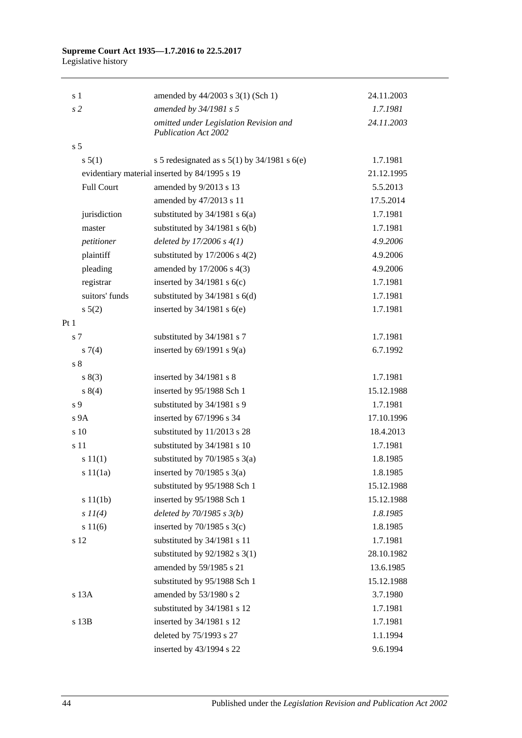| | | |
|---|---|---|
| s 1 | amended by 44/2003 s 3(1) (Sch 1) | 24.11.2003 |
| *s 2* | *amended by 34/1981 s 5* | *1.7.1981* |
| | *omitted under Legislation Revision and Publication Act 2002* | *24.11.2003* |
| s 5 | | |
| s 5(1) | s 5 redesignated as s 5(1) by 34/1981 s 6(e) | 1.7.1981 |
| evidentiary material | inserted by 84/1995 s 19 | 21.12.1995 |
| Full Court | amended by 9/2013 s 13 | 5.5.2013 |
| | amended by 47/2013 s 11 | 17.5.2014 |
| jurisdiction | substituted by 34/1981 s 6(a) | 1.7.1981 |
| master | substituted by 34/1981 s 6(b) | 1.7.1981 |
| *petitioner* | *deleted by 17/2006 s 4(1)* | *4.9.2006* |
| plaintiff | substituted by 17/2006 s 4(2) | 4.9.2006 |
| pleading | amended by 17/2006 s 4(3) | 4.9.2006 |
| registrar | inserted by 34/1981 s 6(c) | 1.7.1981 |
| suitors' funds | substituted by 34/1981 s 6(d) | 1.7.1981 |
| s 5(2) | inserted by 34/1981 s 6(e) | 1.7.1981 |
| Pt 1 | | |
| s 7 | substituted by 34/1981 s 7 | 1.7.1981 |
| s 7(4) | inserted by 69/1991 s 9(a) | 6.7.1992 |
| s 8 | | |
| s 8(3) | inserted by 34/1981 s 8 | 1.7.1981 |
| s 8(4) | inserted by 95/1988 Sch 1 | 15.12.1988 |
| s 9 | substituted by 34/1981 s 9 | 1.7.1981 |
| s 9A | inserted by 67/1996 s 34 | 17.10.1996 |
| s 10 | substituted by 11/2013 s 28 | 18.4.2013 |
| s 11 | substituted by 34/1981 s 10 | 1.7.1981 |
| s 11(1) | substituted by 70/1985 s 3(a) | 1.8.1985 |
| s 11(1a) | inserted by 70/1985 s 3(a) | 1.8.1985 |
| | substituted by 95/1988 Sch 1 | 15.12.1988 |
| s 11(1b) | inserted by 95/1988 Sch 1 | 15.12.1988 |
| *s 11(4)* | *deleted by 70/1985 s 3(b)* | *1.8.1985* |
| s 11(6) | inserted by 70/1985 s 3(c) | 1.8.1985 |
| s 12 | substituted by 34/1981 s 11 | 1.7.1981 |
| | substituted by 92/1982 s 3(1) | 28.10.1982 |
| | amended by 59/1985 s 21 | 13.6.1985 |
| | substituted by 95/1988 Sch 1 | 15.12.1988 |
| s 13A | amended by 53/1980 s 2 | 3.7.1980 |
| | substituted by 34/1981 s 12 | 1.7.1981 |
| s 13B | inserted by 34/1981 s 12 | 1.7.1981 |
| | deleted by 75/1993 s 27 | 1.1.1994 |
| | inserted by 43/1994 s 22 | 9.6.1994 |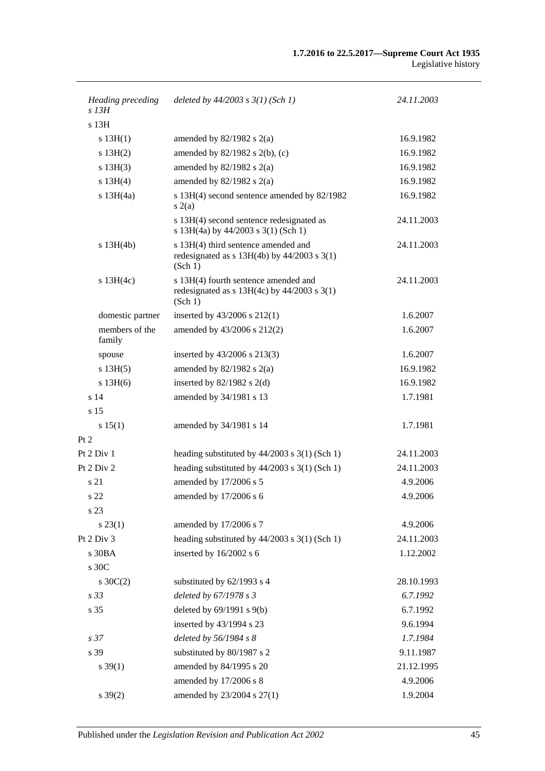| | | |
|---|---|---|
| *Heading preceding s 13H* | *deleted by 44/2003 s 3(1) (Sch 1)* | *24.11.2003* |
| s 13H | | |
| s 13H(1) | amended by 82/1982 s 2(a) | 16.9.1982 |
| s 13H(2) | amended by 82/1982 s 2(b), (c) | 16.9.1982 |
| s 13H(3) | amended by 82/1982 s 2(a) | 16.9.1982 |
| s 13H(4) | amended by 82/1982 s 2(a) | 16.9.1982 |
| s 13H(4a) | s 13H(4) second sentence amended by 82/1982 s 2(a) | 16.9.1982 |
| | s 13H(4) second sentence redesignated as s 13H(4a) by 44/2003 s 3(1) (Sch 1) | 24.11.2003 |
| s 13H(4b) | s 13H(4) third sentence amended and redesignated as s 13H(4b) by 44/2003 s 3(1) (Sch 1) | 24.11.2003 |
| s 13H(4c) | s 13H(4) fourth sentence amended and redesignated as s 13H(4c) by 44/2003 s 3(1) (Sch 1) | 24.11.2003 |
| domestic partner | inserted by 43/2006 s 212(1) | 1.6.2007 |
| members of the family | amended by 43/2006 s 212(2) | 1.6.2007 |
| spouse | inserted by 43/2006 s 213(3) | 1.6.2007 |
| s 13H(5) | amended by 82/1982 s 2(a) | 16.9.1982 |
| s 13H(6) | inserted by 82/1982 s 2(d) | 16.9.1982 |
| s 14 | amended by 34/1981 s 13 | 1.7.1981 |
| s 15 | | |
| s 15(1) | amended by 34/1981 s 14 | 1.7.1981 |
| Pt 2 | | |
| Pt 2 Div 1 | heading substituted by 44/2003 s 3(1) (Sch 1) | 24.11.2003 |
| Pt 2 Div 2 | heading substituted by 44/2003 s 3(1) (Sch 1) | 24.11.2003 |
| s 21 | amended by 17/2006 s 5 | 4.9.2006 |
| s 22 | amended by 17/2006 s 6 | 4.9.2006 |
| s 23 | | |
| s 23(1) | amended by 17/2006 s 7 | 4.9.2006 |
| Pt 2 Div 3 | heading substituted by 44/2003 s 3(1) (Sch 1) | 24.11.2003 |
| s 30BA | inserted by 16/2002 s 6 | 1.12.2002 |
| s 30C | | |
| s 30C(2) | substituted by 62/1993 s 4 | 28.10.1993 |
| *s 33* | *deleted by 67/1978 s 3* | *6.7.1992* |
| s 35 | deleted by 69/1991 s 9(b) | 6.7.1992 |
| | inserted by 43/1994 s 23 | 9.6.1994 |
| *s 37* | *deleted by 56/1984 s 8* | *1.7.1984* |
| s 39 | substituted by 80/1987 s 2 | 9.11.1987 |
| s 39(1) | amended by 84/1995 s 20 | 21.12.1995 |
| | amended by 17/2006 s 8 | 4.9.2006 |
| s 39(2) | amended by 23/2004 s 27(1) | 1.9.2004 |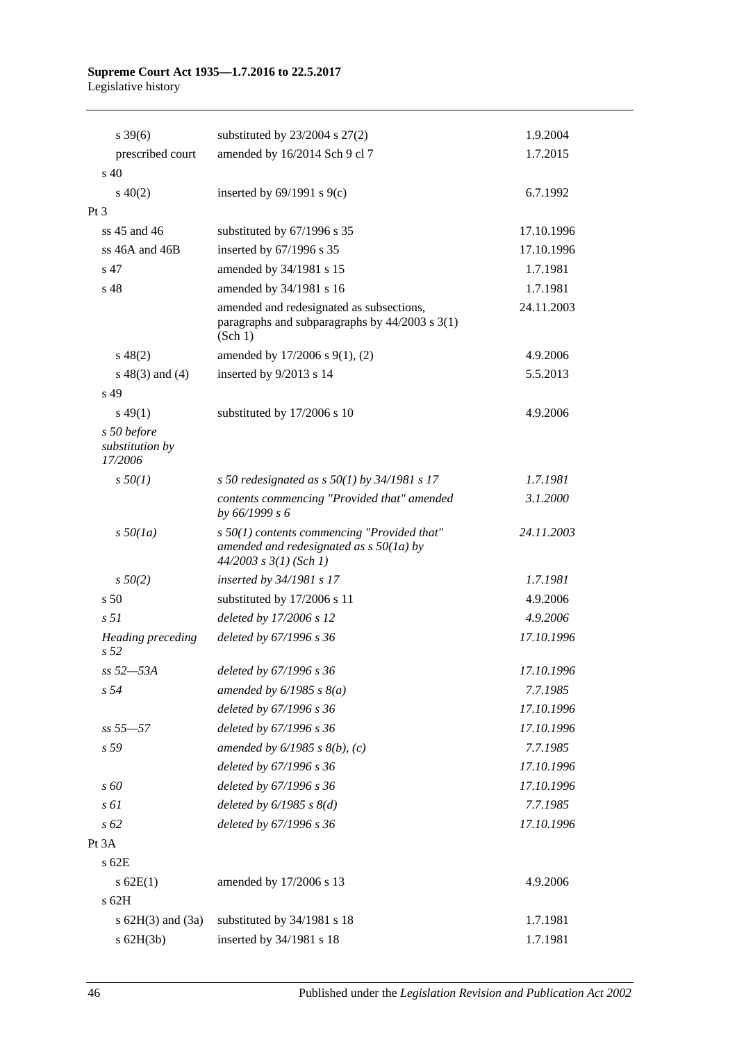| | | |
|---|---|---|
| s 39(6) | substituted by 23/2004 s 27(2) | 1.9.2004 |
| prescribed court | amended by 16/2014 Sch 9 cl 7 | 1.7.2015 |
| s 40 | | |
| s 40(2) | inserted by 69/1991 s 9(c) | 6.7.1992 |
| Pt 3 | | |
| ss 45 and 46 | substituted by 67/1996 s 35 | 17.10.1996 |
| ss 46A and 46B | inserted by 67/1996 s 35 | 17.10.1996 |
| s 47 | amended by 34/1981 s 15 | 1.7.1981 |
| s 48 | amended by 34/1981 s 16 | 1.7.1981 |
| | amended and redesignated as subsections, paragraphs and subparagraphs by 44/2003 s 3(1) (Sch 1) | 24.11.2003 |
| s 48(2) | amended by 17/2006 s 9(1), (2) | 4.9.2006 |
| s 48(3) and (4) | inserted by 9/2013 s 14 | 5.5.2013 |
| s 49 | | |
| s 49(1) | substituted by 17/2006 s 10 | 4.9.2006 |
| *s 50 before substitution by 17/2006* | | |
| *s 50(1)* | *s 50 redesignated as s 50(1) by 34/1981 s 17* | *1.7.1981* |
| | *contents commencing "Provided that" amended by 66/1999 s 6* | *3.1.2000* |
| *s 50(1a)* | *s 50(1) contents commencing "Provided that" amended and redesignated as s 50(1a) by 44/2003 s 3(1) (Sch 1)* | *24.11.2003* |
| *s 50(2)* | *inserted by 34/1981 s 17* | *1.7.1981* |
| s 50 | substituted by 17/2006 s 11 | 4.9.2006 |
| *s 51* | *deleted by 17/2006 s 12* | *4.9.2006* |
| *Heading preceding s 52* | *deleted by 67/1996 s 36* | *17.10.1996* |
| *ss 52—53A* | *deleted by 67/1996 s 36* | *17.10.1996* |
| *s 54* | *amended by 6/1985 s 8(a)* | *7.7.1985* |
| | *deleted by 67/1996 s 36* | *17.10.1996* |
| *ss 55—57* | *deleted by 67/1996 s 36* | *17.10.1996* |
| *s 59* | *amended by 6/1985 s 8(b), (c)* | *7.7.1985* |
| | *deleted by 67/1996 s 36* | *17.10.1996* |
| *s 60* | *deleted by 67/1996 s 36* | *17.10.1996* |
| *s 61* | *deleted by 6/1985 s 8(d)* | *7.7.1985* |
| *s 62* | *deleted by 67/1996 s 36* | *17.10.1996* |
| Pt 3A | | |
| s 62E | | |
| s 62E(1) | amended by 17/2006 s 13 | 4.9.2006 |
| s 62H | | |
| s 62H(3) and (3a) | substituted by 34/1981 s 18 | 1.7.1981 |
| s 62H(3b) | inserted by 34/1981 s 18 | 1.7.1981 |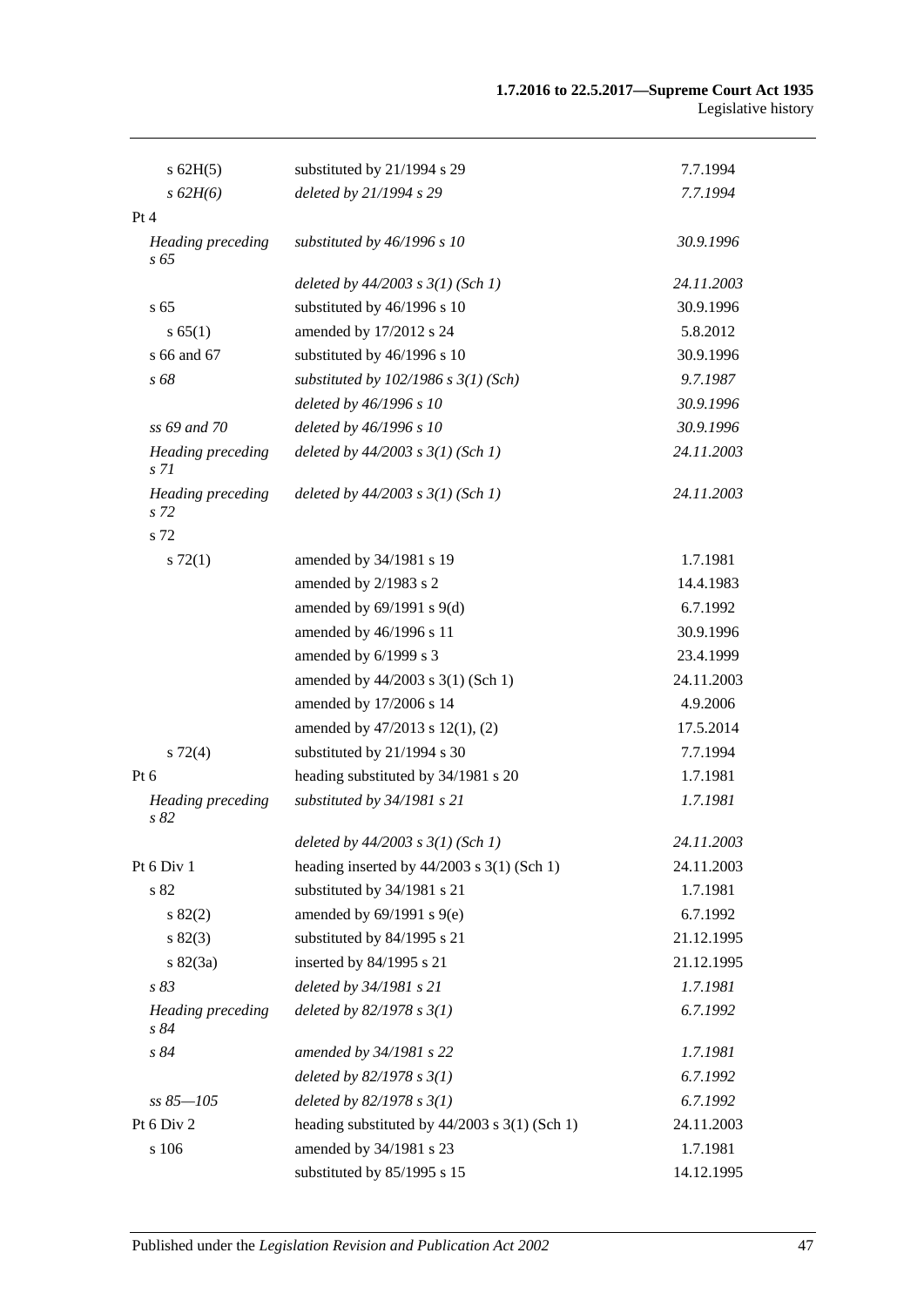| | | |
|---|---|---|
| s 62H(5) | substituted by 21/1994 s 29 | 7.7.1994 |
| *s 62H(6)* | *deleted by 21/1994 s 29* | *7.7.1994* |
| Pt 4 | | |
| *Heading preceding s 65* | *substituted by 46/1996 s 10* | *30.9.1996* |
| | *deleted by 44/2003 s 3(1) (Sch 1)* | *24.11.2003* |
| s 65 | substituted by 46/1996 s 10 | 30.9.1996 |
| s 65(1) | amended by 17/2012 s 24 | 5.8.2012 |
| s 66 and 67 | substituted by 46/1996 s 10 | 30.9.1996 |
| *s 68* | *substituted by 102/1986 s 3(1) (Sch)* | *9.7.1987* |
| | *deleted by 46/1996 s 10* | *30.9.1996* |
| *ss 69 and 70* | *deleted by 46/1996 s 10* | *30.9.1996* |
| *Heading preceding s 71* | *deleted by 44/2003 s 3(1) (Sch 1)* | *24.11.2003* |
| *Heading preceding s 72* | *deleted by 44/2003 s 3(1) (Sch 1)* | *24.11.2003* |
| s 72 | | |
| s 72(1) | amended by 34/1981 s 19 | 1.7.1981 |
| | amended by 2/1983 s 2 | 14.4.1983 |
| | amended by 69/1991 s 9(d) | 6.7.1992 |
| | amended by 46/1996 s 11 | 30.9.1996 |
| | amended by 6/1999 s 3 | 23.4.1999 |
| | amended by 44/2003 s 3(1) (Sch 1) | 24.11.2003 |
| | amended by 17/2006 s 14 | 4.9.2006 |
| | amended by 47/2013 s 12(1), (2) | 17.5.2014 |
| s 72(4) | substituted by 21/1994 s 30 | 7.7.1994 |
| Pt 6 | heading substituted by 34/1981 s 20 | 1.7.1981 |
| *Heading preceding s 82* | *substituted by 34/1981 s 21* | *1.7.1981* |
| | *deleted by 44/2003 s 3(1) (Sch 1)* | *24.11.2003* |
| Pt 6 Div 1 | heading inserted by 44/2003 s 3(1) (Sch 1) | 24.11.2003 |
| s 82 | substituted by 34/1981 s 21 | 1.7.1981 |
| s 82(2) | amended by 69/1991 s 9(e) | 6.7.1992 |
| s 82(3) | substituted by 84/1995 s 21 | 21.12.1995 |
| s 82(3a) | inserted by 84/1995 s 21 | 21.12.1995 |
| *s 83* | *deleted by 34/1981 s 21* | *1.7.1981* |
| *Heading preceding s 84* | *deleted by 82/1978 s 3(1)* | *6.7.1992* |
| *s 84* | *amended by 34/1981 s 22* | *1.7.1981* |
| | *deleted by 82/1978 s 3(1)* | *6.7.1992* |
| *ss 85—105* | *deleted by 82/1978 s 3(1)* | *6.7.1992* |
| Pt 6 Div 2 | heading substituted by 44/2003 s 3(1) (Sch 1) | 24.11.2003 |
| s 106 | amended by 34/1981 s 23 | 1.7.1981 |
| | substituted by 85/1995 s 15 | 14.12.1995 |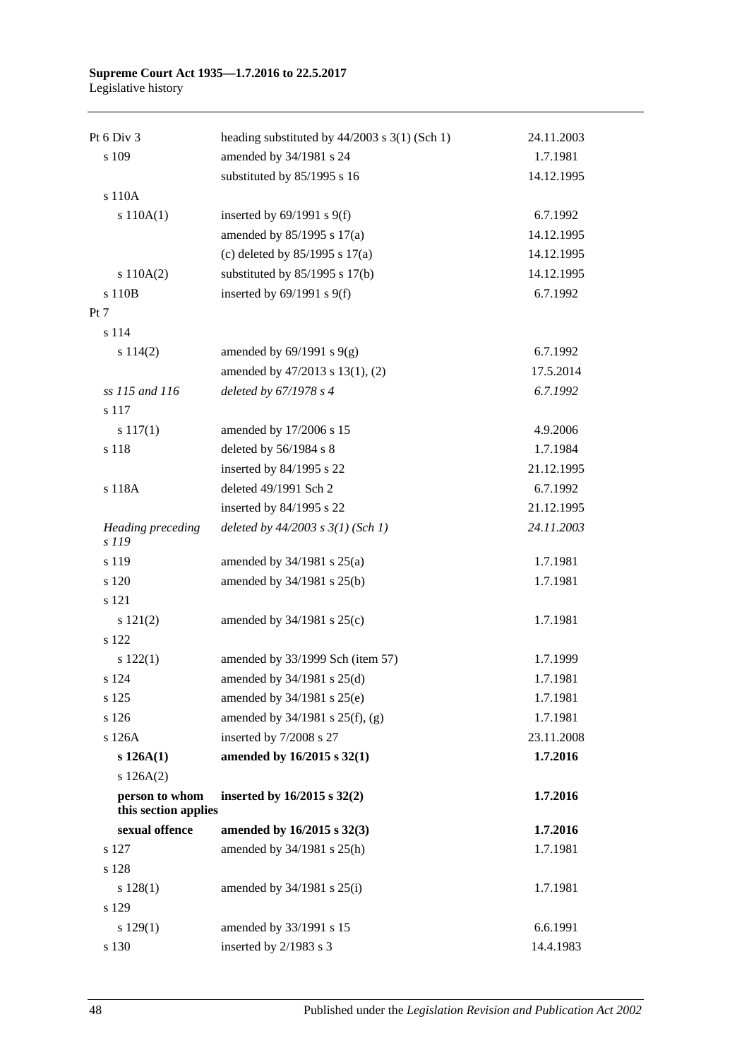| | | |
|---|---|---|
| Pt 6 Div 3 | heading substituted by 44/2003 s 3(1) (Sch 1) | 24.11.2003 |
| s 109 | amended by 34/1981 s 24 | 1.7.1981 |
| | substituted by 85/1995 s 16 | 14.12.1995 |
| s 110A | | |
| s 110A(1) | inserted by 69/1991 s 9(f) | 6.7.1992 |
| | amended by 85/1995 s 17(a) | 14.12.1995 |
| | (c) deleted by 85/1995 s 17(a) | 14.12.1995 |
| s 110A(2) | substituted by 85/1995 s 17(b) | 14.12.1995 |
| s 110B | inserted by 69/1991 s 9(f) | 6.7.1992 |
| Pt 7 | | |
| s 114 | | |
| s 114(2) | amended by 69/1991 s 9(g) | 6.7.1992 |
| | amended by 47/2013 s 13(1), (2) | 17.5.2014 |
| *ss 115 and 116* | *deleted by 67/1978 s 4* | *6.7.1992* |
| s 117 | | |
| s 117(1) | amended by 17/2006 s 15 | 4.9.2006 |
| s 118 | deleted by 56/1984 s 8 | 1.7.1984 |
| | inserted by 84/1995 s 22 | 21.12.1995 |
| s 118A | deleted 49/1991 Sch 2 | 6.7.1992 |
| | inserted by 84/1995 s 22 | 21.12.1995 |
| *Heading preceding s 119* | *deleted by 44/2003 s 3(1) (Sch 1)* | *24.11.2003* |
| s 119 | amended by 34/1981 s 25(a) | 1.7.1981 |
| s 120 | amended by 34/1981 s 25(b) | 1.7.1981 |
| s 121 | | |
| s 121(2) | amended by 34/1981 s 25(c) | 1.7.1981 |
| s 122 | | |
| s 122(1) | amended by 33/1999 Sch (item 57) | 1.7.1999 |
| s 124 | amended by 34/1981 s 25(d) | 1.7.1981 |
| s 125 | amended by 34/1981 s 25(e) | 1.7.1981 |
| s 126 | amended by 34/1981 s 25(f), (g) | 1.7.1981 |
| s 126A | inserted by 7/2008 s 27 | 23.11.2008 |
| **s 126A(1)** | **amended by 16/2015 s 32(1)** | **1.7.2016** |
| s 126A(2) | | |
| **person to whom this section applies** | **inserted by 16/2015 s 32(2)** | **1.7.2016** |
| **sexual offence** | **amended by 16/2015 s 32(3)** | **1.7.2016** |
| s 127 | amended by 34/1981 s 25(h) | 1.7.1981 |
| s 128 | | |
| s 128(1) | amended by 34/1981 s 25(i) | 1.7.1981 |
| s 129 | | |
| s 129(1) | amended by 33/1991 s 15 | 6.6.1991 |
| s 130 | inserted by 2/1983 s 3 | 14.4.1983 |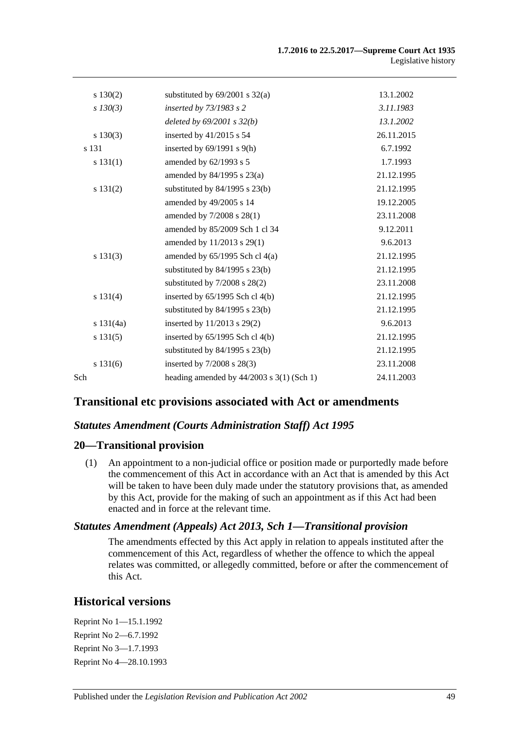| | | |
|---|---|---|
| s 130(2) | substituted by 69/2001 s 32(a) | 13.1.2002 |
| *s 130(3)* | *inserted by 73/1983 s 2* | *3.11.1983* |
| | *deleted by 69/2001 s 32(b)* | *13.1.2002* |
| s 130(3) | inserted by 41/2015 s 54 | 26.11.2015 |
| s 131 | inserted by 69/1991 s 9(h) | 6.7.1992 |
| s 131(1) | amended by 62/1993 s 5 | 1.7.1993 |
| | amended by 84/1995 s 23(a) | 21.12.1995 |
| s 131(2) | substituted by 84/1995 s 23(b) | 21.12.1995 |
| | amended by 49/2005 s 14 | 19.12.2005 |
| | amended by 7/2008 s 28(1) | 23.11.2008 |
| | amended by 85/2009 Sch 1 cl 34 | 9.12.2011 |
| | amended by 11/2013 s 29(1) | 9.6.2013 |
| s 131(3) | amended by 65/1995 Sch cl 4(a) | 21.12.1995 |
| | substituted by 84/1995 s 23(b) | 21.12.1995 |
| | substituted by 7/2008 s 28(2) | 23.11.2008 |
| s 131(4) | inserted by 65/1995 Sch cl 4(b) | 21.12.1995 |
| | substituted by 84/1995 s 23(b) | 21.12.1995 |
| s 131(4a) | inserted by 11/2013 s 29(2) | 9.6.2013 |
| s 131(5) | inserted by 65/1995 Sch cl 4(b) | 21.12.1995 |
| | substituted by 84/1995 s 23(b) | 21.12.1995 |
| s 131(6) | inserted by 7/2008 s 28(3) | 23.11.2008 |
| Sch | heading amended by 44/2003 s 3(1) (Sch 1) | 24.11.2003 |

## Transitional etc provisions associated with Act or amendments

### *Statutes Amendment (Courts Administration Staff) Act 1995*

### 20—Transitional provision

(1) An appointment to a non-judicial office or position made or purportedly made before the commencement of this Act in accordance with an Act that is amended by this Act will be taken to have been duly made under the statutory provisions that, as amended by this Act, provide for the making of such an appointment as if this Act had been enacted and in force at the relevant time.

### *Statutes Amendment (Appeals) Act 2013, Sch 1—Transitional provision*

The amendments effected by this Act apply in relation to appeals instituted after the commencement of this Act, regardless of whether the offence to which the appeal relates was committed, or allegedly committed, before or after the commencement of this Act.

## Historical versions

Reprint No 1—15.1.1992
Reprint No 2—6.7.1992
Reprint No 3—1.7.1993
Reprint No 4—28.10.1993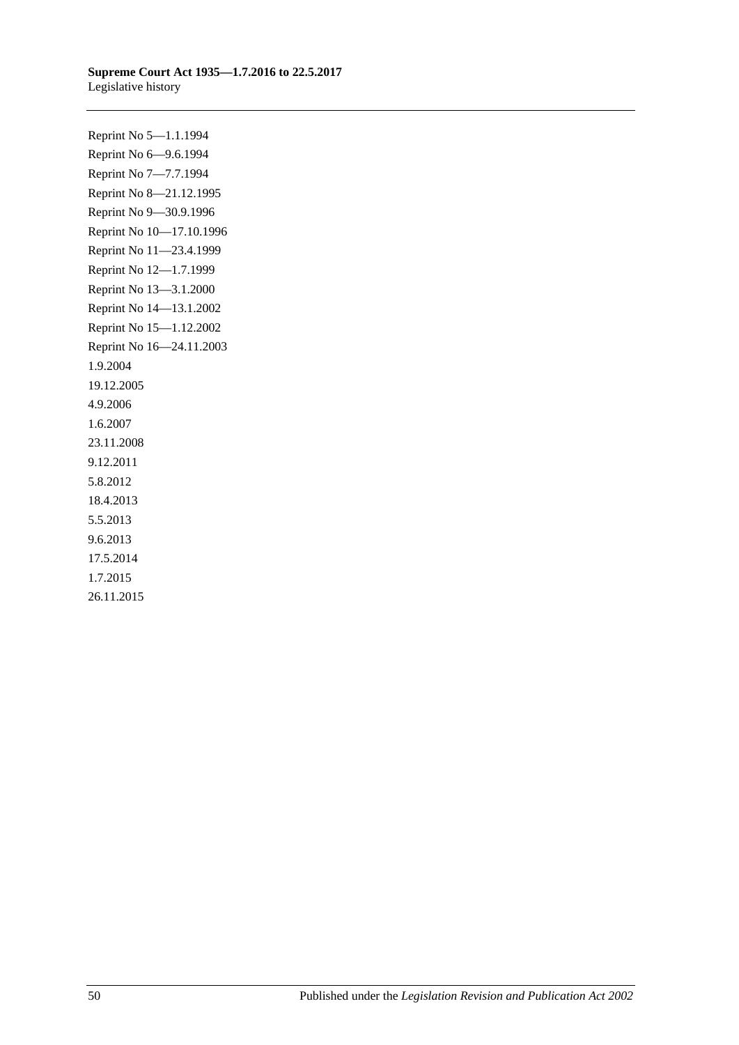Reprint No 5—1.1.1994

Reprint No 6—9.6.1994

Reprint No 7—7.7.1994

Reprint No 8—21.12.1995

Reprint No 9—30.9.1996

Reprint No 10—17.10.1996

Reprint No 11—23.4.1999

Reprint No 12—1.7.1999

Reprint No 13—3.1.2000

Reprint No 14—13.1.2002

Reprint No 15—1.12.2002

Reprint No 16—24.11.2003

1.9.2004

19.12.2005

4.9.2006

1.6.2007

23.11.2008

9.12.2011

5.8.2012

18.4.2013

5.5.2013

9.6.2013

17.5.2014

1.7.2015

26.11.2015